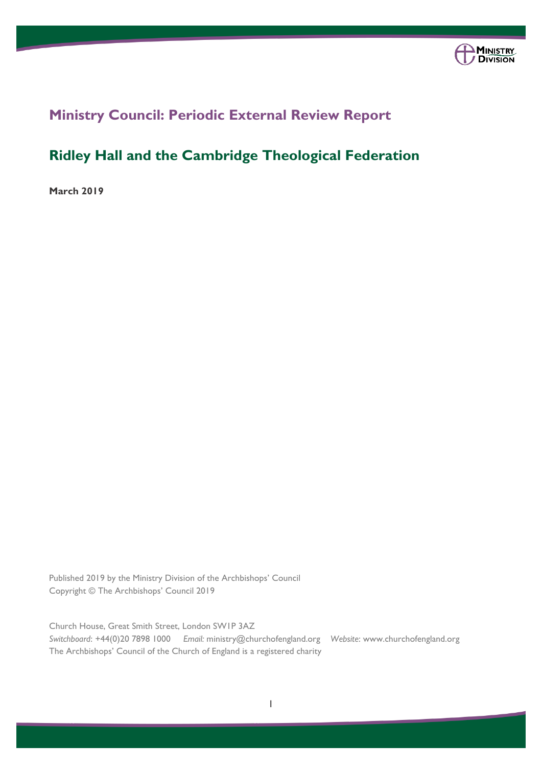# Ministry Council: Periodic External Review Report

## Ridley Hall and the Cambridge Theological Federation

**March 2019**

Published 2019 by the Ministry Division of the Archbishops' Council
Copyright © The Archbishops' Council 2019

Church House, Great Smith Street, London SW1P 3AZ
*Switchboard*: +44(0)20 7898 1000 *Email:* ministry@churchofengland.org *Website*: www.churchofengland.org
The Archbishops' Council of the Church of England is a registered charity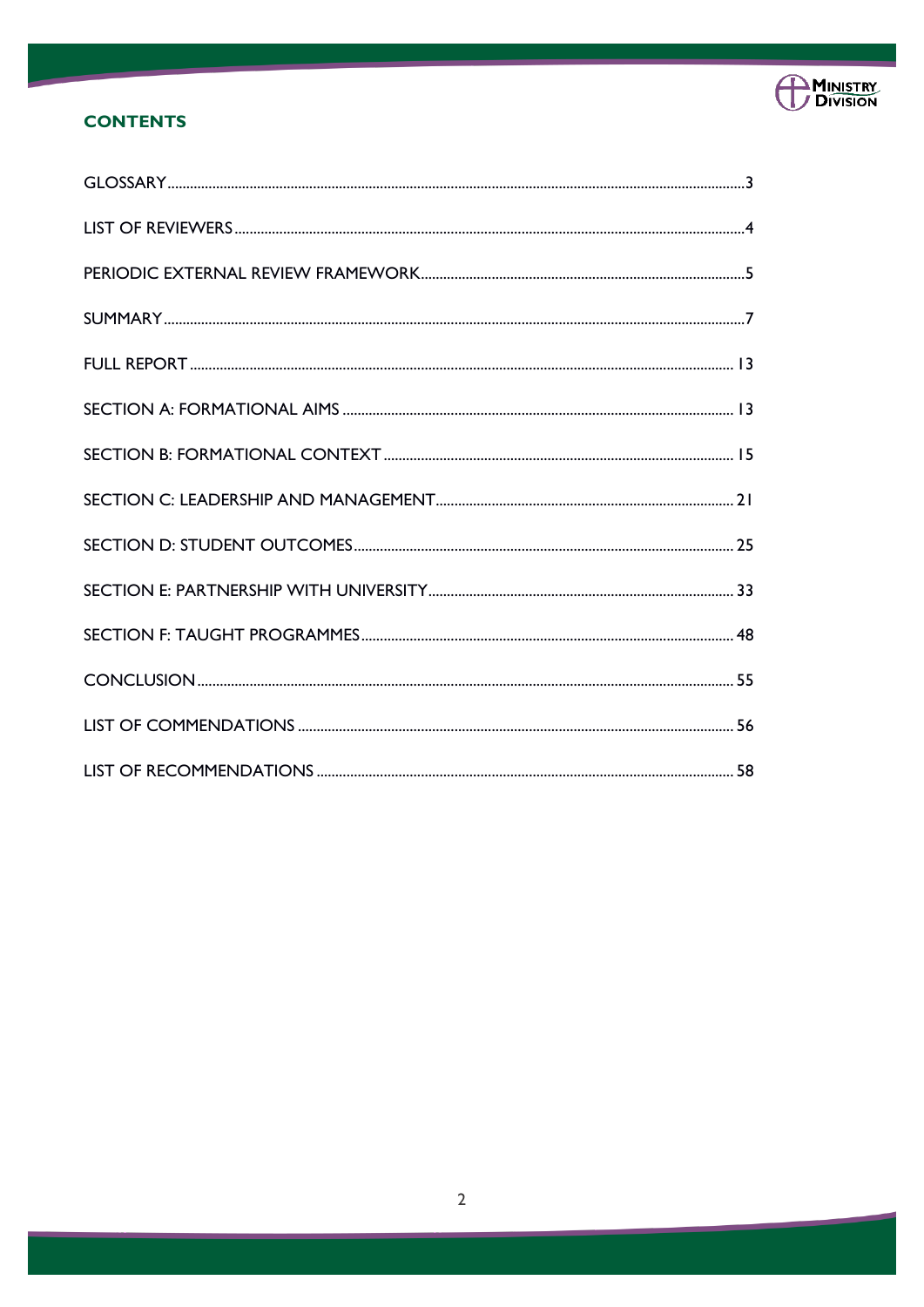## CONTENTS

GLOSSARY......3

LIST OF REVIEWERS......4

PERIODIC EXTERNAL REVIEW FRAMEWORK......5

SUMMARY......7

FULL REPORT......13

SECTION A: FORMATIONAL AIMS......13

SECTION B: FORMATIONAL CONTEXT......15

SECTION C: LEADERSHIP AND MANAGEMENT......21

SECTION D: STUDENT OUTCOMES......25

SECTION E: PARTNERSHIP WITH UNIVERSITY......33

SECTION F: TAUGHT PROGRAMMES......48

CONCLUSION......55

LIST OF COMMENDATIONS......56

LIST OF RECOMMENDATIONS......58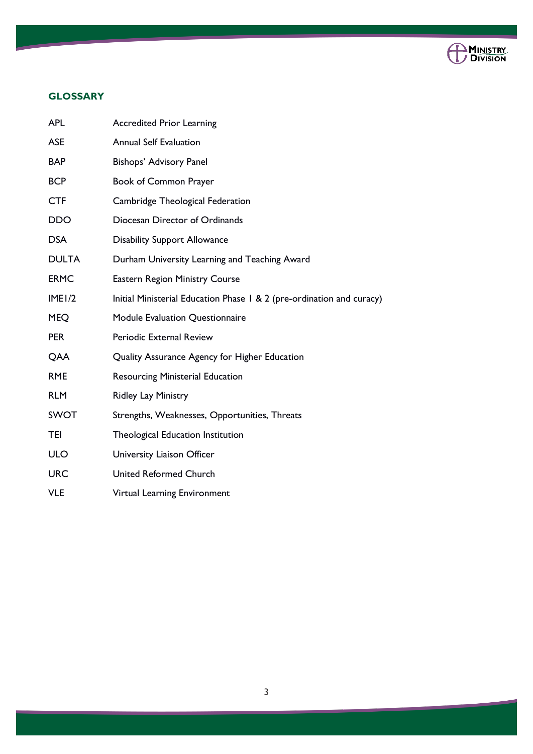## GLOSSARY

| | |
|---|---|
| APL | Accredited Prior Learning |
| ASE | Annual Self Evaluation |
| BAP | Bishops' Advisory Panel |
| BCP | Book of Common Prayer |
| CTF | Cambridge Theological Federation |
| DDO | Diocesan Director of Ordinands |
| DSA | Disability Support Allowance |
| DULTA | Durham University Learning and Teaching Award |
| ERMC | Eastern Region Ministry Course |
| IME1/2 | Initial Ministerial Education Phase 1 & 2 (pre-ordination and curacy) |
| MEQ | Module Evaluation Questionnaire |
| PER | Periodic External Review |
| QAA | Quality Assurance Agency for Higher Education |
| RME | Resourcing Ministerial Education |
| RLM | Ridley Lay Ministry |
| SWOT | Strengths, Weaknesses, Opportunities, Threats |
| TEI | Theological Education Institution |
| ULO | University Liaison Officer |
| URC | United Reformed Church |
| VLE | Virtual Learning Environment |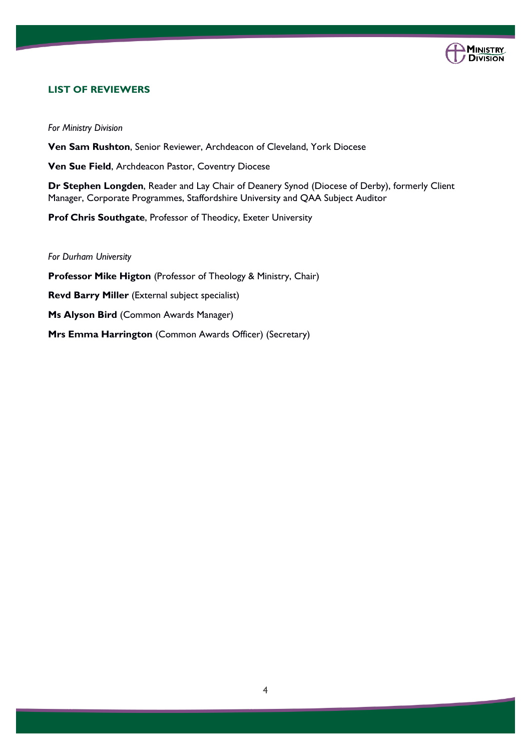## LIST OF REVIEWERS

*For Ministry Division*

**Ven Sam Rushton**, Senior Reviewer, Archdeacon of Cleveland, York Diocese

**Ven Sue Field**, Archdeacon Pastor, Coventry Diocese

**Dr Stephen Longden**, Reader and Lay Chair of Deanery Synod (Diocese of Derby), formerly Client Manager, Corporate Programmes, Staffordshire University and QAA Subject Auditor

**Prof Chris Southgate**, Professor of Theodicy, Exeter University

*For Durham University*

**Professor Mike Higton** (Professor of Theology & Ministry, Chair)

**Revd Barry Miller** (External subject specialist)

**Ms Alyson Bird** (Common Awards Manager)

**Mrs Emma Harrington** (Common Awards Officer) (Secretary)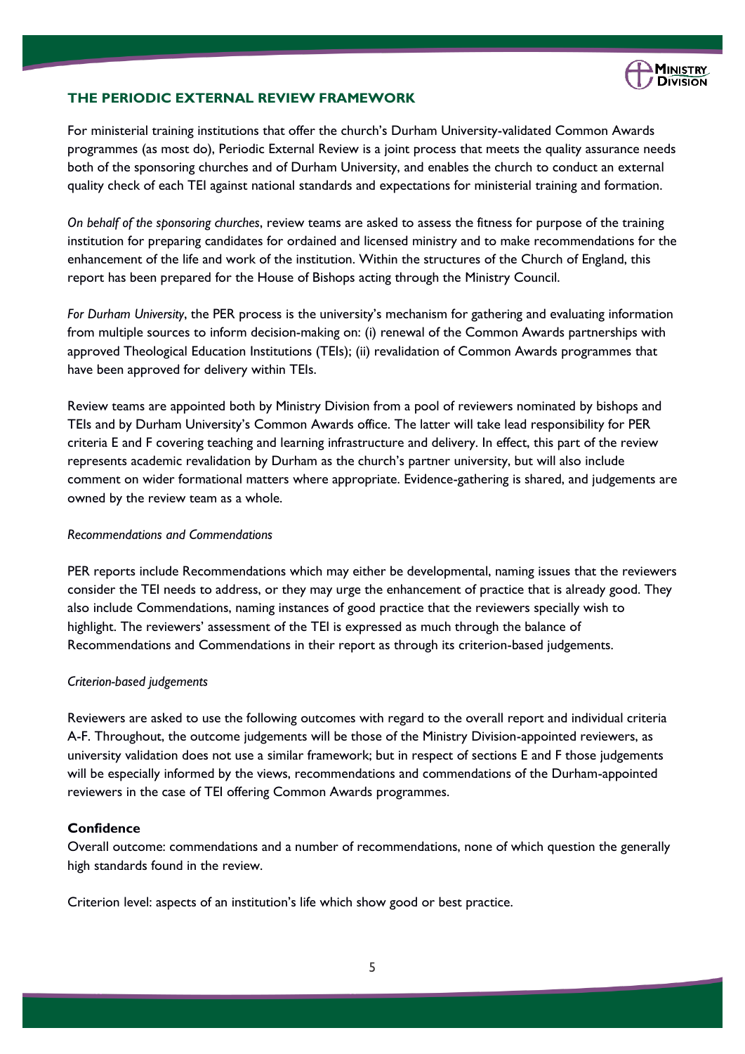## THE PERIODIC EXTERNAL REVIEW FRAMEWORK

For ministerial training institutions that offer the church's Durham University-validated Common Awards programmes (as most do), Periodic External Review is a joint process that meets the quality assurance needs both of the sponsoring churches and of Durham University, and enables the church to conduct an external quality check of each TEI against national standards and expectations for ministerial training and formation.

*On behalf of the sponsoring churches*, review teams are asked to assess the fitness for purpose of the training institution for preparing candidates for ordained and licensed ministry and to make recommendations for the enhancement of the life and work of the institution. Within the structures of the Church of England, this report has been prepared for the House of Bishops acting through the Ministry Council.

*For Durham University*, the PER process is the university's mechanism for gathering and evaluating information from multiple sources to inform decision-making on: (i) renewal of the Common Awards partnerships with approved Theological Education Institutions (TEIs); (ii) revalidation of Common Awards programmes that have been approved for delivery within TEIs.

Review teams are appointed both by Ministry Division from a pool of reviewers nominated by bishops and TEIs and by Durham University's Common Awards office. The latter will take lead responsibility for PER criteria E and F covering teaching and learning infrastructure and delivery. In effect, this part of the review represents academic revalidation by Durham as the church's partner university, but will also include comment on wider formational matters where appropriate. Evidence-gathering is shared, and judgements are owned by the review team as a whole.

*Recommendations and Commendations*

PER reports include Recommendations which may either be developmental, naming issues that the reviewers consider the TEI needs to address, or they may urge the enhancement of practice that is already good. They also include Commendations, naming instances of good practice that the reviewers specially wish to highlight. The reviewers' assessment of the TEI is expressed as much through the balance of Recommendations and Commendations in their report as through its criterion-based judgements.

*Criterion-based judgements*

Reviewers are asked to use the following outcomes with regard to the overall report and individual criteria A-F. Throughout, the outcome judgements will be those of the Ministry Division-appointed reviewers, as university validation does not use a similar framework; but in respect of sections E and F those judgements will be especially informed by the views, recommendations and commendations of the Durham-appointed reviewers in the case of TEI offering Common Awards programmes.

**Confidence**

Overall outcome: commendations and a number of recommendations, none of which question the generally high standards found in the review.

Criterion level: aspects of an institution's life which show good or best practice.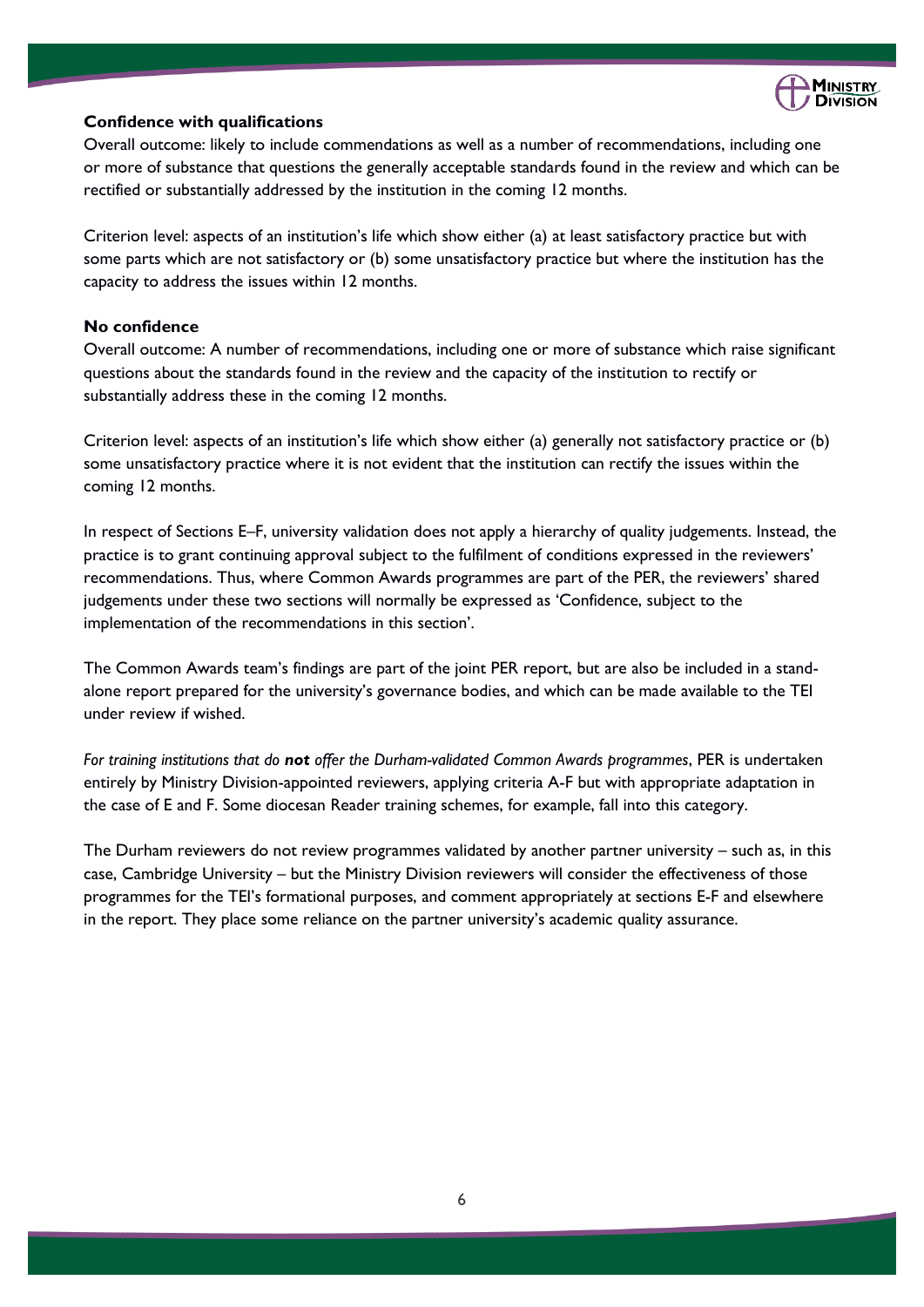**Confidence with qualifications**

Overall outcome: likely to include commendations as well as a number of recommendations, including one or more of substance that questions the generally acceptable standards found in the review and which can be rectified or substantially addressed by the institution in the coming 12 months.

Criterion level: aspects of an institution's life which show either (a) at least satisfactory practice but with some parts which are not satisfactory or (b) some unsatisfactory practice but where the institution has the capacity to address the issues within 12 months.

**No confidence**

Overall outcome: A number of recommendations, including one or more of substance which raise significant questions about the standards found in the review and the capacity of the institution to rectify or substantially address these in the coming 12 months.

Criterion level: aspects of an institution's life which show either (a) generally not satisfactory practice or (b) some unsatisfactory practice where it is not evident that the institution can rectify the issues within the coming 12 months.

In respect of Sections E–F, university validation does not apply a hierarchy of quality judgements. Instead, the practice is to grant continuing approval subject to the fulfilment of conditions expressed in the reviewers' recommendations. Thus, where Common Awards programmes are part of the PER, the reviewers' shared judgements under these two sections will normally be expressed as 'Confidence, subject to the implementation of the recommendations in this section'.

The Common Awards team's findings are part of the joint PER report, but are also be included in a stand-alone report prepared for the university's governance bodies, and which can be made available to the TEI under review if wished.

*For training institutions that do **not** offer the Durham-validated Common Awards programmes*, PER is undertaken entirely by Ministry Division-appointed reviewers, applying criteria A-F but with appropriate adaptation in the case of E and F. Some diocesan Reader training schemes, for example, fall into this category.

The Durham reviewers do not review programmes validated by another partner university – such as, in this case, Cambridge University – but the Ministry Division reviewers will consider the effectiveness of those programmes for the TEI's formational purposes, and comment appropriately at sections E-F and elsewhere in the report. They place some reliance on the partner university's academic quality assurance.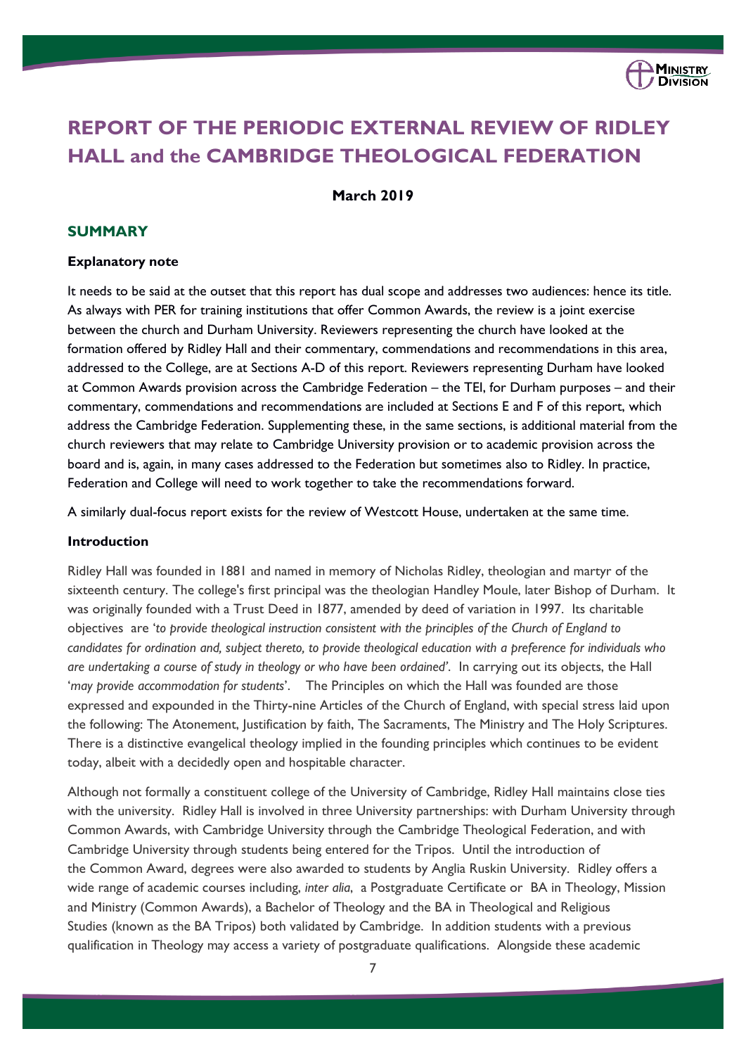# REPORT OF THE PERIODIC EXTERNAL REVIEW OF RIDLEY HALL and the CAMBRIDGE THEOLOGICAL FEDERATION

**March 2019**

## SUMMARY

### Explanatory note

It needs to be said at the outset that this report has dual scope and addresses two audiences: hence its title. As always with PER for training institutions that offer Common Awards, the review is a joint exercise between the church and Durham University. Reviewers representing the church have looked at the formation offered by Ridley Hall and their commentary, commendations and recommendations in this area, addressed to the College, are at Sections A-D of this report. Reviewers representing Durham have looked at Common Awards provision across the Cambridge Federation – the TEI, for Durham purposes – and their commentary, commendations and recommendations are included at Sections E and F of this report, which address the Cambridge Federation. Supplementing these, in the same sections, is additional material from the church reviewers that may relate to Cambridge University provision or to academic provision across the board and is, again, in many cases addressed to the Federation but sometimes also to Ridley. In practice, Federation and College will need to work together to take the recommendations forward.

A similarly dual-focus report exists for the review of Westcott House, undertaken at the same time.

### Introduction

Ridley Hall was founded in 1881 and named in memory of Nicholas Ridley, theologian and martyr of the sixteenth century. The college's first principal was the theologian Handley Moule, later Bishop of Durham. It was originally founded with a Trust Deed in 1877, amended by deed of variation in 1997. Its charitable objectives are '*to provide theological instruction consistent with the principles of the Church of England to candidates for ordination and, subject thereto, to provide theological education with a preference for individuals who are undertaking a course of study in theology or who have been ordained'*. In carrying out its objects, the Hall '*may provide accommodation for students*'. The Principles on which the Hall was founded are those expressed and expounded in the Thirty-nine Articles of the Church of England, with special stress laid upon the following: The Atonement, Justification by faith, The Sacraments, The Ministry and The Holy Scriptures. There is a distinctive evangelical theology implied in the founding principles which continues to be evident today, albeit with a decidedly open and hospitable character.

Although not formally a constituent college of the University of Cambridge, Ridley Hall maintains close ties with the university. Ridley Hall is involved in three University partnerships: with Durham University through Common Awards, with Cambridge University through the Cambridge Theological Federation, and with Cambridge University through students being entered for the Tripos. Until the introduction of the Common Award, degrees were also awarded to students by Anglia Ruskin University. Ridley offers a wide range of academic courses including, *inter alia*, a Postgraduate Certificate or BA in Theology, Mission and Ministry (Common Awards), a Bachelor of Theology and the BA in Theological and Religious Studies (known as the BA Tripos) both validated by Cambridge. In addition students with a previous qualification in Theology may access a variety of postgraduate qualifications. Alongside these academic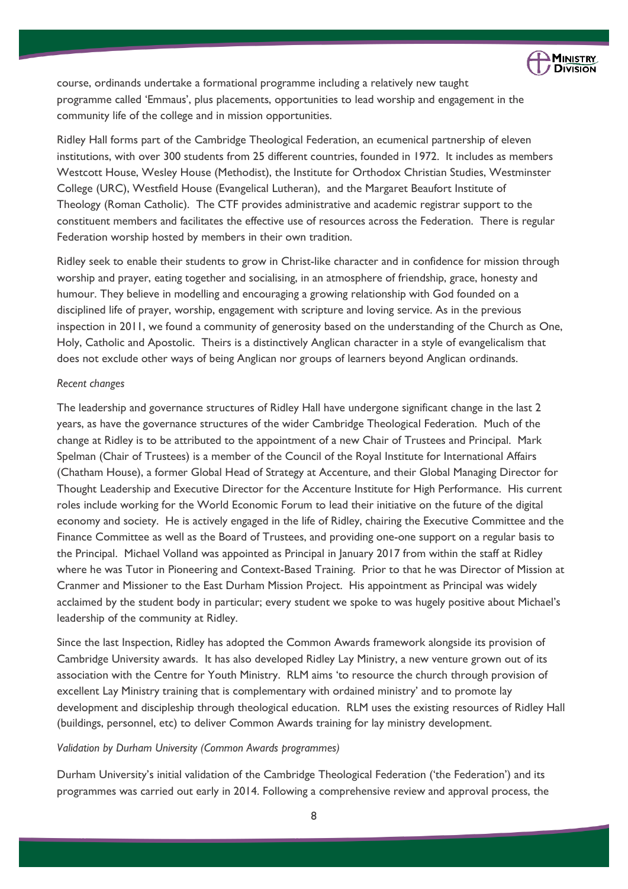course, ordinands undertake a formational programme including a relatively new taught programme called 'Emmaus', plus placements, opportunities to lead worship and engagement in the community life of the college and in mission opportunities.

Ridley Hall forms part of the Cambridge Theological Federation, an ecumenical partnership of eleven institutions, with over 300 students from 25 different countries, founded in 1972. It includes as members Westcott House, Wesley House (Methodist), the Institute for Orthodox Christian Studies, Westminster College (URC), Westfield House (Evangelical Lutheran), and the Margaret Beaufort Institute of Theology (Roman Catholic). The CTF provides administrative and academic registrar support to the constituent members and facilitates the effective use of resources across the Federation. There is regular Federation worship hosted by members in their own tradition.

Ridley seek to enable their students to grow in Christ-like character and in confidence for mission through worship and prayer, eating together and socialising, in an atmosphere of friendship, grace, honesty and humour. They believe in modelling and encouraging a growing relationship with God founded on a disciplined life of prayer, worship, engagement with scripture and loving service. As in the previous inspection in 2011, we found a community of generosity based on the understanding of the Church as One, Holy, Catholic and Apostolic. Theirs is a distinctively Anglican character in a style of evangelicalism that does not exclude other ways of being Anglican nor groups of learners beyond Anglican ordinands.

*Recent changes*

The leadership and governance structures of Ridley Hall have undergone significant change in the last 2 years, as have the governance structures of the wider Cambridge Theological Federation. Much of the change at Ridley is to be attributed to the appointment of a new Chair of Trustees and Principal. Mark Spelman (Chair of Trustees) is a member of the Council of the Royal Institute for International Affairs (Chatham House), a former Global Head of Strategy at Accenture, and their Global Managing Director for Thought Leadership and Executive Director for the Accenture Institute for High Performance. His current roles include working for the World Economic Forum to lead their initiative on the future of the digital economy and society. He is actively engaged in the life of Ridley, chairing the Executive Committee and the Finance Committee as well as the Board of Trustees, and providing one-one support on a regular basis to the Principal. Michael Volland was appointed as Principal in January 2017 from within the staff at Ridley where he was Tutor in Pioneering and Context-Based Training. Prior to that he was Director of Mission at Cranmer and Missioner to the East Durham Mission Project. His appointment as Principal was widely acclaimed by the student body in particular; every student we spoke to was hugely positive about Michael's leadership of the community at Ridley.

Since the last Inspection, Ridley has adopted the Common Awards framework alongside its provision of Cambridge University awards. It has also developed Ridley Lay Ministry, a new venture grown out of its association with the Centre for Youth Ministry. RLM aims 'to resource the church through provision of excellent Lay Ministry training that is complementary with ordained ministry' and to promote lay development and discipleship through theological education. RLM uses the existing resources of Ridley Hall (buildings, personnel, etc) to deliver Common Awards training for lay ministry development.

*Validation by Durham University (Common Awards programmes)*

Durham University's initial validation of the Cambridge Theological Federation ('the Federation') and its programmes was carried out early in 2014. Following a comprehensive review and approval process, the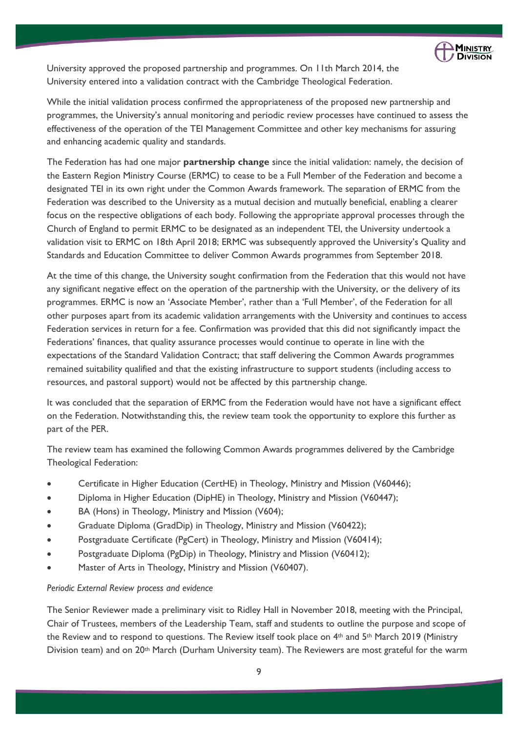University approved the proposed partnership and programmes. On 11th March 2014, the University entered into a validation contract with the Cambridge Theological Federation.

While the initial validation process confirmed the appropriateness of the proposed new partnership and programmes, the University's annual monitoring and periodic review processes have continued to assess the effectiveness of the operation of the TEI Management Committee and other key mechanisms for assuring and enhancing academic quality and standards.

The Federation has had one major **partnership change** since the initial validation: namely, the decision of the Eastern Region Ministry Course (ERMC) to cease to be a Full Member of the Federation and become a designated TEI in its own right under the Common Awards framework. The separation of ERMC from the Federation was described to the University as a mutual decision and mutually beneficial, enabling a clearer focus on the respective obligations of each body. Following the appropriate approval processes through the Church of England to permit ERMC to be designated as an independent TEI, the University undertook a validation visit to ERMC on 18th April 2018; ERMC was subsequently approved the University's Quality and Standards and Education Committee to deliver Common Awards programmes from September 2018.

At the time of this change, the University sought confirmation from the Federation that this would not have any significant negative effect on the operation of the partnership with the University, or the delivery of its programmes. ERMC is now an 'Associate Member', rather than a 'Full Member', of the Federation for all other purposes apart from its academic validation arrangements with the University and continues to access Federation services in return for a fee. Confirmation was provided that this did not significantly impact the Federations' finances, that quality assurance processes would continue to operate in line with the expectations of the Standard Validation Contract; that staff delivering the Common Awards programmes remained suitability qualified and that the existing infrastructure to support students (including access to resources, and pastoral support) would not be affected by this partnership change.

It was concluded that the separation of ERMC from the Federation would have not have a significant effect on the Federation. Notwithstanding this, the review team took the opportunity to explore this further as part of the PER.

The review team has examined the following Common Awards programmes delivered by the Cambridge Theological Federation:

- Certificate in Higher Education (CertHE) in Theology, Ministry and Mission (V60446);
- Diploma in Higher Education (DipHE) in Theology, Ministry and Mission (V60447);
- BA (Hons) in Theology, Ministry and Mission (V604);
- Graduate Diploma (GradDip) in Theology, Ministry and Mission (V60422);
- Postgraduate Certificate (PgCert) in Theology, Ministry and Mission (V60414);
- Postgraduate Diploma (PgDip) in Theology, Ministry and Mission (V60412);
- Master of Arts in Theology, Ministry and Mission (V60407).

*Periodic External Review process and evidence*

The Senior Reviewer made a preliminary visit to Ridley Hall in November 2018, meeting with the Principal, Chair of Trustees, members of the Leadership Team, staff and students to outline the purpose and scope of the Review and to respond to questions. The Review itself took place on 4th and 5th March 2019 (Ministry Division team) and on 20th March (Durham University team). The Reviewers are most grateful for the warm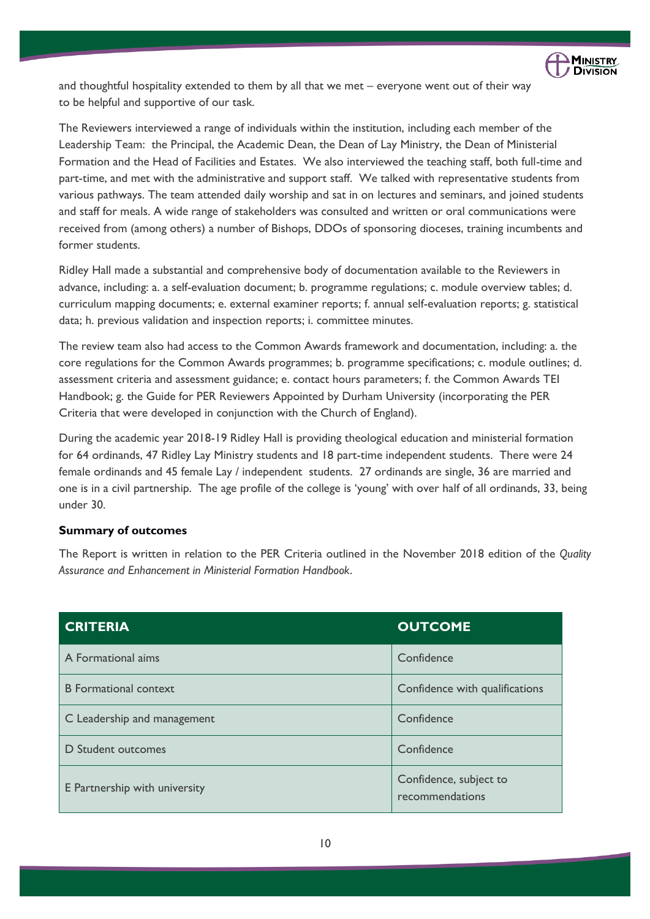and thoughtful hospitality extended to them by all that we met – everyone went out of their way to be helpful and supportive of our task.

The Reviewers interviewed a range of individuals within the institution, including each member of the Leadership Team: the Principal, the Academic Dean, the Dean of Lay Ministry, the Dean of Ministerial Formation and the Head of Facilities and Estates. We also interviewed the teaching staff, both full-time and part-time, and met with the administrative and support staff. We talked with representative students from various pathways. The team attended daily worship and sat in on lectures and seminars, and joined students and staff for meals. A wide range of stakeholders was consulted and written or oral communications were received from (among others) a number of Bishops, DDOs of sponsoring dioceses, training incumbents and former students.

Ridley Hall made a substantial and comprehensive body of documentation available to the Reviewers in advance, including: a. a self-evaluation document; b. programme regulations; c. module overview tables; d. curriculum mapping documents; e. external examiner reports; f. annual self-evaluation reports; g. statistical data; h. previous validation and inspection reports; i. committee minutes.

The review team also had access to the Common Awards framework and documentation, including: a. the core regulations for the Common Awards programmes; b. programme specifications; c. module outlines; d. assessment criteria and assessment guidance; e. contact hours parameters; f. the Common Awards TEI Handbook; g. the Guide for PER Reviewers Appointed by Durham University (incorporating the PER Criteria that were developed in conjunction with the Church of England).

During the academic year 2018-19 Ridley Hall is providing theological education and ministerial formation for 64 ordinands, 47 Ridley Lay Ministry students and 18 part-time independent students. There were 24 female ordinands and 45 female Lay / independent students. 27 ordinands are single, 36 are married and one is in a civil partnership. The age profile of the college is 'young' with over half of all ordinands, 33, being under 30.

**Summary of outcomes**

The Report is written in relation to the PER Criteria outlined in the November 2018 edition of the *Quality Assurance and Enhancement in Ministerial Formation Handbook*.

| CRITERIA | OUTCOME |
|---|---|
| A Formational aims | Confidence |
| B Formational context | Confidence with qualifications |
| C Leadership and management | Confidence |
| D Student outcomes | Confidence |
| E Partnership with university | Confidence, subject to recommendations |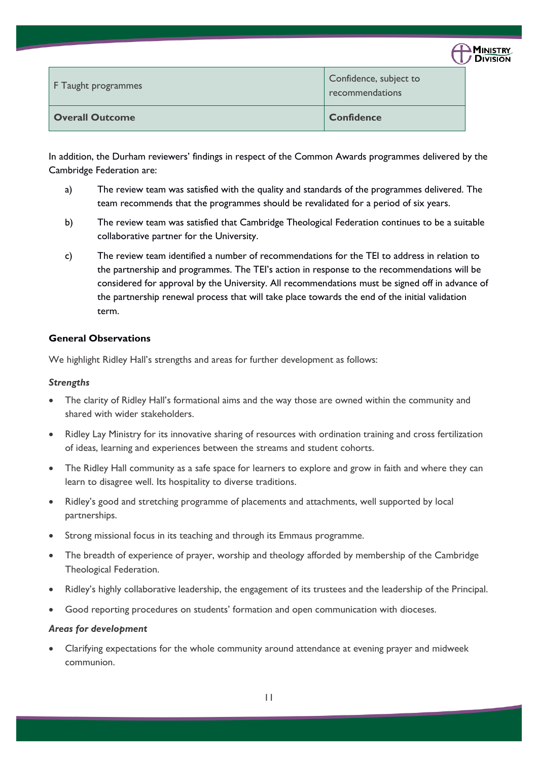| F Taught programmes | Confidence, subject to recommendations |
|---|---|
| **Overall Outcome** | **Confidence** |

In addition, the Durham reviewers' findings in respect of the Common Awards programmes delivered by the Cambridge Federation are:

a) The review team was satisfied with the quality and standards of the programmes delivered. The team recommends that the programmes should be revalidated for a period of six years.

b) The review team was satisfied that Cambridge Theological Federation continues to be a suitable collaborative partner for the University.

c) The review team identified a number of recommendations for the TEI to address in relation to the partnership and programmes. The TEI's action in response to the recommendations will be considered for approval by the University. All recommendations must be signed off in advance of the partnership renewal process that will take place towards the end of the initial validation term.

**General Observations**

We highlight Ridley Hall's strengths and areas for further development as follows:

***Strengths***

- The clarity of Ridley Hall's formational aims and the way those are owned within the community and shared with wider stakeholders.
- Ridley Lay Ministry for its innovative sharing of resources with ordination training and cross fertilization of ideas, learning and experiences between the streams and student cohorts.
- The Ridley Hall community as a safe space for learners to explore and grow in faith and where they can learn to disagree well. Its hospitality to diverse traditions.
- Ridley's good and stretching programme of placements and attachments, well supported by local partnerships.
- Strong missional focus in its teaching and through its Emmaus programme.
- The breadth of experience of prayer, worship and theology afforded by membership of the Cambridge Theological Federation.
- Ridley's highly collaborative leadership, the engagement of its trustees and the leadership of the Principal.
- Good reporting procedures on students' formation and open communication with dioceses.

***Areas for development***

- Clarifying expectations for the whole community around attendance at evening prayer and midweek communion.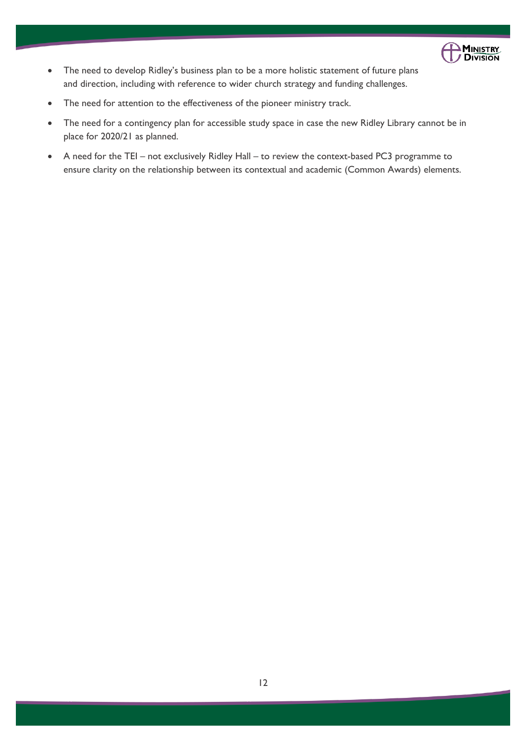- The need to develop Ridley's business plan to be a more holistic statement of future plans and direction, including with reference to wider church strategy and funding challenges.
- The need for attention to the effectiveness of the pioneer ministry track.
- The need for a contingency plan for accessible study space in case the new Ridley Library cannot be in place for 2020/21 as planned.
- A need for the TEI – not exclusively Ridley Hall – to review the context-based PC3 programme to ensure clarity on the relationship between its contextual and academic (Common Awards) elements.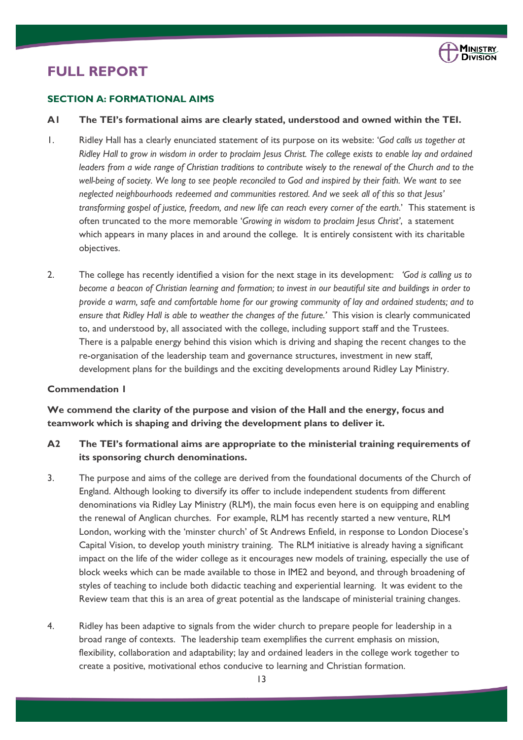# FULL REPORT

## SECTION A: FORMATIONAL AIMS

### A1 The TEI's formational aims are clearly stated, understood and owned within the TEI.

1. Ridley Hall has a clearly enunciated statement of its purpose on its website: '*God calls us together at Ridley Hall to grow in wisdom in order to proclaim Jesus Christ. The college exists to enable lay and ordained leaders from a wide range of Christian traditions to contribute wisely to the renewal of the Church and to the well-being of society. We long to see people reconciled to God and inspired by their faith. We want to see neglected neighbourhoods redeemed and communities restored. And we seek all of this so that Jesus' transforming gospel of justice, freedom, and new life can reach every corner of the earth.*' This statement is often truncated to the more memorable '*Growing in wisdom to proclaim Jesus Christ*', a statement which appears in many places in and around the college. It is entirely consistent with its charitable objectives.

2. The college has recently identified a vision for the next stage in its development: *'God is calling us to become a beacon of Christian learning and formation; to invest in our beautiful site and buildings in order to provide a warm, safe and comfortable home for our growing community of lay and ordained students; and to ensure that Ridley Hall is able to weather the changes of the future.'* This vision is clearly communicated to, and understood by, all associated with the college, including support staff and the Trustees. There is a palpable energy behind this vision which is driving and shaping the recent changes to the re-organisation of the leadership team and governance structures, investment in new staff, development plans for the buildings and the exciting developments around Ridley Lay Ministry.

**Commendation 1**

**We commend the clarity of the purpose and vision of the Hall and the energy, focus and teamwork which is shaping and driving the development plans to deliver it.**

### A2 The TEI's formational aims are appropriate to the ministerial training requirements of its sponsoring church denominations.

3. The purpose and aims of the college are derived from the foundational documents of the Church of England. Although looking to diversify its offer to include independent students from different denominations via Ridley Lay Ministry (RLM), the main focus even here is on equipping and enabling the renewal of Anglican churches. For example, RLM has recently started a new venture, RLM London, working with the 'minster church' of St Andrews Enfield, in response to London Diocese's Capital Vision, to develop youth ministry training. The RLM initiative is already having a significant impact on the life of the wider college as it encourages new models of training, especially the use of block weeks which can be made available to those in IME2 and beyond, and through broadening of styles of teaching to include both didactic teaching and experiential learning. It was evident to the Review team that this is an area of great potential as the landscape of ministerial training changes.

4. Ridley has been adaptive to signals from the wider church to prepare people for leadership in a broad range of contexts. The leadership team exemplifies the current emphasis on mission, flexibility, collaboration and adaptability; lay and ordained leaders in the college work together to create a positive, motivational ethos conducive to learning and Christian formation.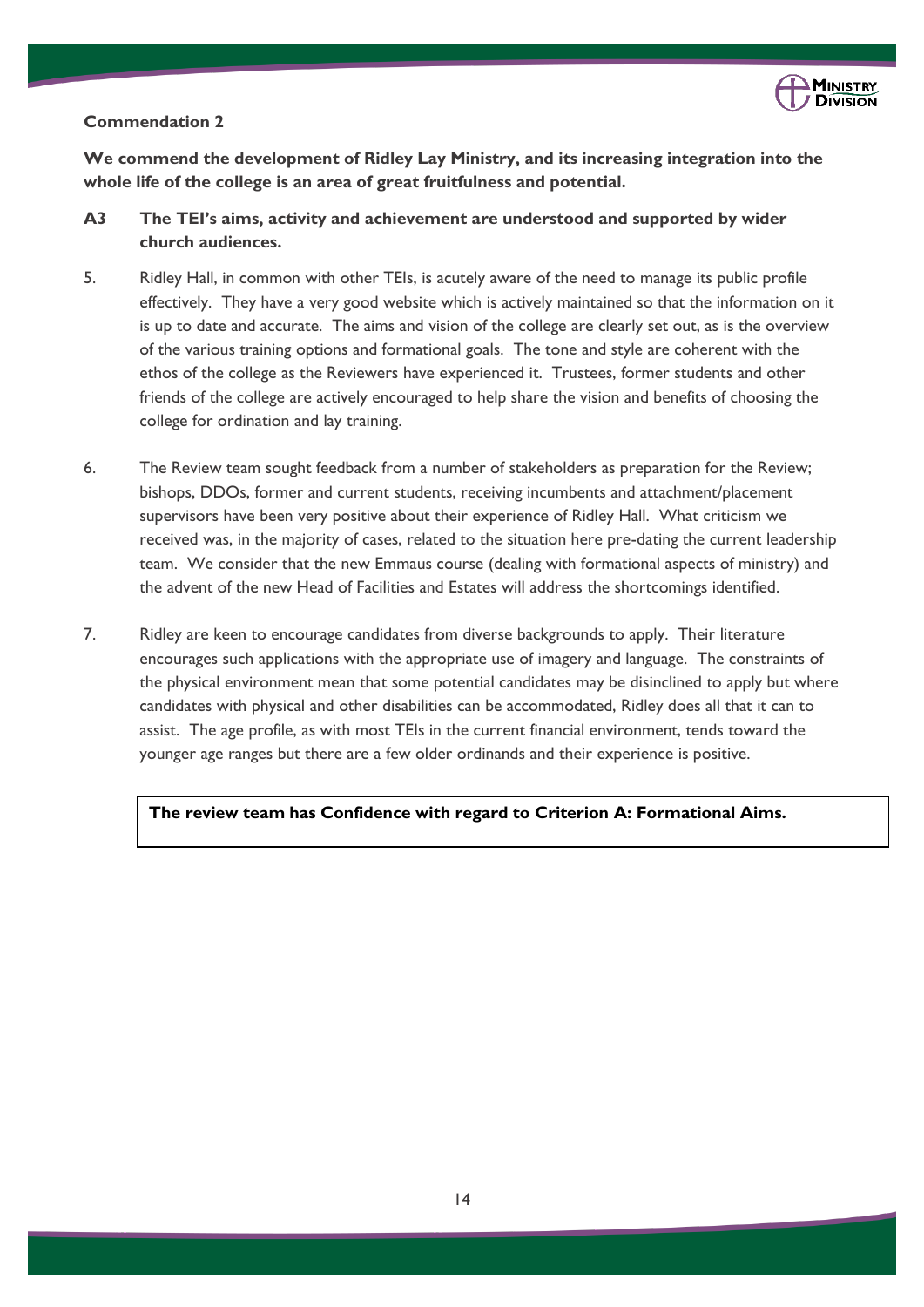**Commendation 2**

**We commend the development of Ridley Lay Ministry, and its increasing integration into the whole life of the college is an area of great fruitfulness and potential.**

### A3 The TEI's aims, activity and achievement are understood and supported by wider church audiences.

5. Ridley Hall, in common with other TEIs, is acutely aware of the need to manage its public profile effectively. They have a very good website which is actively maintained so that the information on it is up to date and accurate. The aims and vision of the college are clearly set out, as is the overview of the various training options and formational goals. The tone and style are coherent with the ethos of the college as the Reviewers have experienced it. Trustees, former students and other friends of the college are actively encouraged to help share the vision and benefits of choosing the college for ordination and lay training.

6. The Review team sought feedback from a number of stakeholders as preparation for the Review; bishops, DDOs, former and current students, receiving incumbents and attachment/placement supervisors have been very positive about their experience of Ridley Hall. What criticism we received was, in the majority of cases, related to the situation here pre-dating the current leadership team. We consider that the new Emmaus course (dealing with formational aspects of ministry) and the advent of the new Head of Facilities and Estates will address the shortcomings identified.

7. Ridley are keen to encourage candidates from diverse backgrounds to apply. Their literature encourages such applications with the appropriate use of imagery and language. The constraints of the physical environment mean that some potential candidates may be disinclined to apply but where candidates with physical and other disabilities can be accommodated, Ridley does all that it can to assist. The age profile, as with most TEIs in the current financial environment, tends toward the younger age ranges but there are a few older ordinands and their experience is positive.

**The review team has Confidence with regard to Criterion A: Formational Aims.**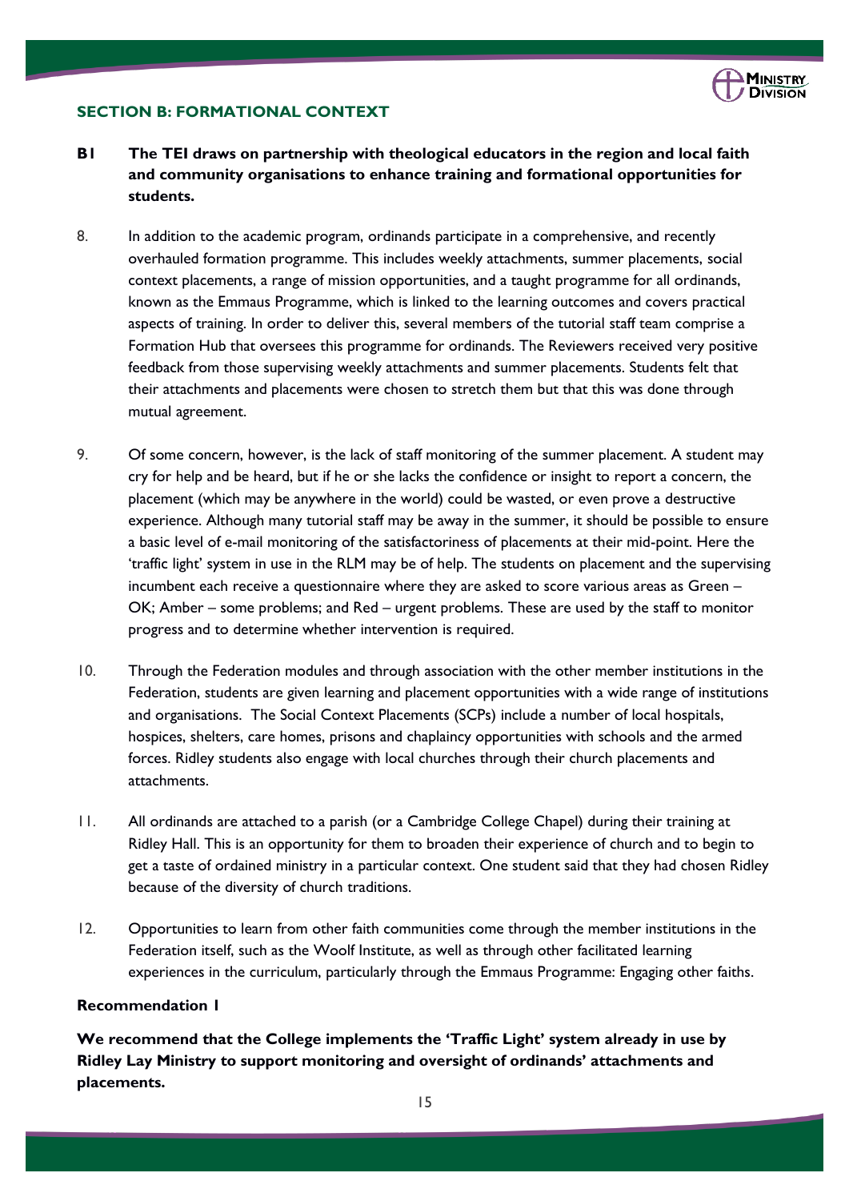## SECTION B: FORMATIONAL CONTEXT

### B1 The TEI draws on partnership with theological educators in the region and local faith and community organisations to enhance training and formational opportunities for students.

8. In addition to the academic program, ordinands participate in a comprehensive, and recently overhauled formation programme. This includes weekly attachments, summer placements, social context placements, a range of mission opportunities, and a taught programme for all ordinands, known as the Emmaus Programme, which is linked to the learning outcomes and covers practical aspects of training. In order to deliver this, several members of the tutorial staff team comprise a Formation Hub that oversees this programme for ordinands. The Reviewers received very positive feedback from those supervising weekly attachments and summer placements. Students felt that their attachments and placements were chosen to stretch them but that this was done through mutual agreement.

9. Of some concern, however, is the lack of staff monitoring of the summer placement. A student may cry for help and be heard, but if he or she lacks the confidence or insight to report a concern, the placement (which may be anywhere in the world) could be wasted, or even prove a destructive experience. Although many tutorial staff may be away in the summer, it should be possible to ensure a basic level of e-mail monitoring of the satisfactoriness of placements at their mid-point. Here the 'traffic light' system in use in the RLM may be of help. The students on placement and the supervising incumbent each receive a questionnaire where they are asked to score various areas as Green – OK; Amber – some problems; and Red – urgent problems. These are used by the staff to monitor progress and to determine whether intervention is required.

10. Through the Federation modules and through association with the other member institutions in the Federation, students are given learning and placement opportunities with a wide range of institutions and organisations. The Social Context Placements (SCPs) include a number of local hospitals, hospices, shelters, care homes, prisons and chaplaincy opportunities with schools and the armed forces. Ridley students also engage with local churches through their church placements and attachments.

11. All ordinands are attached to a parish (or a Cambridge College Chapel) during their training at Ridley Hall. This is an opportunity for them to broaden their experience of church and to begin to get a taste of ordained ministry in a particular context. One student said that they had chosen Ridley because of the diversity of church traditions.

12. Opportunities to learn from other faith communities come through the member institutions in the Federation itself, such as the Woolf Institute, as well as through other facilitated learning experiences in the curriculum, particularly through the Emmaus Programme: Engaging other faiths.

**Recommendation 1**

**We recommend that the College implements the 'Traffic Light' system already in use by Ridley Lay Ministry to support monitoring and oversight of ordinands' attachments and placements.**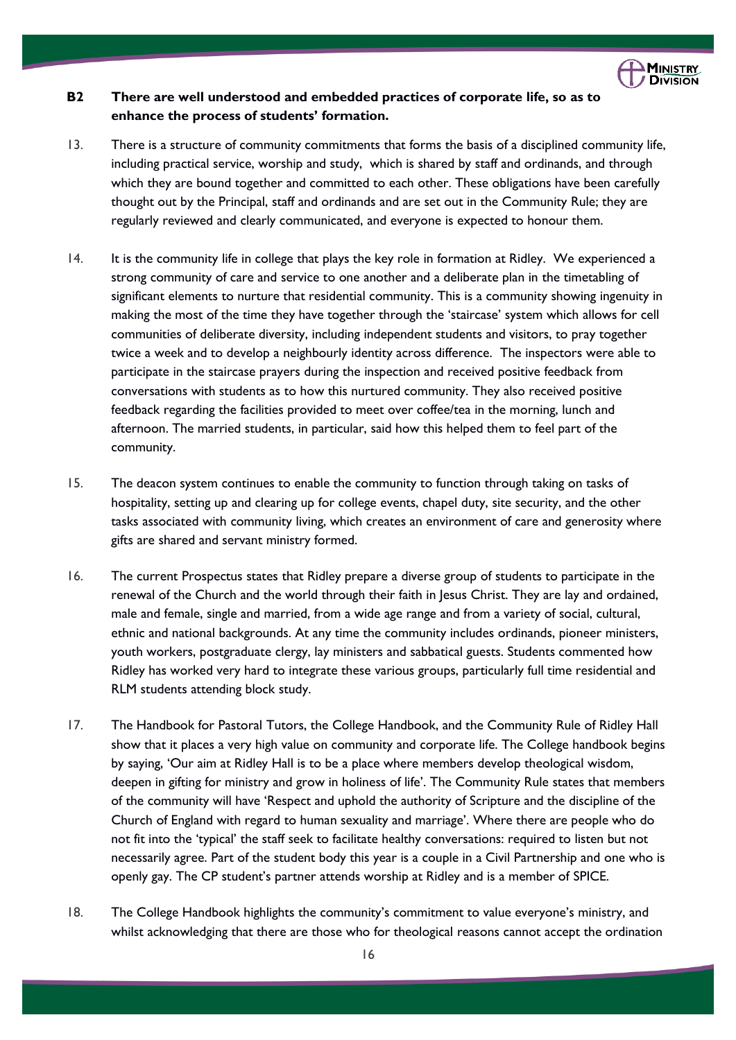**B2 There are well understood and embedded practices of corporate life, so as to enhance the process of students' formation.**

13. There is a structure of community commitments that forms the basis of a disciplined community life, including practical service, worship and study, which is shared by staff and ordinands, and through which they are bound together and committed to each other. These obligations have been carefully thought out by the Principal, staff and ordinands and are set out in the Community Rule; they are regularly reviewed and clearly communicated, and everyone is expected to honour them.

14. It is the community life in college that plays the key role in formation at Ridley. We experienced a strong community of care and service to one another and a deliberate plan in the timetabling of significant elements to nurture that residential community. This is a community showing ingenuity in making the most of the time they have together through the 'staircase' system which allows for cell communities of deliberate diversity, including independent students and visitors, to pray together twice a week and to develop a neighbourly identity across difference. The inspectors were able to participate in the staircase prayers during the inspection and received positive feedback from conversations with students as to how this nurtured community. They also received positive feedback regarding the facilities provided to meet over coffee/tea in the morning, lunch and afternoon. The married students, in particular, said how this helped them to feel part of the community.

15. The deacon system continues to enable the community to function through taking on tasks of hospitality, setting up and clearing up for college events, chapel duty, site security, and the other tasks associated with community living, which creates an environment of care and generosity where gifts are shared and servant ministry formed.

16. The current Prospectus states that Ridley prepare a diverse group of students to participate in the renewal of the Church and the world through their faith in Jesus Christ. They are lay and ordained, male and female, single and married, from a wide age range and from a variety of social, cultural, ethnic and national backgrounds. At any time the community includes ordinands, pioneer ministers, youth workers, postgraduate clergy, lay ministers and sabbatical guests. Students commented how Ridley has worked very hard to integrate these various groups, particularly full time residential and RLM students attending block study.

17. The Handbook for Pastoral Tutors, the College Handbook, and the Community Rule of Ridley Hall show that it places a very high value on community and corporate life. The College handbook begins by saying, 'Our aim at Ridley Hall is to be a place where members develop theological wisdom, deepen in gifting for ministry and grow in holiness of life'. The Community Rule states that members of the community will have 'Respect and uphold the authority of Scripture and the discipline of the Church of England with regard to human sexuality and marriage'. Where there are people who do not fit into the 'typical' the staff seek to facilitate healthy conversations: required to listen but not necessarily agree. Part of the student body this year is a couple in a Civil Partnership and one who is openly gay. The CP student's partner attends worship at Ridley and is a member of SPICE.

18. The College Handbook highlights the community's commitment to value everyone's ministry, and whilst acknowledging that there are those who for theological reasons cannot accept the ordination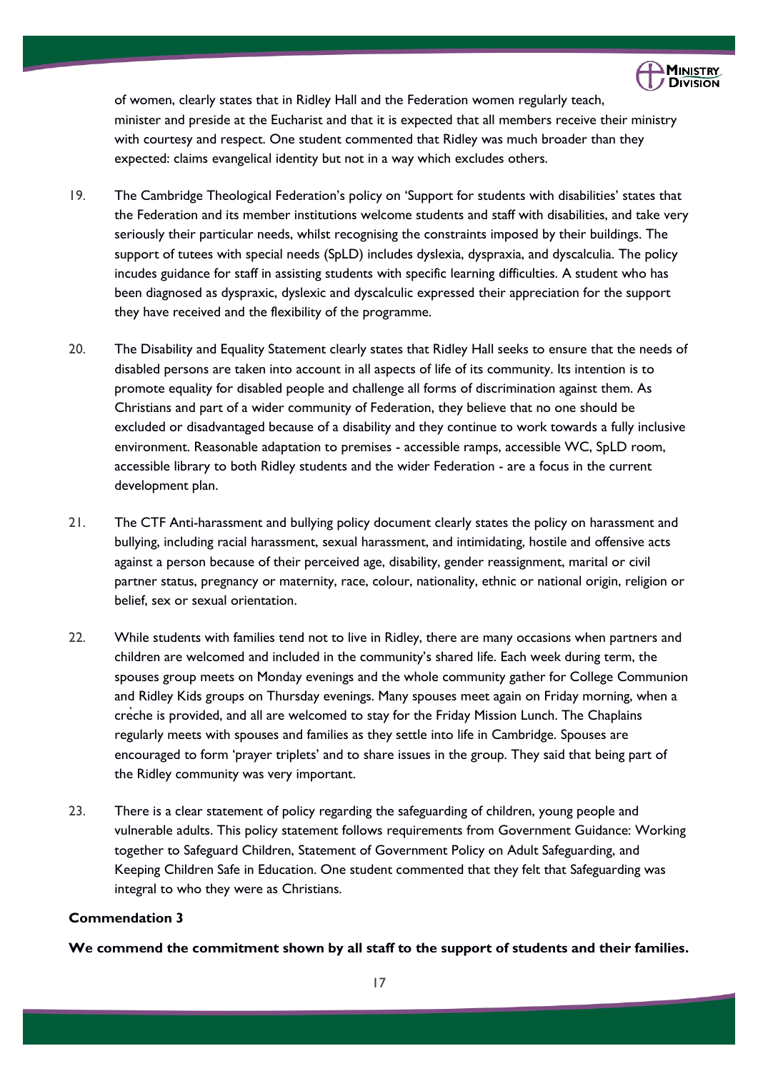of women, clearly states that in Ridley Hall and the Federation women regularly teach, minister and preside at the Eucharist and that it is expected that all members receive their ministry with courtesy and respect. One student commented that Ridley was much broader than they expected: claims evangelical identity but not in a way which excludes others.

19. The Cambridge Theological Federation's policy on 'Support for students with disabilities' states that the Federation and its member institutions welcome students and staff with disabilities, and take very seriously their particular needs, whilst recognising the constraints imposed by their buildings. The support of tutees with special needs (SpLD) includes dyslexia, dyspraxia, and dyscalculia. The policy incudes guidance for staff in assisting students with specific learning difficulties. A student who has been diagnosed as dyspraxic, dyslexic and dyscalculic expressed their appreciation for the support they have received and the flexibility of the programme.

20. The Disability and Equality Statement clearly states that Ridley Hall seeks to ensure that the needs of disabled persons are taken into account in all aspects of life of its community. Its intention is to promote equality for disabled people and challenge all forms of discrimination against them. As Christians and part of a wider community of Federation, they believe that no one should be excluded or disadvantaged because of a disability and they continue to work towards a fully inclusive environment. Reasonable adaptation to premises - accessible ramps, accessible WC, SpLD room, accessible library to both Ridley students and the wider Federation - are a focus in the current development plan.

21. The CTF Anti-harassment and bullying policy document clearly states the policy on harassment and bullying, including racial harassment, sexual harassment, and intimidating, hostile and offensive acts against a person because of their perceived age, disability, gender reassignment, marital or civil partner status, pregnancy or maternity, race, colour, nationality, ethnic or national origin, religion or belief, sex or sexual orientation.

22. While students with families tend not to live in Ridley, there are many occasions when partners and children are welcomed and included in the community's shared life. Each week during term, the spouses group meets on Monday evenings and the whole community gather for College Communion and Ridley Kids groups on Thursday evenings. Many spouses meet again on Friday morning, when a crèche is provided, and all are welcomed to stay for the Friday Mission Lunch. The Chaplains regularly meets with spouses and families as they settle into life in Cambridge. Spouses are encouraged to form 'prayer triplets' and to share issues in the group. They said that being part of the Ridley community was very important.

23. There is a clear statement of policy regarding the safeguarding of children, young people and vulnerable adults. This policy statement follows requirements from Government Guidance: Working together to Safeguard Children, Statement of Government Policy on Adult Safeguarding, and Keeping Children Safe in Education. One student commented that they felt that Safeguarding was integral to who they were as Christians.

**Commendation 3**

**We commend the commitment shown by all staff to the support of students and their families.**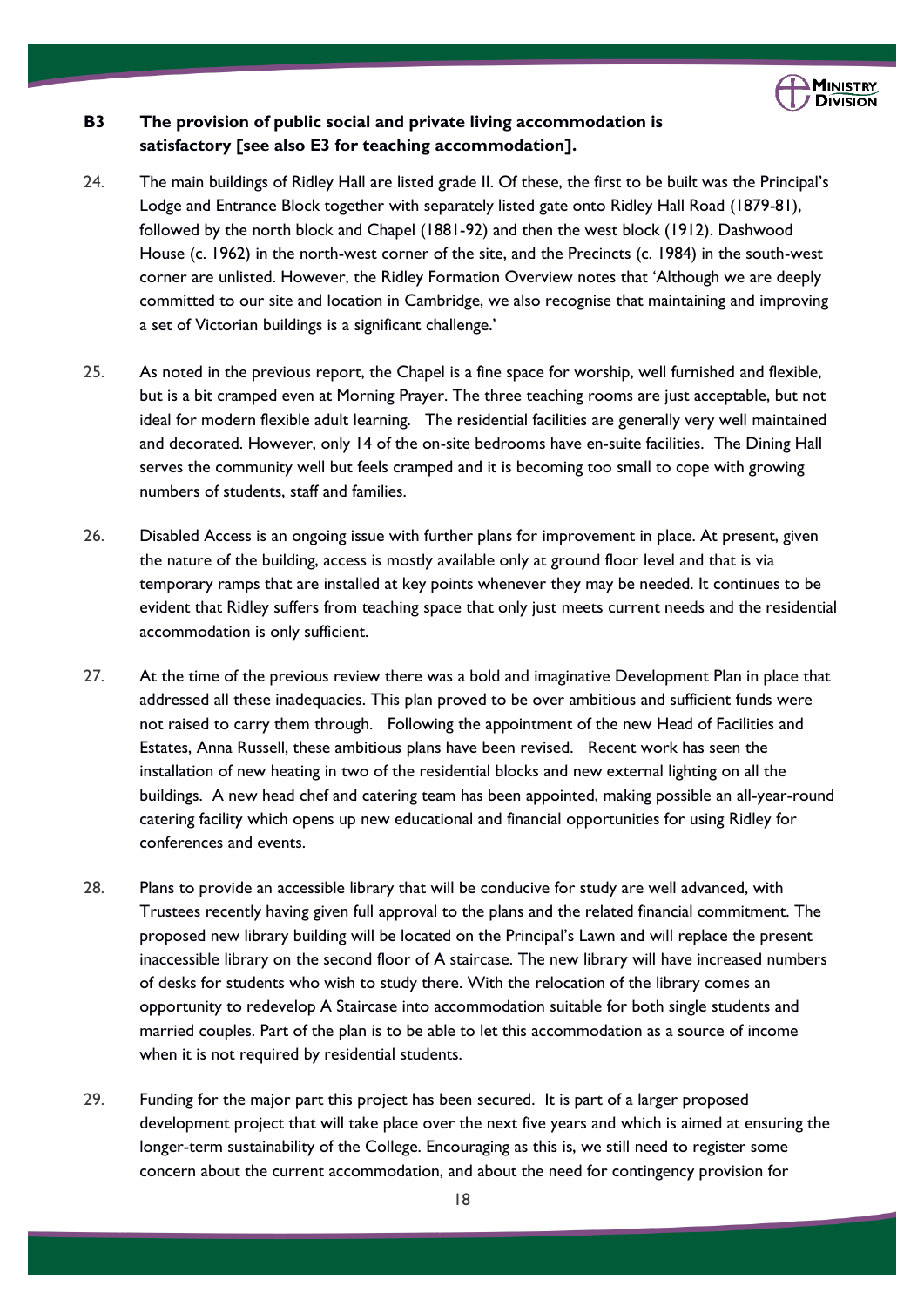**B3 The provision of public social and private living accommodation is satisfactory [see also E3 for teaching accommodation].**

24. The main buildings of Ridley Hall are listed grade II. Of these, the first to be built was the Principal's Lodge and Entrance Block together with separately listed gate onto Ridley Hall Road (1879-81), followed by the north block and Chapel (1881-92) and then the west block (1912). Dashwood House (c. 1962) in the north-west corner of the site, and the Precincts (c. 1984) in the south-west corner are unlisted. However, the Ridley Formation Overview notes that 'Although we are deeply committed to our site and location in Cambridge, we also recognise that maintaining and improving a set of Victorian buildings is a significant challenge.'

25. As noted in the previous report, the Chapel is a fine space for worship, well furnished and flexible, but is a bit cramped even at Morning Prayer. The three teaching rooms are just acceptable, but not ideal for modern flexible adult learning. The residential facilities are generally very well maintained and decorated. However, only 14 of the on-site bedrooms have en-suite facilities. The Dining Hall serves the community well but feels cramped and it is becoming too small to cope with growing numbers of students, staff and families.

26. Disabled Access is an ongoing issue with further plans for improvement in place. At present, given the nature of the building, access is mostly available only at ground floor level and that is via temporary ramps that are installed at key points whenever they may be needed. It continues to be evident that Ridley suffers from teaching space that only just meets current needs and the residential accommodation is only sufficient.

27. At the time of the previous review there was a bold and imaginative Development Plan in place that addressed all these inadequacies. This plan proved to be over ambitious and sufficient funds were not raised to carry them through. Following the appointment of the new Head of Facilities and Estates, Anna Russell, these ambitious plans have been revised. Recent work has seen the installation of new heating in two of the residential blocks and new external lighting on all the buildings. A new head chef and catering team has been appointed, making possible an all-year-round catering facility which opens up new educational and financial opportunities for using Ridley for conferences and events.

28. Plans to provide an accessible library that will be conducive for study are well advanced, with Trustees recently having given full approval to the plans and the related financial commitment. The proposed new library building will be located on the Principal's Lawn and will replace the present inaccessible library on the second floor of A staircase. The new library will have increased numbers of desks for students who wish to study there. With the relocation of the library comes an opportunity to redevelop A Staircase into accommodation suitable for both single students and married couples. Part of the plan is to be able to let this accommodation as a source of income when it is not required by residential students.

29. Funding for the major part this project has been secured. It is part of a larger proposed development project that will take place over the next five years and which is aimed at ensuring the longer-term sustainability of the College. Encouraging as this is, we still need to register some concern about the current accommodation, and about the need for contingency provision for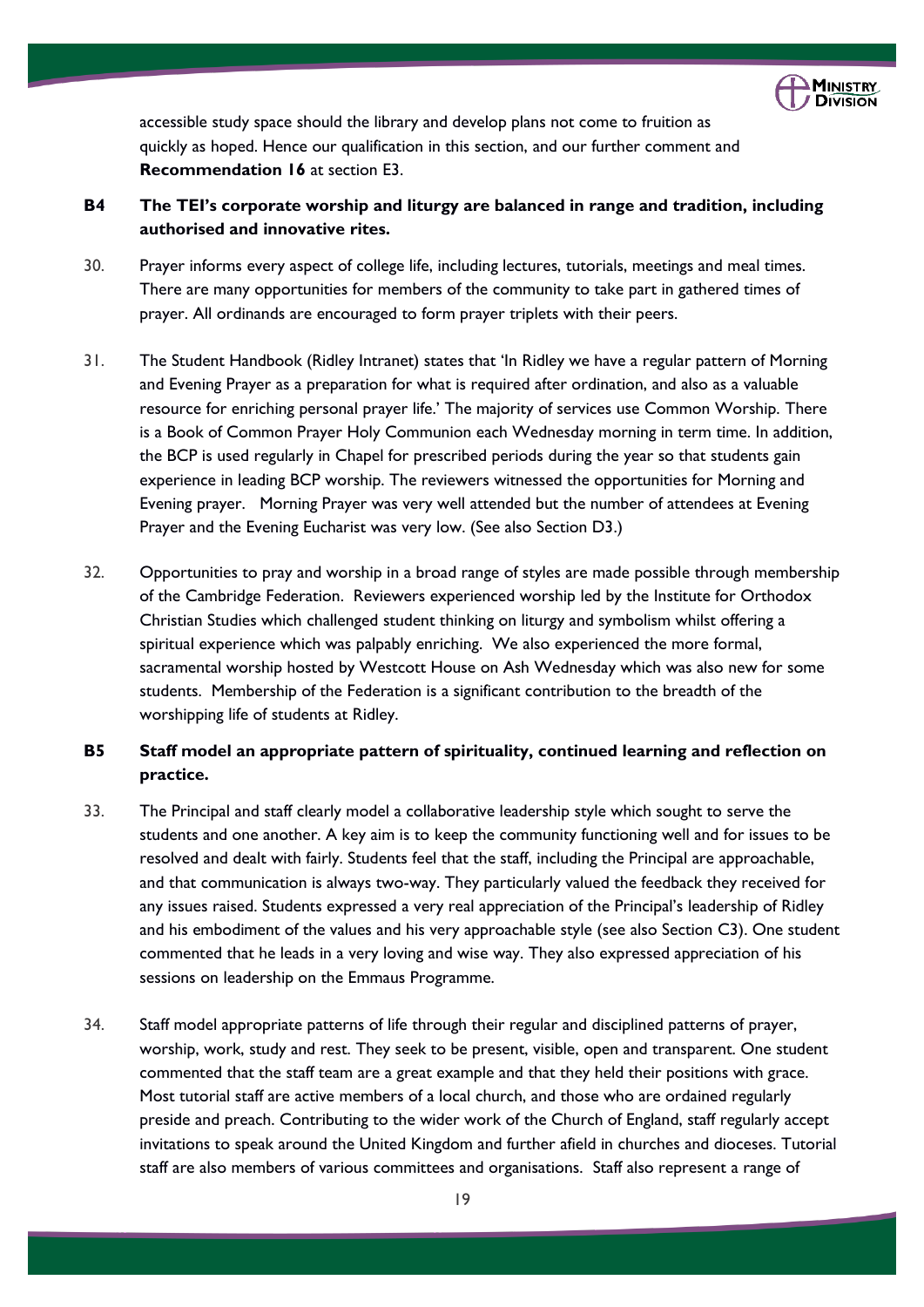accessible study space should the library and develop plans not come to fruition as quickly as hoped. Hence our qualification in this section, and our further comment and **Recommendation 16** at section E3.

**B4 The TEI's corporate worship and liturgy are balanced in range and tradition, including authorised and innovative rites.**

30. Prayer informs every aspect of college life, including lectures, tutorials, meetings and meal times. There are many opportunities for members of the community to take part in gathered times of prayer. All ordinands are encouraged to form prayer triplets with their peers.

31. The Student Handbook (Ridley Intranet) states that 'In Ridley we have a regular pattern of Morning and Evening Prayer as a preparation for what is required after ordination, and also as a valuable resource for enriching personal prayer life.' The majority of services use Common Worship. There is a Book of Common Prayer Holy Communion each Wednesday morning in term time. In addition, the BCP is used regularly in Chapel for prescribed periods during the year so that students gain experience in leading BCP worship. The reviewers witnessed the opportunities for Morning and Evening prayer. Morning Prayer was very well attended but the number of attendees at Evening Prayer and the Evening Eucharist was very low. (See also Section D3.)

32. Opportunities to pray and worship in a broad range of styles are made possible through membership of the Cambridge Federation. Reviewers experienced worship led by the Institute for Orthodox Christian Studies which challenged student thinking on liturgy and symbolism whilst offering a spiritual experience which was palpably enriching. We also experienced the more formal, sacramental worship hosted by Westcott House on Ash Wednesday which was also new for some students. Membership of the Federation is a significant contribution to the breadth of the worshipping life of students at Ridley.

**B5 Staff model an appropriate pattern of spirituality, continued learning and reflection on practice.**

33. The Principal and staff clearly model a collaborative leadership style which sought to serve the students and one another. A key aim is to keep the community functioning well and for issues to be resolved and dealt with fairly. Students feel that the staff, including the Principal are approachable, and that communication is always two-way. They particularly valued the feedback they received for any issues raised. Students expressed a very real appreciation of the Principal's leadership of Ridley and his embodiment of the values and his very approachable style (see also Section C3). One student commented that he leads in a very loving and wise way. They also expressed appreciation of his sessions on leadership on the Emmaus Programme.

34. Staff model appropriate patterns of life through their regular and disciplined patterns of prayer, worship, work, study and rest. They seek to be present, visible, open and transparent. One student commented that the staff team are a great example and that they held their positions with grace. Most tutorial staff are active members of a local church, and those who are ordained regularly preside and preach. Contributing to the wider work of the Church of England, staff regularly accept invitations to speak around the United Kingdom and further afield in churches and dioceses. Tutorial staff are also members of various committees and organisations. Staff also represent a range of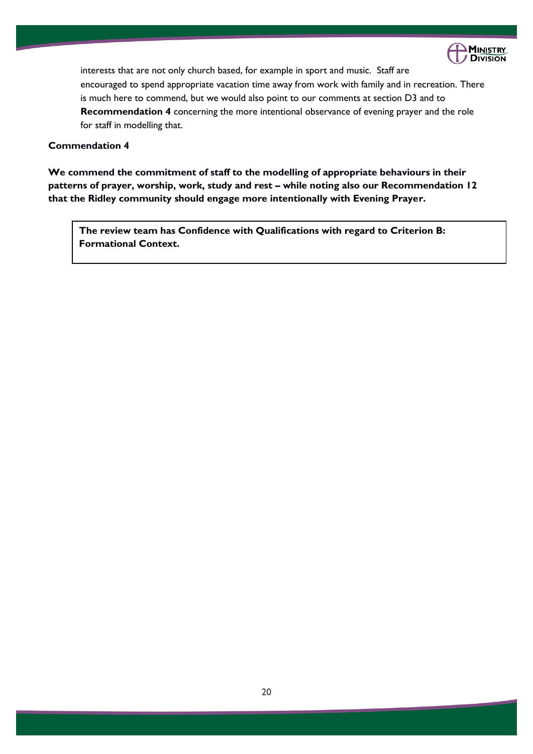interests that are not only church based, for example in sport and music. Staff are encouraged to spend appropriate vacation time away from work with family and in recreation. There is much here to commend, but we would also point to our comments at section D3 and to **Recommendation 4** concerning the more intentional observance of evening prayer and the role for staff in modelling that.

**Commendation 4**

**We commend the commitment of staff to the modelling of appropriate behaviours in their patterns of prayer, worship, work, study and rest – while noting also our Recommendation 12 that the Ridley community should engage more intentionally with Evening Prayer.**

**The review team has Confidence with Qualifications with regard to Criterion B: Formational Context.**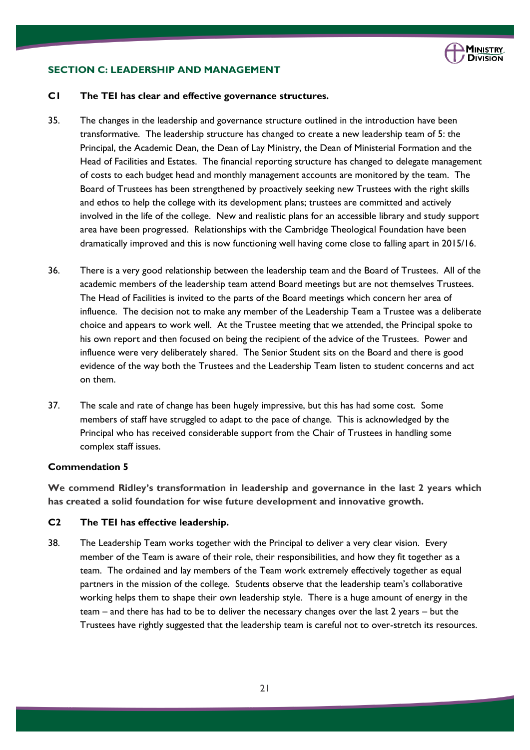## SECTION C: LEADERSHIP AND MANAGEMENT

### C1 The TEI has clear and effective governance structures.

35. The changes in the leadership and governance structure outlined in the introduction have been transformative. The leadership structure has changed to create a new leadership team of 5: the Principal, the Academic Dean, the Dean of Lay Ministry, the Dean of Ministerial Formation and the Head of Facilities and Estates. The financial reporting structure has changed to delegate management of costs to each budget head and monthly management accounts are monitored by the team. The Board of Trustees has been strengthened by proactively seeking new Trustees with the right skills and ethos to help the college with its development plans; trustees are committed and actively involved in the life of the college. New and realistic plans for an accessible library and study support area have been progressed. Relationships with the Cambridge Theological Foundation have been dramatically improved and this is now functioning well having come close to falling apart in 2015/16.

36. There is a very good relationship between the leadership team and the Board of Trustees. All of the academic members of the leadership team attend Board meetings but are not themselves Trustees. The Head of Facilities is invited to the parts of the Board meetings which concern her area of influence. The decision not to make any member of the Leadership Team a Trustee was a deliberate choice and appears to work well. At the Trustee meeting that we attended, the Principal spoke to his own report and then focused on being the recipient of the advice of the Trustees. Power and influence were very deliberately shared. The Senior Student sits on the Board and there is good evidence of the way both the Trustees and the Leadership Team listen to student concerns and act on them.

37. The scale and rate of change has been hugely impressive, but this has had some cost. Some members of staff have struggled to adapt to the pace of change. This is acknowledged by the Principal who has received considerable support from the Chair of Trustees in handling some complex staff issues.

**Commendation 5**

**We commend Ridley's transformation in leadership and governance in the last 2 years which has created a solid foundation for wise future development and innovative growth.**

### C2 The TEI has effective leadership.

38. The Leadership Team works together with the Principal to deliver a very clear vision. Every member of the Team is aware of their role, their responsibilities, and how they fit together as a team. The ordained and lay members of the Team work extremely effectively together as equal partners in the mission of the college. Students observe that the leadership team's collaborative working helps them to shape their own leadership style. There is a huge amount of energy in the team – and there has had to be to deliver the necessary changes over the last 2 years – but the Trustees have rightly suggested that the leadership team is careful not to over-stretch its resources.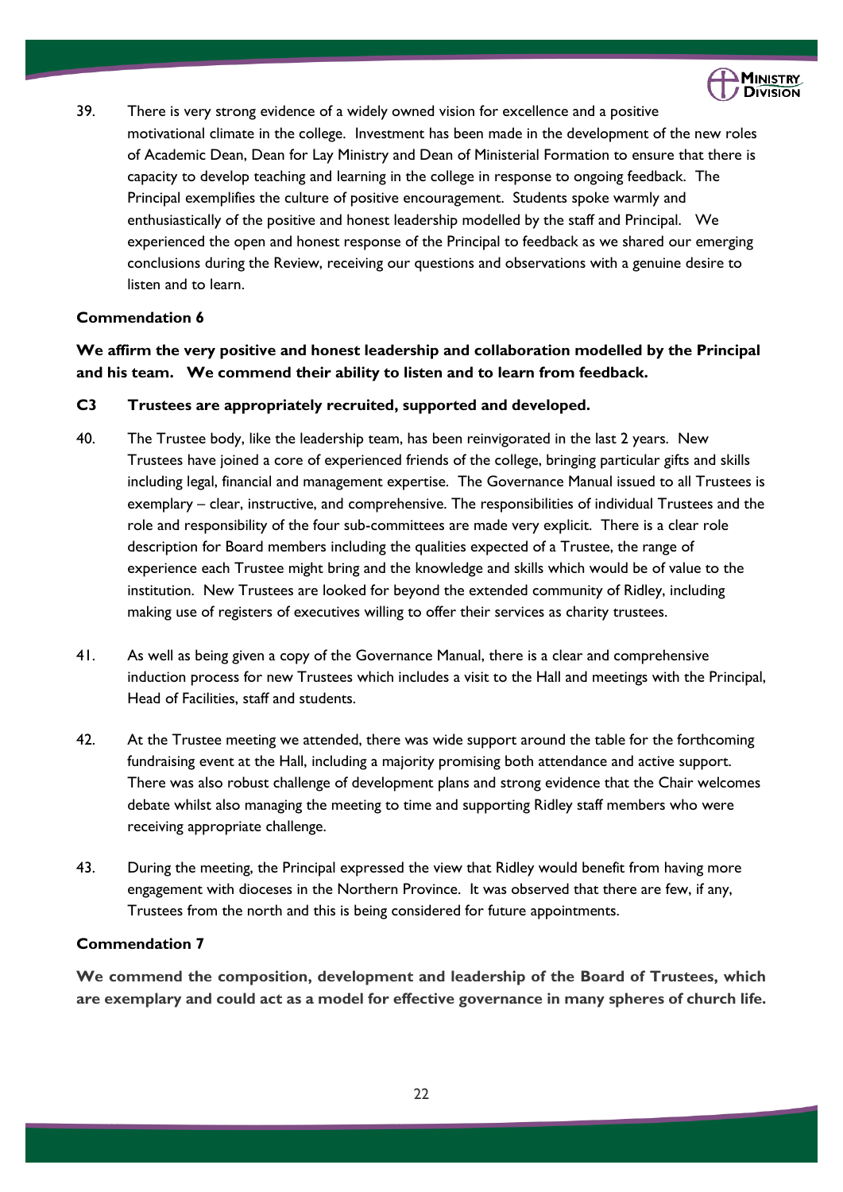39. There is very strong evidence of a widely owned vision for excellence and a positive motivational climate in the college. Investment has been made in the development of the new roles of Academic Dean, Dean for Lay Ministry and Dean of Ministerial Formation to ensure that there is capacity to develop teaching and learning in the college in response to ongoing feedback. The Principal exemplifies the culture of positive encouragement. Students spoke warmly and enthusiastically of the positive and honest leadership modelled by the staff and Principal. We experienced the open and honest response of the Principal to feedback as we shared our emerging conclusions during the Review, receiving our questions and observations with a genuine desire to listen and to learn.

**Commendation 6**

**We affirm the very positive and honest leadership and collaboration modelled by the Principal and his team. We commend their ability to listen and to learn from feedback.**

**C3 Trustees are appropriately recruited, supported and developed.**

40. The Trustee body, like the leadership team, has been reinvigorated in the last 2 years. New Trustees have joined a core of experienced friends of the college, bringing particular gifts and skills including legal, financial and management expertise. The Governance Manual issued to all Trustees is exemplary – clear, instructive, and comprehensive. The responsibilities of individual Trustees and the role and responsibility of the four sub-committees are made very explicit. There is a clear role description for Board members including the qualities expected of a Trustee, the range of experience each Trustee might bring and the knowledge and skills which would be of value to the institution. New Trustees are looked for beyond the extended community of Ridley, including making use of registers of executives willing to offer their services as charity trustees.

41. As well as being given a copy of the Governance Manual, there is a clear and comprehensive induction process for new Trustees which includes a visit to the Hall and meetings with the Principal, Head of Facilities, staff and students.

42. At the Trustee meeting we attended, there was wide support around the table for the forthcoming fundraising event at the Hall, including a majority promising both attendance and active support. There was also robust challenge of development plans and strong evidence that the Chair welcomes debate whilst also managing the meeting to time and supporting Ridley staff members who were receiving appropriate challenge.

43. During the meeting, the Principal expressed the view that Ridley would benefit from having more engagement with dioceses in the Northern Province. It was observed that there are few, if any, Trustees from the north and this is being considered for future appointments.

**Commendation 7**

**We commend the composition, development and leadership of the Board of Trustees, which are exemplary and could act as a model for effective governance in many spheres of church life.**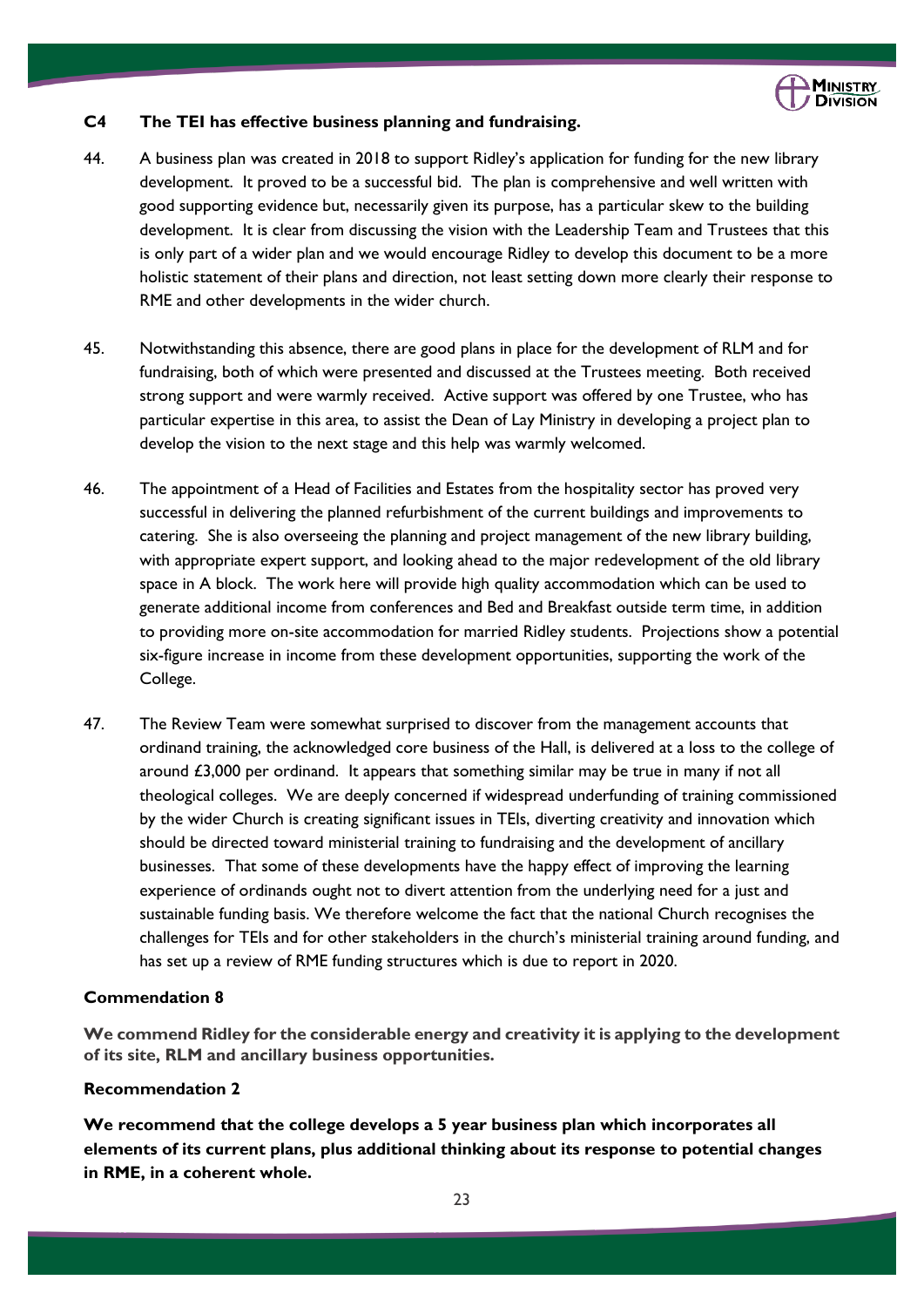### C4 The TEI has effective business planning and fundraising.

44. A business plan was created in 2018 to support Ridley's application for funding for the new library development. It proved to be a successful bid. The plan is comprehensive and well written with good supporting evidence but, necessarily given its purpose, has a particular skew to the building development. It is clear from discussing the vision with the Leadership Team and Trustees that this is only part of a wider plan and we would encourage Ridley to develop this document to be a more holistic statement of their plans and direction, not least setting down more clearly their response to RME and other developments in the wider church.

45. Notwithstanding this absence, there are good plans in place for the development of RLM and for fundraising, both of which were presented and discussed at the Trustees meeting. Both received strong support and were warmly received. Active support was offered by one Trustee, who has particular expertise in this area, to assist the Dean of Lay Ministry in developing a project plan to develop the vision to the next stage and this help was warmly welcomed.

46. The appointment of a Head of Facilities and Estates from the hospitality sector has proved very successful in delivering the planned refurbishment of the current buildings and improvements to catering. She is also overseeing the planning and project management of the new library building, with appropriate expert support, and looking ahead to the major redevelopment of the old library space in A block. The work here will provide high quality accommodation which can be used to generate additional income from conferences and Bed and Breakfast outside term time, in addition to providing more on-site accommodation for married Ridley students. Projections show a potential six-figure increase in income from these development opportunities, supporting the work of the College.

47. The Review Team were somewhat surprised to discover from the management accounts that ordinand training, the acknowledged core business of the Hall, is delivered at a loss to the college of around £3,000 per ordinand. It appears that something similar may be true in many if not all theological colleges. We are deeply concerned if widespread underfunding of training commissioned by the wider Church is creating significant issues in TEIs, diverting creativity and innovation which should be directed toward ministerial training to fundraising and the development of ancillary businesses. That some of these developments have the happy effect of improving the learning experience of ordinands ought not to divert attention from the underlying need for a just and sustainable funding basis. We therefore welcome the fact that the national Church recognises the challenges for TEIs and for other stakeholders in the church's ministerial training around funding, and has set up a review of RME funding structures which is due to report in 2020.

**Commendation 8**

**We commend Ridley for the considerable energy and creativity it is applying to the development of its site, RLM and ancillary business opportunities.**

**Recommendation 2**

**We recommend that the college develops a 5 year business plan which incorporates all elements of its current plans, plus additional thinking about its response to potential changes in RME, in a coherent whole.**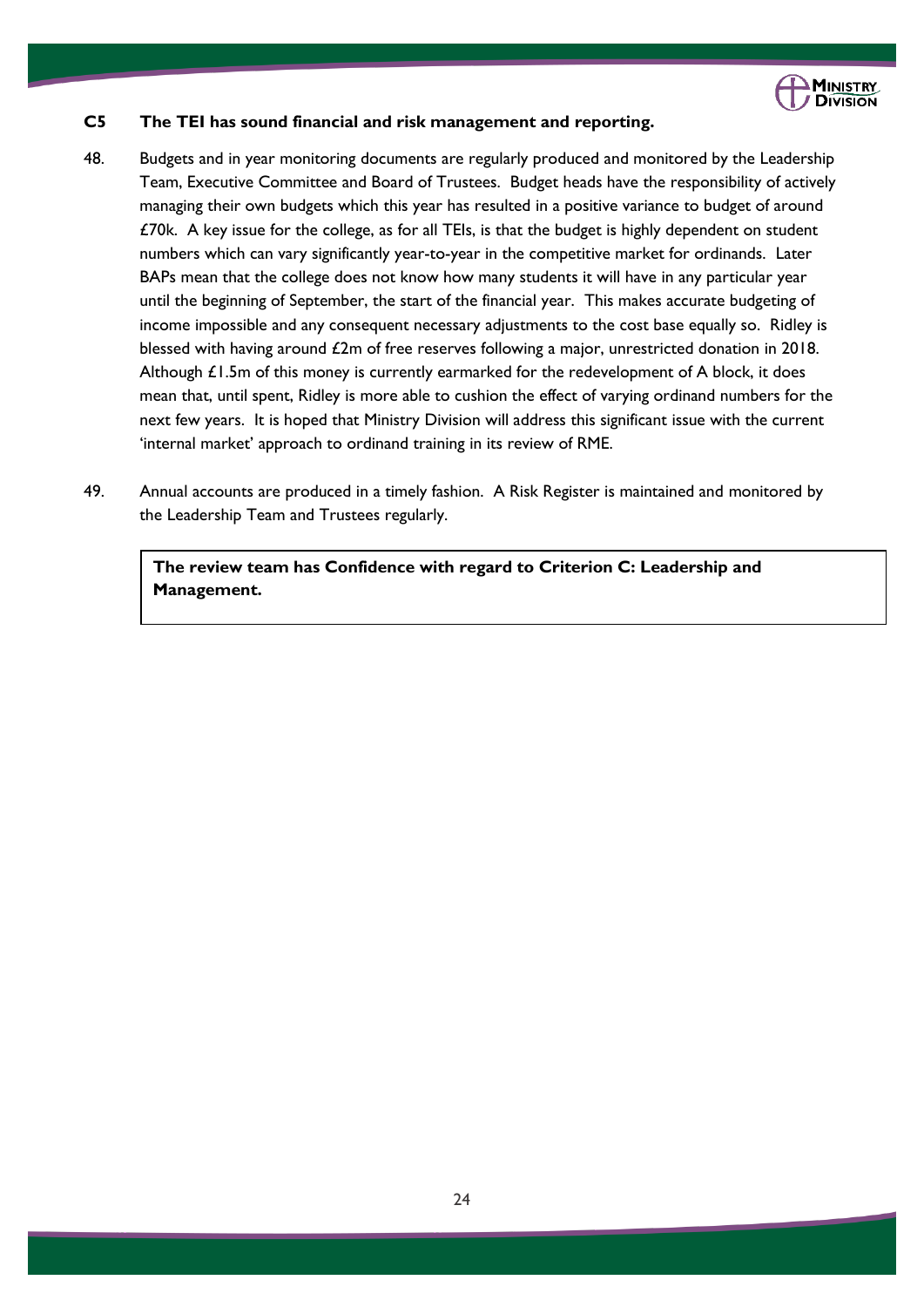### C5 The TEI has sound financial and risk management and reporting.

48. Budgets and in year monitoring documents are regularly produced and monitored by the Leadership Team, Executive Committee and Board of Trustees. Budget heads have the responsibility of actively managing their own budgets which this year has resulted in a positive variance to budget of around £70k. A key issue for the college, as for all TEIs, is that the budget is highly dependent on student numbers which can vary significantly year-to-year in the competitive market for ordinands. Later BAPs mean that the college does not know how many students it will have in any particular year until the beginning of September, the start of the financial year. This makes accurate budgeting of income impossible and any consequent necessary adjustments to the cost base equally so. Ridley is blessed with having around £2m of free reserves following a major, unrestricted donation in 2018. Although £1.5m of this money is currently earmarked for the redevelopment of A block, it does mean that, until spent, Ridley is more able to cushion the effect of varying ordinand numbers for the next few years. It is hoped that Ministry Division will address this significant issue with the current 'internal market' approach to ordinand training in its review of RME.

49. Annual accounts are produced in a timely fashion. A Risk Register is maintained and monitored by the Leadership Team and Trustees regularly.

**The review team has Confidence with regard to Criterion C: Leadership and Management.**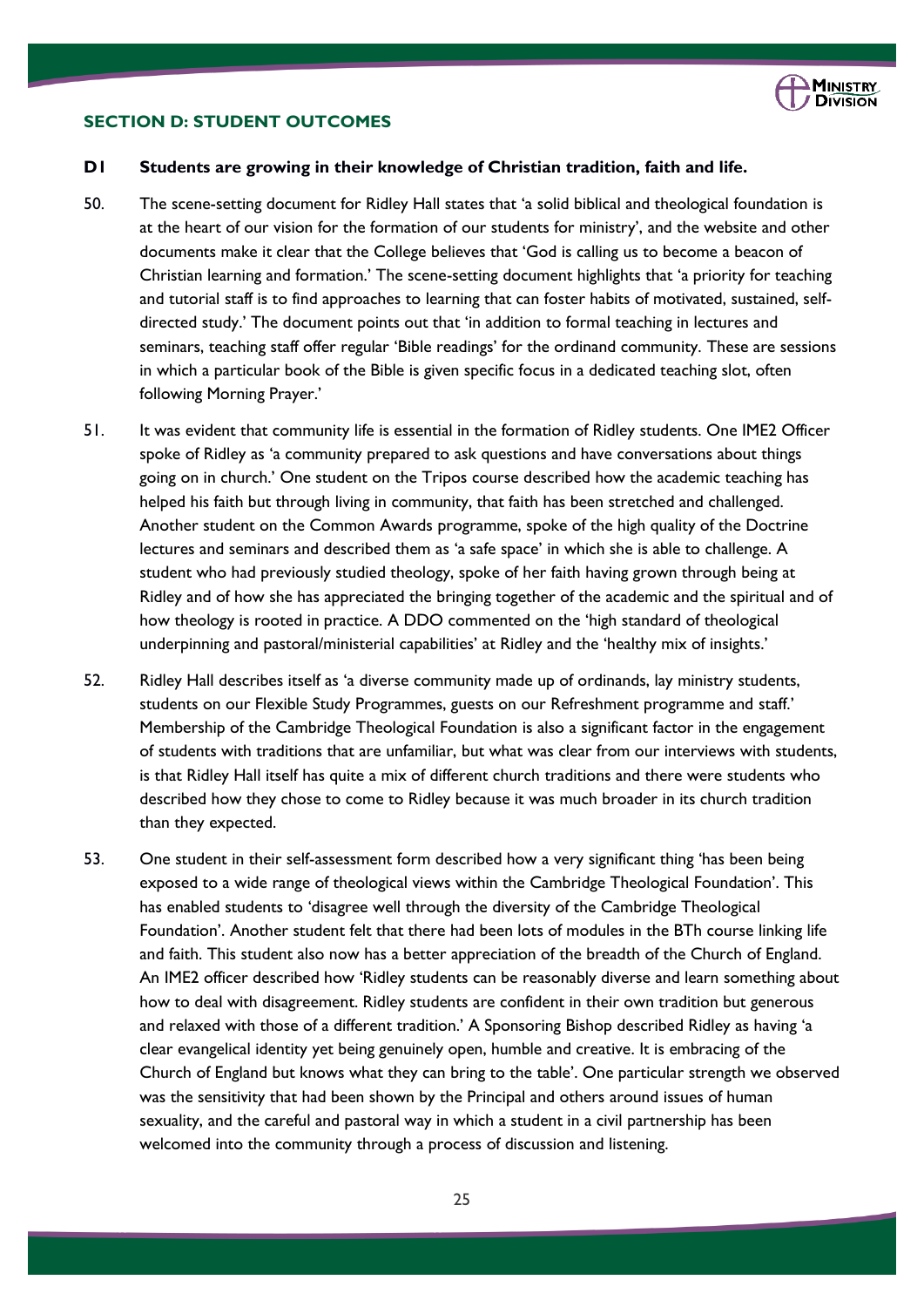## SECTION D: STUDENT OUTCOMES

**D1 Students are growing in their knowledge of Christian tradition, faith and life.**

50. The scene-setting document for Ridley Hall states that 'a solid biblical and theological foundation is at the heart of our vision for the formation of our students for ministry', and the website and other documents make it clear that the College believes that 'God is calling us to become a beacon of Christian learning and formation.' The scene-setting document highlights that 'a priority for teaching and tutorial staff is to find approaches to learning that can foster habits of motivated, sustained, self-directed study.' The document points out that 'in addition to formal teaching in lectures and seminars, teaching staff offer regular 'Bible readings' for the ordinand community. These are sessions in which a particular book of the Bible is given specific focus in a dedicated teaching slot, often following Morning Prayer.'

51. It was evident that community life is essential in the formation of Ridley students. One IME2 Officer spoke of Ridley as 'a community prepared to ask questions and have conversations about things going on in church.' One student on the Tripos course described how the academic teaching has helped his faith but through living in community, that faith has been stretched and challenged. Another student on the Common Awards programme, spoke of the high quality of the Doctrine lectures and seminars and described them as 'a safe space' in which she is able to challenge. A student who had previously studied theology, spoke of her faith having grown through being at Ridley and of how she has appreciated the bringing together of the academic and the spiritual and of how theology is rooted in practice. A DDO commented on the 'high standard of theological underpinning and pastoral/ministerial capabilities' at Ridley and the 'healthy mix of insights.'

52. Ridley Hall describes itself as 'a diverse community made up of ordinands, lay ministry students, students on our Flexible Study Programmes, guests on our Refreshment programme and staff.' Membership of the Cambridge Theological Foundation is also a significant factor in the engagement of students with traditions that are unfamiliar, but what was clear from our interviews with students, is that Ridley Hall itself has quite a mix of different church traditions and there were students who described how they chose to come to Ridley because it was much broader in its church tradition than they expected.

53. One student in their self-assessment form described how a very significant thing 'has been being exposed to a wide range of theological views within the Cambridge Theological Foundation'. This has enabled students to 'disagree well through the diversity of the Cambridge Theological Foundation'. Another student felt that there had been lots of modules in the BTh course linking life and faith. This student also now has a better appreciation of the breadth of the Church of England. An IME2 officer described how 'Ridley students can be reasonably diverse and learn something about how to deal with disagreement. Ridley students are confident in their own tradition but generous and relaxed with those of a different tradition.' A Sponsoring Bishop described Ridley as having 'a clear evangelical identity yet being genuinely open, humble and creative. It is embracing of the Church of England but knows what they can bring to the table'. One particular strength we observed was the sensitivity that had been shown by the Principal and others around issues of human sexuality, and the careful and pastoral way in which a student in a civil partnership has been welcomed into the community through a process of discussion and listening.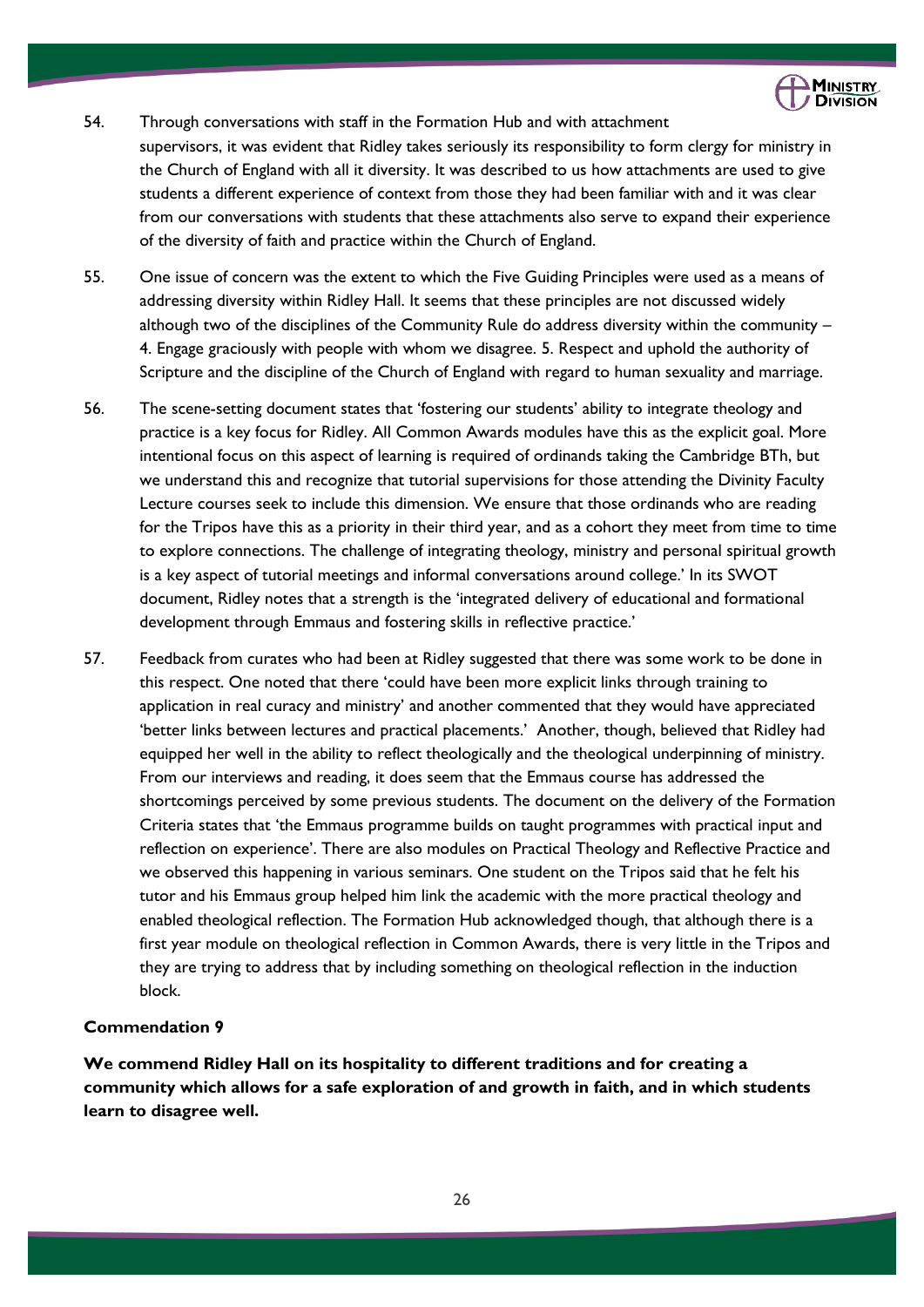54. Through conversations with staff in the Formation Hub and with attachment supervisors, it was evident that Ridley takes seriously its responsibility to form clergy for ministry in the Church of England with all it diversity. It was described to us how attachments are used to give students a different experience of context from those they had been familiar with and it was clear from our conversations with students that these attachments also serve to expand their experience of the diversity of faith and practice within the Church of England.

55. One issue of concern was the extent to which the Five Guiding Principles were used as a means of addressing diversity within Ridley Hall. It seems that these principles are not discussed widely although two of the disciplines of the Community Rule do address diversity within the community – 4. Engage graciously with people with whom we disagree. 5. Respect and uphold the authority of Scripture and the discipline of the Church of England with regard to human sexuality and marriage.

56. The scene-setting document states that 'fostering our students' ability to integrate theology and practice is a key focus for Ridley. All Common Awards modules have this as the explicit goal. More intentional focus on this aspect of learning is required of ordinands taking the Cambridge BTh, but we understand this and recognize that tutorial supervisions for those attending the Divinity Faculty Lecture courses seek to include this dimension. We ensure that those ordinands who are reading for the Tripos have this as a priority in their third year, and as a cohort they meet from time to time to explore connections. The challenge of integrating theology, ministry and personal spiritual growth is a key aspect of tutorial meetings and informal conversations around college.' In its SWOT document, Ridley notes that a strength is the 'integrated delivery of educational and formational development through Emmaus and fostering skills in reflective practice.'

57. Feedback from curates who had been at Ridley suggested that there was some work to be done in this respect. One noted that there 'could have been more explicit links through training to application in real curacy and ministry' and another commented that they would have appreciated 'better links between lectures and practical placements.' Another, though, believed that Ridley had equipped her well in the ability to reflect theologically and the theological underpinning of ministry. From our interviews and reading, it does seem that the Emmaus course has addressed the shortcomings perceived by some previous students. The document on the delivery of the Formation Criteria states that 'the Emmaus programme builds on taught programmes with practical input and reflection on experience'. There are also modules on Practical Theology and Reflective Practice and we observed this happening in various seminars. One student on the Tripos said that he felt his tutor and his Emmaus group helped him link the academic with the more practical theology and enabled theological reflection. The Formation Hub acknowledged though, that although there is a first year module on theological reflection in Common Awards, there is very little in the Tripos and they are trying to address that by including something on theological reflection in the induction block.

**Commendation 9**

**We commend Ridley Hall on its hospitality to different traditions and for creating a community which allows for a safe exploration of and growth in faith, and in which students learn to disagree well.**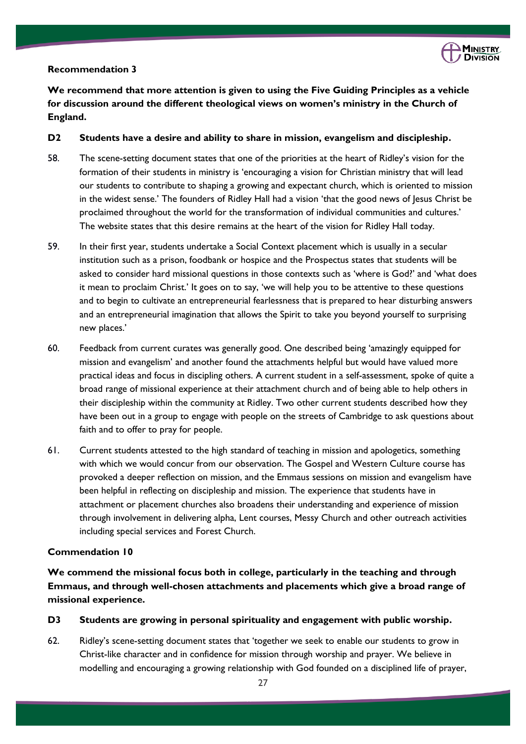**Recommendation 3**

**We recommend that more attention is given to using the Five Guiding Principles as a vehicle for discussion around the different theological views on women's ministry in the Church of England.**

**D2 Students have a desire and ability to share in mission, evangelism and discipleship.**

58. The scene-setting document states that one of the priorities at the heart of Ridley's vision for the formation of their students in ministry is 'encouraging a vision for Christian ministry that will lead our students to contribute to shaping a growing and expectant church, which is oriented to mission in the widest sense.' The founders of Ridley Hall had a vision 'that the good news of Jesus Christ be proclaimed throughout the world for the transformation of individual communities and cultures.' The website states that this desire remains at the heart of the vision for Ridley Hall today.

59. In their first year, students undertake a Social Context placement which is usually in a secular institution such as a prison, foodbank or hospice and the Prospectus states that students will be asked to consider hard missional questions in those contexts such as 'where is God?' and 'what does it mean to proclaim Christ.' It goes on to say, 'we will help you to be attentive to these questions and to begin to cultivate an entrepreneurial fearlessness that is prepared to hear disturbing answers and an entrepreneurial imagination that allows the Spirit to take you beyond yourself to surprising new places.'

60. Feedback from current curates was generally good. One described being 'amazingly equipped for mission and evangelism' and another found the attachments helpful but would have valued more practical ideas and focus in discipling others. A current student in a self-assessment, spoke of quite a broad range of missional experience at their attachment church and of being able to help others in their discipleship within the community at Ridley. Two other current students described how they have been out in a group to engage with people on the streets of Cambridge to ask questions about faith and to offer to pray for people.

61. Current students attested to the high standard of teaching in mission and apologetics, something with which we would concur from our observation. The Gospel and Western Culture course has provoked a deeper reflection on mission, and the Emmaus sessions on mission and evangelism have been helpful in reflecting on discipleship and mission. The experience that students have in attachment or placement churches also broadens their understanding and experience of mission through involvement in delivering alpha, Lent courses, Messy Church and other outreach activities including special services and Forest Church.

**Commendation 10**

**We commend the missional focus both in college, particularly in the teaching and through Emmaus, and through well-chosen attachments and placements which give a broad range of missional experience.**

**D3 Students are growing in personal spirituality and engagement with public worship.**

62. Ridley's scene-setting document states that 'together we seek to enable our students to grow in Christ-like character and in confidence for mission through worship and prayer. We believe in modelling and encouraging a growing relationship with God founded on a disciplined life of prayer,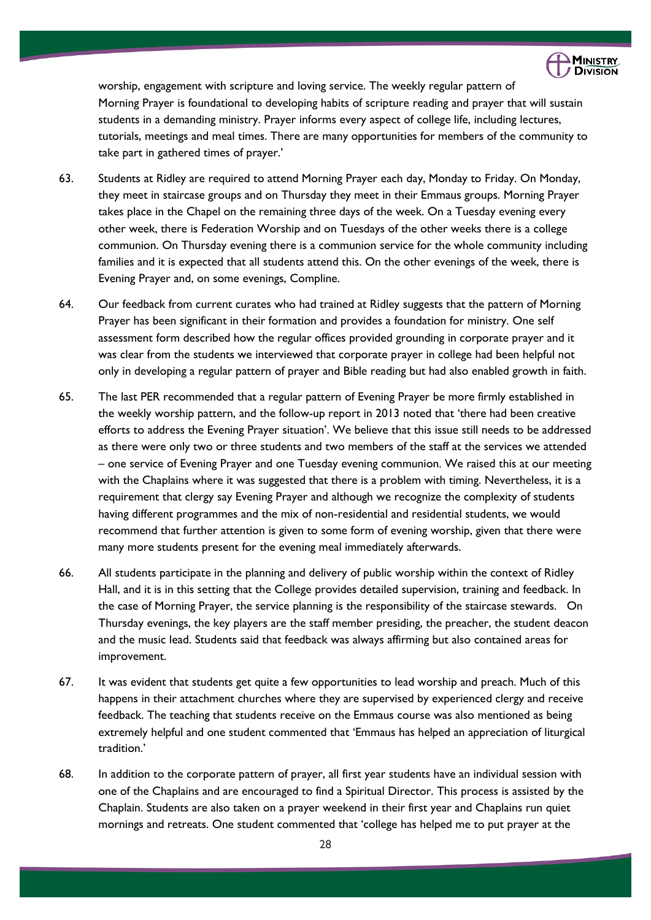worship, engagement with scripture and loving service. The weekly regular pattern of Morning Prayer is foundational to developing habits of scripture reading and prayer that will sustain students in a demanding ministry. Prayer informs every aspect of college life, including lectures, tutorials, meetings and meal times. There are many opportunities for members of the community to take part in gathered times of prayer.'

63. Students at Ridley are required to attend Morning Prayer each day, Monday to Friday. On Monday, they meet in staircase groups and on Thursday they meet in their Emmaus groups. Morning Prayer takes place in the Chapel on the remaining three days of the week. On a Tuesday evening every other week, there is Federation Worship and on Tuesdays of the other weeks there is a college communion. On Thursday evening there is a communion service for the whole community including families and it is expected that all students attend this. On the other evenings of the week, there is Evening Prayer and, on some evenings, Compline.

64. Our feedback from current curates who had trained at Ridley suggests that the pattern of Morning Prayer has been significant in their formation and provides a foundation for ministry. One self assessment form described how the regular offices provided grounding in corporate prayer and it was clear from the students we interviewed that corporate prayer in college had been helpful not only in developing a regular pattern of prayer and Bible reading but had also enabled growth in faith.

65. The last PER recommended that a regular pattern of Evening Prayer be more firmly established in the weekly worship pattern, and the follow-up report in 2013 noted that 'there had been creative efforts to address the Evening Prayer situation'. We believe that this issue still needs to be addressed as there were only two or three students and two members of the staff at the services we attended – one service of Evening Prayer and one Tuesday evening communion. We raised this at our meeting with the Chaplains where it was suggested that there is a problem with timing. Nevertheless, it is a requirement that clergy say Evening Prayer and although we recognize the complexity of students having different programmes and the mix of non-residential and residential students, we would recommend that further attention is given to some form of evening worship, given that there were many more students present for the evening meal immediately afterwards.

66. All students participate in the planning and delivery of public worship within the context of Ridley Hall, and it is in this setting that the College provides detailed supervision, training and feedback. In the case of Morning Prayer, the service planning is the responsibility of the staircase stewards. On Thursday evenings, the key players are the staff member presiding, the preacher, the student deacon and the music lead. Students said that feedback was always affirming but also contained areas for improvement.

67. It was evident that students get quite a few opportunities to lead worship and preach. Much of this happens in their attachment churches where they are supervised by experienced clergy and receive feedback. The teaching that students receive on the Emmaus course was also mentioned as being extremely helpful and one student commented that 'Emmaus has helped an appreciation of liturgical tradition.'

68. In addition to the corporate pattern of prayer, all first year students have an individual session with one of the Chaplains and are encouraged to find a Spiritual Director. This process is assisted by the Chaplain. Students are also taken on a prayer weekend in their first year and Chaplains run quiet mornings and retreats. One student commented that 'college has helped me to put prayer at the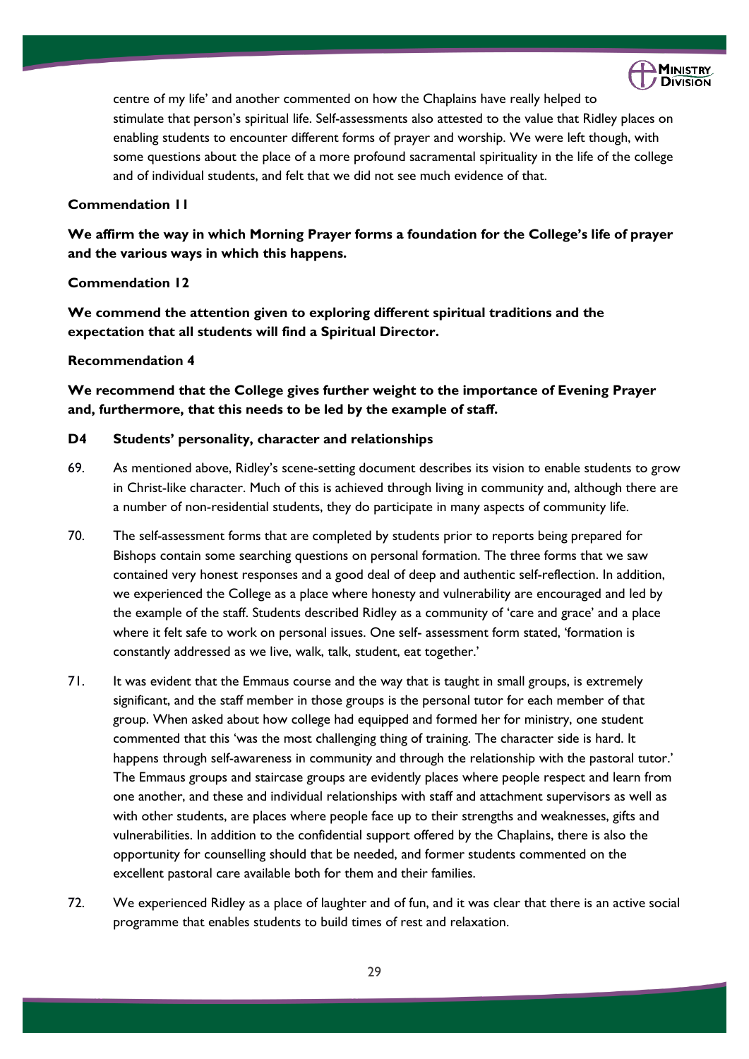centre of my life' and another commented on how the Chaplains have really helped to stimulate that person's spiritual life. Self-assessments also attested to the value that Ridley places on enabling students to encounter different forms of prayer and worship. We were left though, with some questions about the place of a more profound sacramental spirituality in the life of the college and of individual students, and felt that we did not see much evidence of that.

**Commendation 11**

**We affirm the way in which Morning Prayer forms a foundation for the College's life of prayer and the various ways in which this happens.**

**Commendation 12**

**We commend the attention given to exploring different spiritual traditions and the expectation that all students will find a Spiritual Director.**

**Recommendation 4**

**We recommend that the College gives further weight to the importance of Evening Prayer and, furthermore, that this needs to be led by the example of staff.**

### D4 Students' personality, character and relationships

69. As mentioned above, Ridley's scene-setting document describes its vision to enable students to grow in Christ-like character. Much of this is achieved through living in community and, although there are a number of non-residential students, they do participate in many aspects of community life.

70. The self-assessment forms that are completed by students prior to reports being prepared for Bishops contain some searching questions on personal formation. The three forms that we saw contained very honest responses and a good deal of deep and authentic self-reflection. In addition, we experienced the College as a place where honesty and vulnerability are encouraged and led by the example of the staff. Students described Ridley as a community of 'care and grace' and a place where it felt safe to work on personal issues. One self- assessment form stated, 'formation is constantly addressed as we live, walk, talk, student, eat together.'

71. It was evident that the Emmaus course and the way that is taught in small groups, is extremely significant, and the staff member in those groups is the personal tutor for each member of that group. When asked about how college had equipped and formed her for ministry, one student commented that this 'was the most challenging thing of training. The character side is hard. It happens through self-awareness in community and through the relationship with the pastoral tutor.' The Emmaus groups and staircase groups are evidently places where people respect and learn from one another, and these and individual relationships with staff and attachment supervisors as well as with other students, are places where people face up to their strengths and weaknesses, gifts and vulnerabilities. In addition to the confidential support offered by the Chaplains, there is also the opportunity for counselling should that be needed, and former students commented on the excellent pastoral care available both for them and their families.

72. We experienced Ridley as a place of laughter and of fun, and it was clear that there is an active social programme that enables students to build times of rest and relaxation.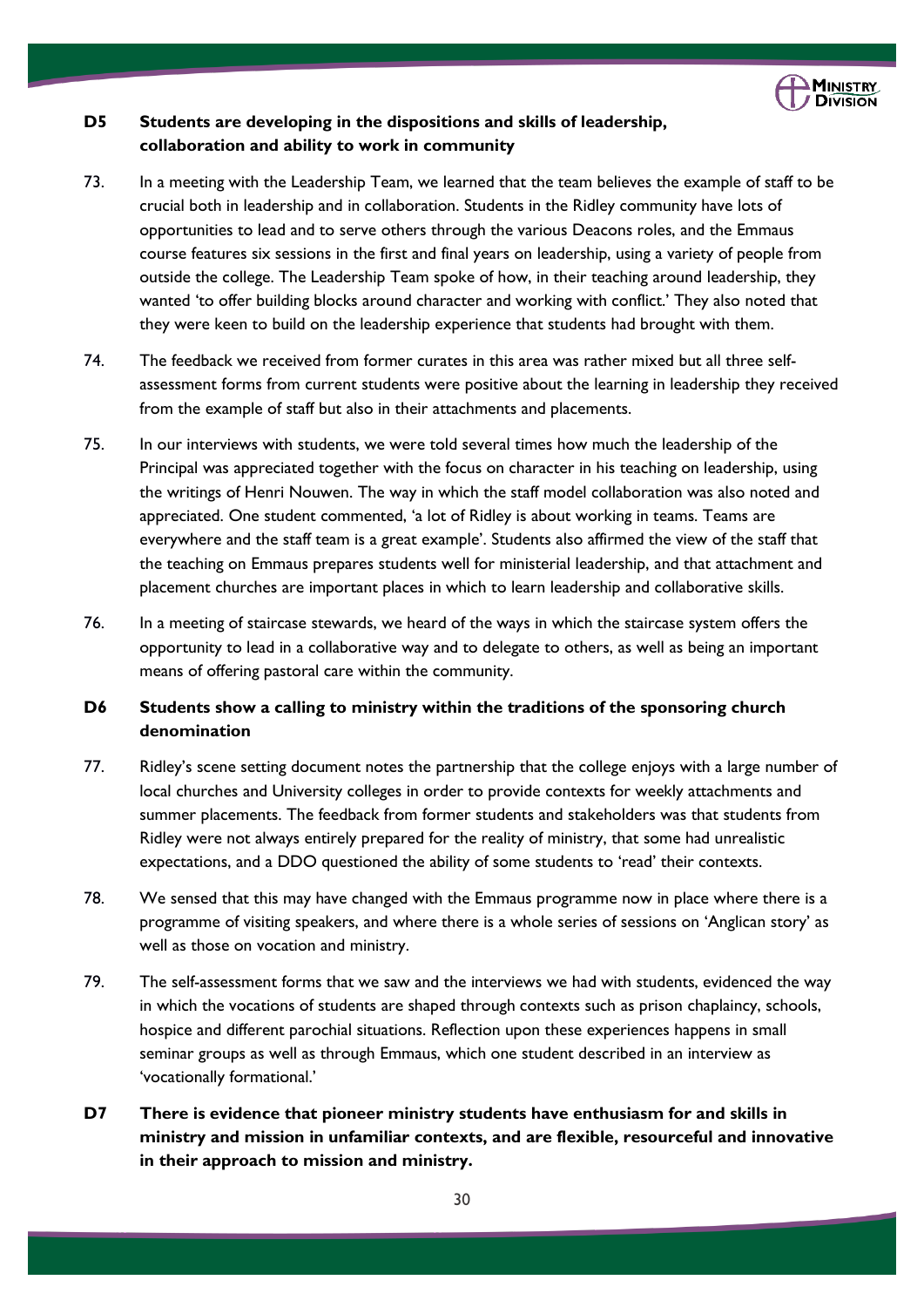**D5 Students are developing in the dispositions and skills of leadership, collaboration and ability to work in community**

73. In a meeting with the Leadership Team, we learned that the team believes the example of staff to be crucial both in leadership and in collaboration. Students in the Ridley community have lots of opportunities to lead and to serve others through the various Deacons roles, and the Emmaus course features six sessions in the first and final years on leadership, using a variety of people from outside the college. The Leadership Team spoke of how, in their teaching around leadership, they wanted 'to offer building blocks around character and working with conflict.' They also noted that they were keen to build on the leadership experience that students had brought with them.

74. The feedback we received from former curates in this area was rather mixed but all three self-assessment forms from current students were positive about the learning in leadership they received from the example of staff but also in their attachments and placements.

75. In our interviews with students, we were told several times how much the leadership of the Principal was appreciated together with the focus on character in his teaching on leadership, using the writings of Henri Nouwen. The way in which the staff model collaboration was also noted and appreciated. One student commented, 'a lot of Ridley is about working in teams. Teams are everywhere and the staff team is a great example'. Students also affirmed the view of the staff that the teaching on Emmaus prepares students well for ministerial leadership, and that attachment and placement churches are important places in which to learn leadership and collaborative skills.

76. In a meeting of staircase stewards, we heard of the ways in which the staircase system offers the opportunity to lead in a collaborative way and to delegate to others, as well as being an important means of offering pastoral care within the community.

**D6 Students show a calling to ministry within the traditions of the sponsoring church denomination**

77. Ridley's scene setting document notes the partnership that the college enjoys with a large number of local churches and University colleges in order to provide contexts for weekly attachments and summer placements. The feedback from former students and stakeholders was that students from Ridley were not always entirely prepared for the reality of ministry, that some had unrealistic expectations, and a DDO questioned the ability of some students to 'read' their contexts.

78. We sensed that this may have changed with the Emmaus programme now in place where there is a programme of visiting speakers, and where there is a whole series of sessions on 'Anglican story' as well as those on vocation and ministry.

79. The self-assessment forms that we saw and the interviews we had with students, evidenced the way in which the vocations of students are shaped through contexts such as prison chaplaincy, schools, hospice and different parochial situations. Reflection upon these experiences happens in small seminar groups as well as through Emmaus, which one student described in an interview as 'vocationally formational.'

**D7 There is evidence that pioneer ministry students have enthusiasm for and skills in ministry and mission in unfamiliar contexts, and are flexible, resourceful and innovative in their approach to mission and ministry.**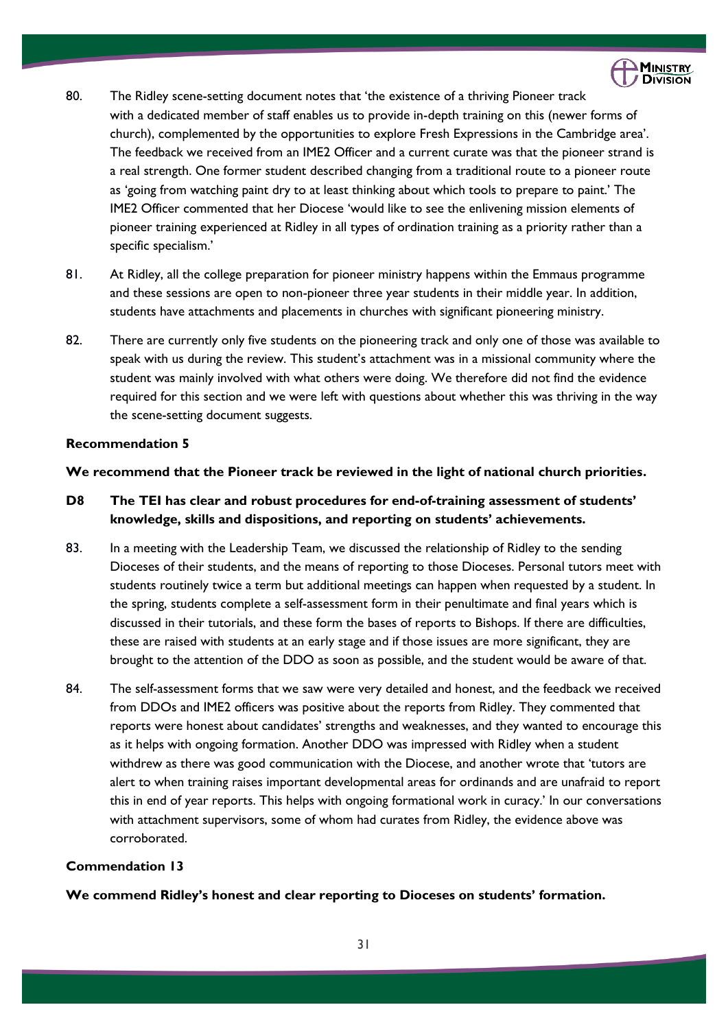80. The Ridley scene-setting document notes that 'the existence of a thriving Pioneer track with a dedicated member of staff enables us to provide in-depth training on this (newer forms of church), complemented by the opportunities to explore Fresh Expressions in the Cambridge area'. The feedback we received from an IME2 Officer and a current curate was that the pioneer strand is a real strength. One former student described changing from a traditional route to a pioneer route as 'going from watching paint dry to at least thinking about which tools to prepare to paint.' The IME2 Officer commented that her Diocese 'would like to see the enlivening mission elements of pioneer training experienced at Ridley in all types of ordination training as a priority rather than a specific specialism.'

81. At Ridley, all the college preparation for pioneer ministry happens within the Emmaus programme and these sessions are open to non-pioneer three year students in their middle year. In addition, students have attachments and placements in churches with significant pioneering ministry.

82. There are currently only five students on the pioneering track and only one of those was available to speak with us during the review. This student's attachment was in a missional community where the student was mainly involved with what others were doing. We therefore did not find the evidence required for this section and we were left with questions about whether this was thriving in the way the scene-setting document suggests.

**Recommendation 5**

**We recommend that the Pioneer track be reviewed in the light of national church priorities.**

**D8 The TEI has clear and robust procedures for end-of-training assessment of students' knowledge, skills and dispositions, and reporting on students' achievements.**

83. In a meeting with the Leadership Team, we discussed the relationship of Ridley to the sending Dioceses of their students, and the means of reporting to those Dioceses. Personal tutors meet with students routinely twice a term but additional meetings can happen when requested by a student. In the spring, students complete a self-assessment form in their penultimate and final years which is discussed in their tutorials, and these form the bases of reports to Bishops. If there are difficulties, these are raised with students at an early stage and if those issues are more significant, they are brought to the attention of the DDO as soon as possible, and the student would be aware of that.

84. The self-assessment forms that we saw were very detailed and honest, and the feedback we received from DDOs and IME2 officers was positive about the reports from Ridley. They commented that reports were honest about candidates' strengths and weaknesses, and they wanted to encourage this as it helps with ongoing formation. Another DDO was impressed with Ridley when a student withdrew as there was good communication with the Diocese, and another wrote that 'tutors are alert to when training raises important developmental areas for ordinands and are unafraid to report this in end of year reports. This helps with ongoing formational work in curacy.' In our conversations with attachment supervisors, some of whom had curates from Ridley, the evidence above was corroborated.

**Commendation 13**

**We commend Ridley's honest and clear reporting to Dioceses on students' formation.**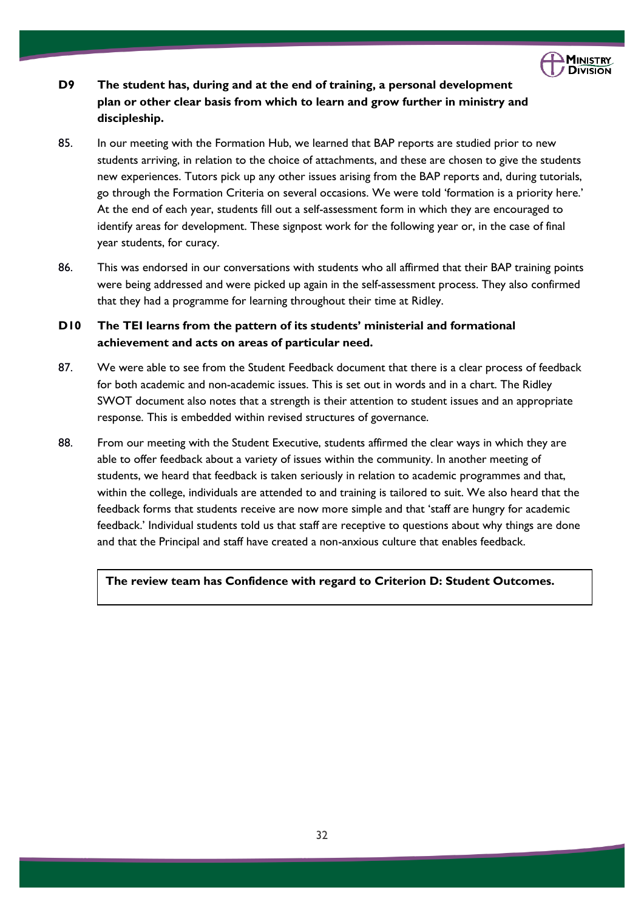**D9 The student has, during and at the end of training, a personal development plan or other clear basis from which to learn and grow further in ministry and discipleship.**

85. In our meeting with the Formation Hub, we learned that BAP reports are studied prior to new students arriving, in relation to the choice of attachments, and these are chosen to give the students new experiences. Tutors pick up any other issues arising from the BAP reports and, during tutorials, go through the Formation Criteria on several occasions. We were told 'formation is a priority here.' At the end of each year, students fill out a self-assessment form in which they are encouraged to identify areas for development. These signpost work for the following year or, in the case of final year students, for curacy.

86. This was endorsed in our conversations with students who all affirmed that their BAP training points were being addressed and were picked up again in the self-assessment process. They also confirmed that they had a programme for learning throughout their time at Ridley.

**D10 The TEI learns from the pattern of its students' ministerial and formational achievement and acts on areas of particular need.**

87. We were able to see from the Student Feedback document that there is a clear process of feedback for both academic and non-academic issues. This is set out in words and in a chart. The Ridley SWOT document also notes that a strength is their attention to student issues and an appropriate response. This is embedded within revised structures of governance.

88. From our meeting with the Student Executive, students affirmed the clear ways in which they are able to offer feedback about a variety of issues within the community. In another meeting of students, we heard that feedback is taken seriously in relation to academic programmes and that, within the college, individuals are attended to and training is tailored to suit. We also heard that the feedback forms that students receive are now more simple and that 'staff are hungry for academic feedback.' Individual students told us that staff are receptive to questions about why things are done and that the Principal and staff have created a non-anxious culture that enables feedback.

**The review team has Confidence with regard to Criterion D: Student Outcomes.**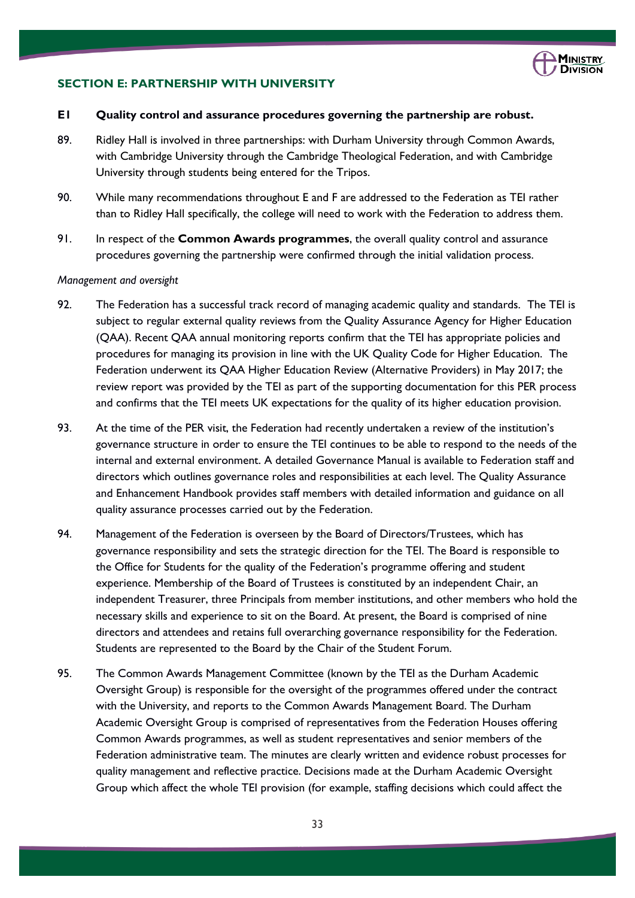## SECTION E: PARTNERSHIP WITH UNIVERSITY

### E1 Quality control and assurance procedures governing the partnership are robust.

89. Ridley Hall is involved in three partnerships: with Durham University through Common Awards, with Cambridge University through the Cambridge Theological Federation, and with Cambridge University through students being entered for the Tripos.

90. While many recommendations throughout E and F are addressed to the Federation as TEI rather than to Ridley Hall specifically, the college will need to work with the Federation to address them.

91. In respect of the **Common Awards programmes**, the overall quality control and assurance procedures governing the partnership were confirmed through the initial validation process.

*Management and oversight*

92. The Federation has a successful track record of managing academic quality and standards. The TEI is subject to regular external quality reviews from the Quality Assurance Agency for Higher Education (QAA). Recent QAA annual monitoring reports confirm that the TEI has appropriate policies and procedures for managing its provision in line with the UK Quality Code for Higher Education. The Federation underwent its QAA Higher Education Review (Alternative Providers) in May 2017; the review report was provided by the TEI as part of the supporting documentation for this PER process and confirms that the TEI meets UK expectations for the quality of its higher education provision.

93. At the time of the PER visit, the Federation had recently undertaken a review of the institution's governance structure in order to ensure the TEI continues to be able to respond to the needs of the internal and external environment. A detailed Governance Manual is available to Federation staff and directors which outlines governance roles and responsibilities at each level. The Quality Assurance and Enhancement Handbook provides staff members with detailed information and guidance on all quality assurance processes carried out by the Federation.

94. Management of the Federation is overseen by the Board of Directors/Trustees, which has governance responsibility and sets the strategic direction for the TEI. The Board is responsible to the Office for Students for the quality of the Federation's programme offering and student experience. Membership of the Board of Trustees is constituted by an independent Chair, an independent Treasurer, three Principals from member institutions, and other members who hold the necessary skills and experience to sit on the Board. At present, the Board is comprised of nine directors and attendees and retains full overarching governance responsibility for the Federation. Students are represented to the Board by the Chair of the Student Forum.

95. The Common Awards Management Committee (known by the TEI as the Durham Academic Oversight Group) is responsible for the oversight of the programmes offered under the contract with the University, and reports to the Common Awards Management Board. The Durham Academic Oversight Group is comprised of representatives from the Federation Houses offering Common Awards programmes, as well as student representatives and senior members of the Federation administrative team. The minutes are clearly written and evidence robust processes for quality management and reflective practice. Decisions made at the Durham Academic Oversight Group which affect the whole TEI provision (for example, staffing decisions which could affect the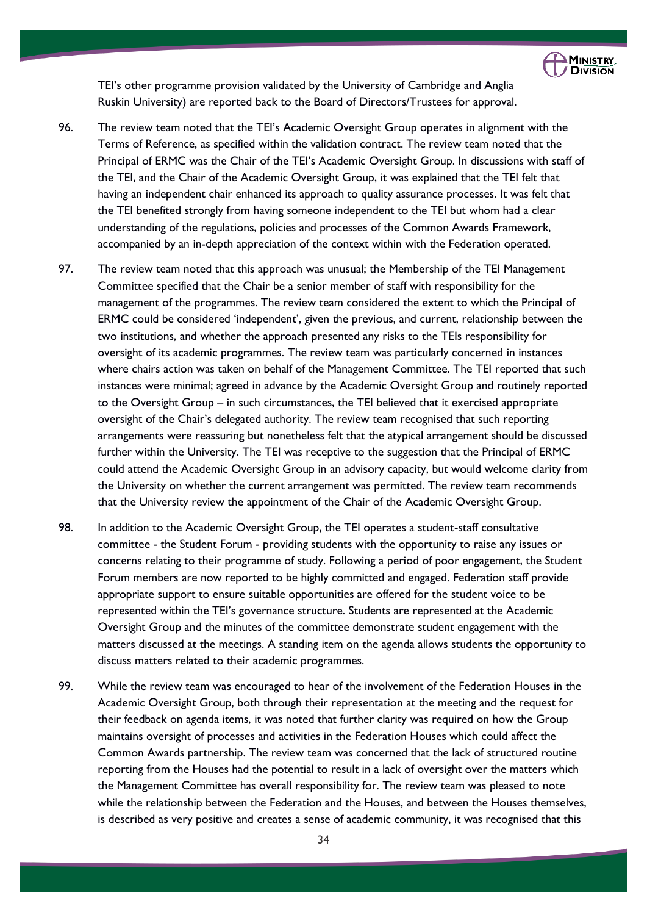TEI's other programme provision validated by the University of Cambridge and Anglia Ruskin University) are reported back to the Board of Directors/Trustees for approval.

96. The review team noted that the TEI's Academic Oversight Group operates in alignment with the Terms of Reference, as specified within the validation contract. The review team noted that the Principal of ERMC was the Chair of the TEI's Academic Oversight Group. In discussions with staff of the TEI, and the Chair of the Academic Oversight Group, it was explained that the TEI felt that having an independent chair enhanced its approach to quality assurance processes. It was felt that the TEI benefited strongly from having someone independent to the TEI but whom had a clear understanding of the regulations, policies and processes of the Common Awards Framework, accompanied by an in-depth appreciation of the context within with the Federation operated.

97. The review team noted that this approach was unusual; the Membership of the TEI Management Committee specified that the Chair be a senior member of staff with responsibility for the management of the programmes. The review team considered the extent to which the Principal of ERMC could be considered 'independent', given the previous, and current, relationship between the two institutions, and whether the approach presented any risks to the TEIs responsibility for oversight of its academic programmes. The review team was particularly concerned in instances where chairs action was taken on behalf of the Management Committee. The TEI reported that such instances were minimal; agreed in advance by the Academic Oversight Group and routinely reported to the Oversight Group – in such circumstances, the TEI believed that it exercised appropriate oversight of the Chair's delegated authority. The review team recognised that such reporting arrangements were reassuring but nonetheless felt that the atypical arrangement should be discussed further within the University. The TEI was receptive to the suggestion that the Principal of ERMC could attend the Academic Oversight Group in an advisory capacity, but would welcome clarity from the University on whether the current arrangement was permitted. The review team recommends that the University review the appointment of the Chair of the Academic Oversight Group.

98. In addition to the Academic Oversight Group, the TEI operates a student-staff consultative committee - the Student Forum - providing students with the opportunity to raise any issues or concerns relating to their programme of study. Following a period of poor engagement, the Student Forum members are now reported to be highly committed and engaged. Federation staff provide appropriate support to ensure suitable opportunities are offered for the student voice to be represented within the TEI's governance structure. Students are represented at the Academic Oversight Group and the minutes of the committee demonstrate student engagement with the matters discussed at the meetings. A standing item on the agenda allows students the opportunity to discuss matters related to their academic programmes.

99. While the review team was encouraged to hear of the involvement of the Federation Houses in the Academic Oversight Group, both through their representation at the meeting and the request for their feedback on agenda items, it was noted that further clarity was required on how the Group maintains oversight of processes and activities in the Federation Houses which could affect the Common Awards partnership. The review team was concerned that the lack of structured routine reporting from the Houses had the potential to result in a lack of oversight over the matters which the Management Committee has overall responsibility for. The review team was pleased to note while the relationship between the Federation and the Houses, and between the Houses themselves, is described as very positive and creates a sense of academic community, it was recognised that this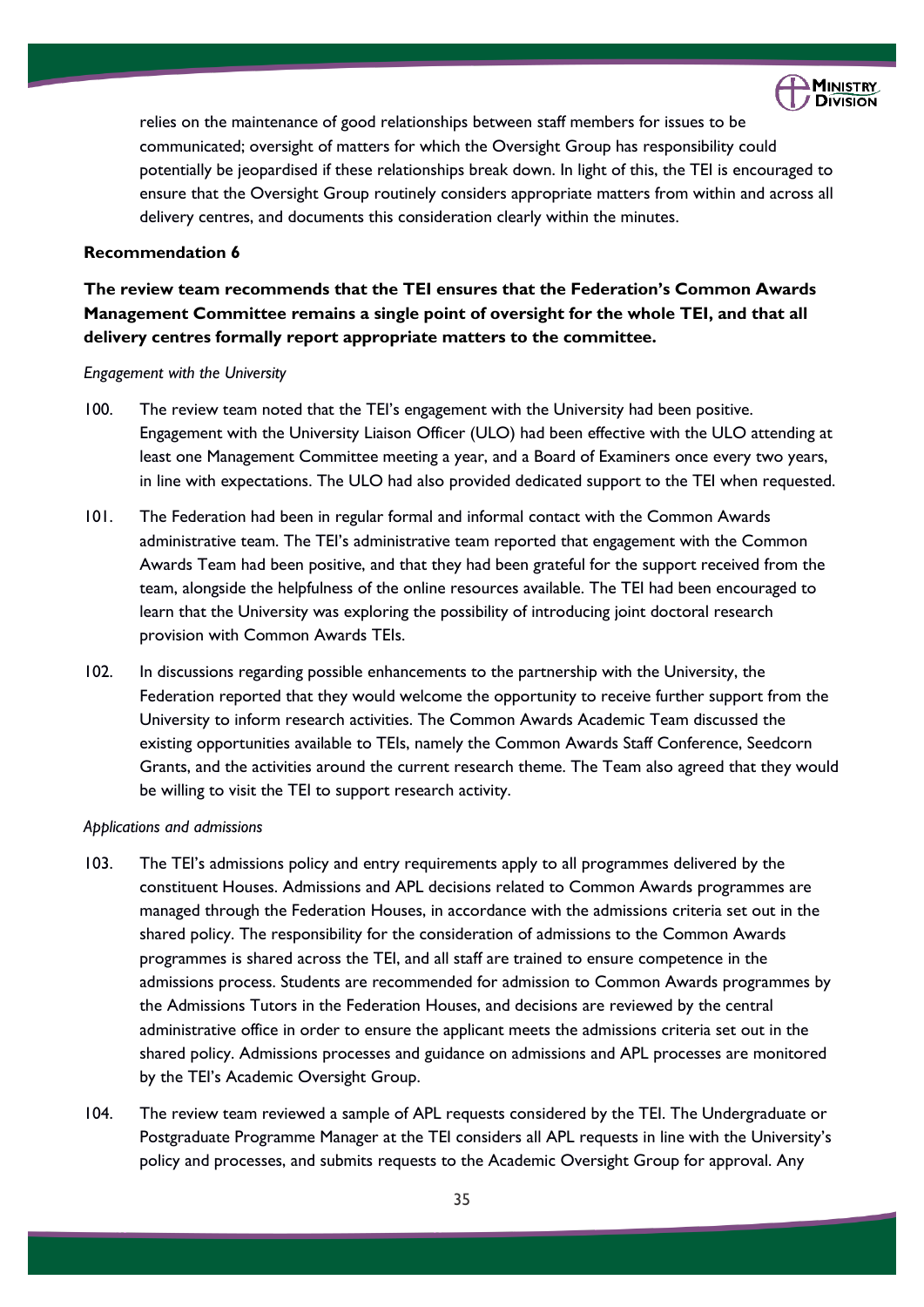relies on the maintenance of good relationships between staff members for issues to be communicated; oversight of matters for which the Oversight Group has responsibility could potentially be jeopardised if these relationships break down. In light of this, the TEI is encouraged to ensure that the Oversight Group routinely considers appropriate matters from within and across all delivery centres, and documents this consideration clearly within the minutes.

**Recommendation 6**

**The review team recommends that the TEI ensures that the Federation's Common Awards Management Committee remains a single point of oversight for the whole TEI, and that all delivery centres formally report appropriate matters to the committee.**

*Engagement with the University*

100. The review team noted that the TEI's engagement with the University had been positive. Engagement with the University Liaison Officer (ULO) had been effective with the ULO attending at least one Management Committee meeting a year, and a Board of Examiners once every two years, in line with expectations. The ULO had also provided dedicated support to the TEI when requested.

101. The Federation had been in regular formal and informal contact with the Common Awards administrative team. The TEI's administrative team reported that engagement with the Common Awards Team had been positive, and that they had been grateful for the support received from the team, alongside the helpfulness of the online resources available. The TEI had been encouraged to learn that the University was exploring the possibility of introducing joint doctoral research provision with Common Awards TEIs.

102. In discussions regarding possible enhancements to the partnership with the University, the Federation reported that they would welcome the opportunity to receive further support from the University to inform research activities. The Common Awards Academic Team discussed the existing opportunities available to TEIs, namely the Common Awards Staff Conference, Seedcorn Grants, and the activities around the current research theme. The Team also agreed that they would be willing to visit the TEI to support research activity.

*Applications and admissions*

103. The TEI's admissions policy and entry requirements apply to all programmes delivered by the constituent Houses. Admissions and APL decisions related to Common Awards programmes are managed through the Federation Houses, in accordance with the admissions criteria set out in the shared policy. The responsibility for the consideration of admissions to the Common Awards programmes is shared across the TEI, and all staff are trained to ensure competence in the admissions process. Students are recommended for admission to Common Awards programmes by the Admissions Tutors in the Federation Houses, and decisions are reviewed by the central administrative office in order to ensure the applicant meets the admissions criteria set out in the shared policy. Admissions processes and guidance on admissions and APL processes are monitored by the TEI's Academic Oversight Group.

104. The review team reviewed a sample of APL requests considered by the TEI. The Undergraduate or Postgraduate Programme Manager at the TEI considers all APL requests in line with the University's policy and processes, and submits requests to the Academic Oversight Group for approval. Any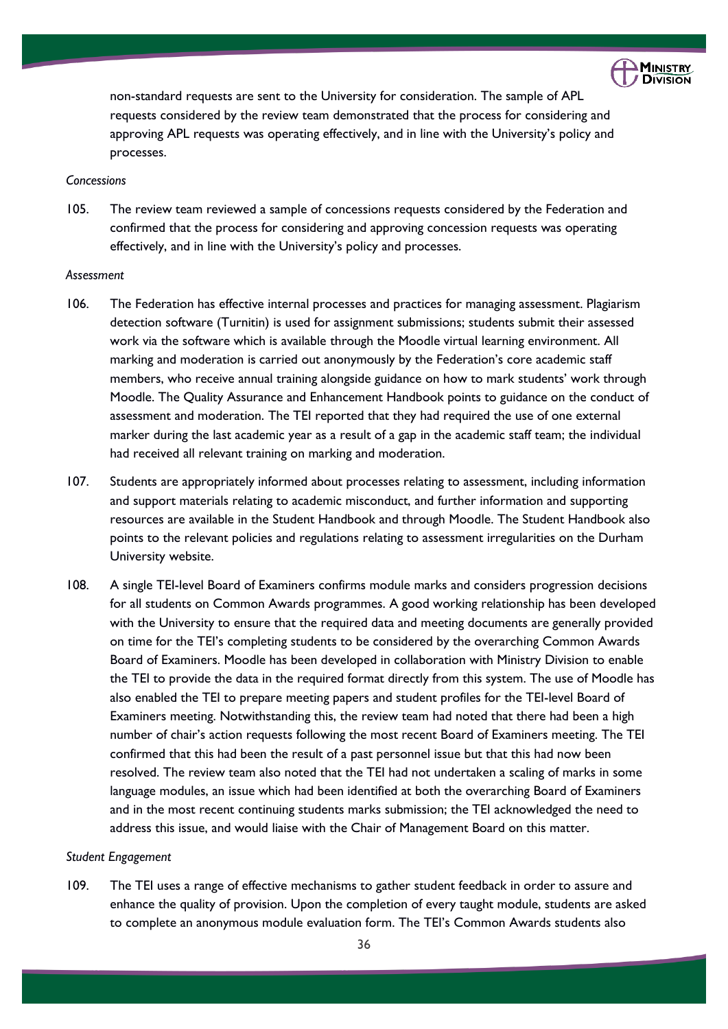non-standard requests are sent to the University for consideration. The sample of APL requests considered by the review team demonstrated that the process for considering and approving APL requests was operating effectively, and in line with the University's policy and processes.

*Concessions*

105. The review team reviewed a sample of concessions requests considered by the Federation and confirmed that the process for considering and approving concession requests was operating effectively, and in line with the University's policy and processes.

*Assessment*

106. The Federation has effective internal processes and practices for managing assessment. Plagiarism detection software (Turnitin) is used for assignment submissions; students submit their assessed work via the software which is available through the Moodle virtual learning environment. All marking and moderation is carried out anonymously by the Federation's core academic staff members, who receive annual training alongside guidance on how to mark students' work through Moodle. The Quality Assurance and Enhancement Handbook points to guidance on the conduct of assessment and moderation. The TEI reported that they had required the use of one external marker during the last academic year as a result of a gap in the academic staff team; the individual had received all relevant training on marking and moderation.

107. Students are appropriately informed about processes relating to assessment, including information and support materials relating to academic misconduct, and further information and supporting resources are available in the Student Handbook and through Moodle. The Student Handbook also points to the relevant policies and regulations relating to assessment irregularities on the Durham University website.

108. A single TEI-level Board of Examiners confirms module marks and considers progression decisions for all students on Common Awards programmes. A good working relationship has been developed with the University to ensure that the required data and meeting documents are generally provided on time for the TEI's completing students to be considered by the overarching Common Awards Board of Examiners. Moodle has been developed in collaboration with Ministry Division to enable the TEI to provide the data in the required format directly from this system. The use of Moodle has also enabled the TEI to prepare meeting papers and student profiles for the TEI-level Board of Examiners meeting. Notwithstanding this, the review team had noted that there had been a high number of chair's action requests following the most recent Board of Examiners meeting. The TEI confirmed that this had been the result of a past personnel issue but that this had now been resolved. The review team also noted that the TEI had not undertaken a scaling of marks in some language modules, an issue which had been identified at both the overarching Board of Examiners and in the most recent continuing students marks submission; the TEI acknowledged the need to address this issue, and would liaise with the Chair of Management Board on this matter.

*Student Engagement*

109. The TEI uses a range of effective mechanisms to gather student feedback in order to assure and enhance the quality of provision. Upon the completion of every taught module, students are asked to complete an anonymous module evaluation form. The TEI's Common Awards students also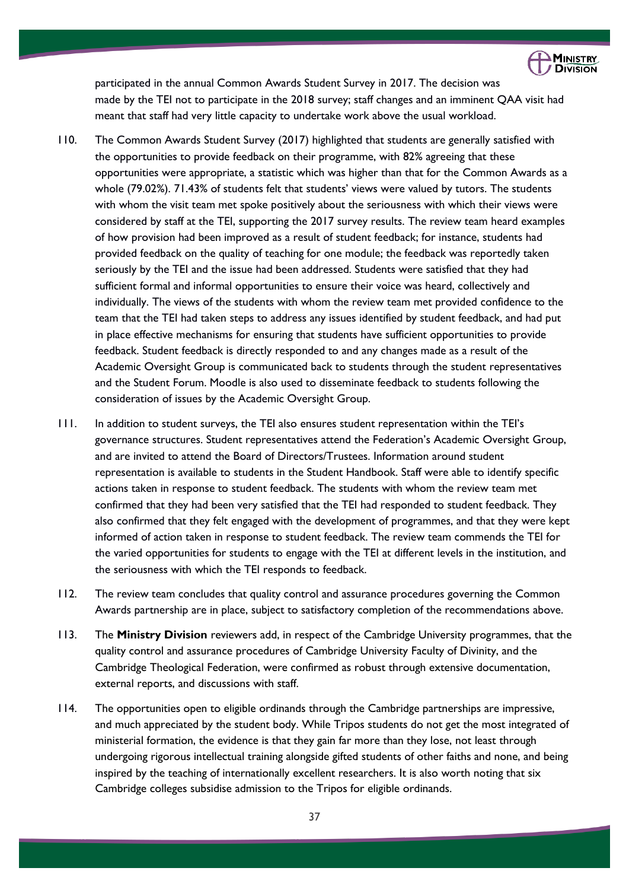participated in the annual Common Awards Student Survey in 2017. The decision was made by the TEI not to participate in the 2018 survey; staff changes and an imminent QAA visit had meant that staff had very little capacity to undertake work above the usual workload.

110. The Common Awards Student Survey (2017) highlighted that students are generally satisfied with the opportunities to provide feedback on their programme, with 82% agreeing that these opportunities were appropriate, a statistic which was higher than that for the Common Awards as a whole (79.02%). 71.43% of students felt that students' views were valued by tutors. The students with whom the visit team met spoke positively about the seriousness with which their views were considered by staff at the TEI, supporting the 2017 survey results. The review team heard examples of how provision had been improved as a result of student feedback; for instance, students had provided feedback on the quality of teaching for one module; the feedback was reportedly taken seriously by the TEI and the issue had been addressed. Students were satisfied that they had sufficient formal and informal opportunities to ensure their voice was heard, collectively and individually. The views of the students with whom the review team met provided confidence to the team that the TEI had taken steps to address any issues identified by student feedback, and had put in place effective mechanisms for ensuring that students have sufficient opportunities to provide feedback. Student feedback is directly responded to and any changes made as a result of the Academic Oversight Group is communicated back to students through the student representatives and the Student Forum. Moodle is also used to disseminate feedback to students following the consideration of issues by the Academic Oversight Group.

111. In addition to student surveys, the TEI also ensures student representation within the TEI's governance structures. Student representatives attend the Federation's Academic Oversight Group, and are invited to attend the Board of Directors/Trustees. Information around student representation is available to students in the Student Handbook. Staff were able to identify specific actions taken in response to student feedback. The students with whom the review team met confirmed that they had been very satisfied that the TEI had responded to student feedback. They also confirmed that they felt engaged with the development of programmes, and that they were kept informed of action taken in response to student feedback. The review team commends the TEI for the varied opportunities for students to engage with the TEI at different levels in the institution, and the seriousness with which the TEI responds to feedback.

112. The review team concludes that quality control and assurance procedures governing the Common Awards partnership are in place, subject to satisfactory completion of the recommendations above.

113. The **Ministry Division** reviewers add, in respect of the Cambridge University programmes, that the quality control and assurance procedures of Cambridge University Faculty of Divinity, and the Cambridge Theological Federation, were confirmed as robust through extensive documentation, external reports, and discussions with staff.

114. The opportunities open to eligible ordinands through the Cambridge partnerships are impressive, and much appreciated by the student body. While Tripos students do not get the most integrated of ministerial formation, the evidence is that they gain far more than they lose, not least through undergoing rigorous intellectual training alongside gifted students of other faiths and none, and being inspired by the teaching of internationally excellent researchers. It is also worth noting that six Cambridge colleges subsidise admission to the Tripos for eligible ordinands.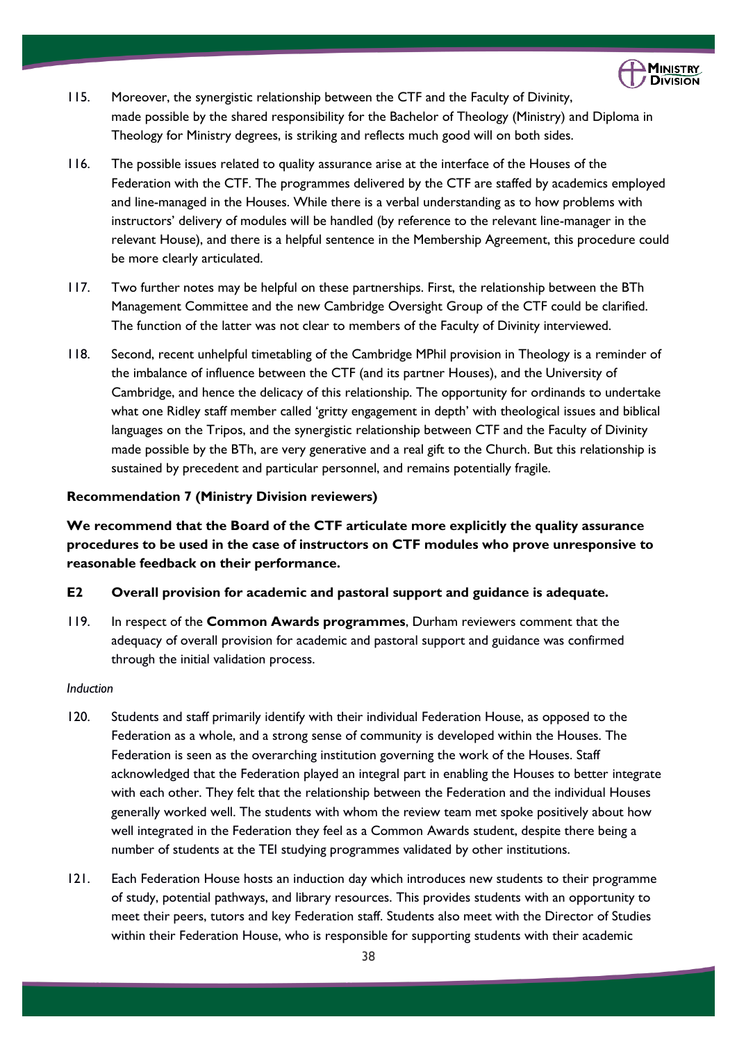115. Moreover, the synergistic relationship between the CTF and the Faculty of Divinity, made possible by the shared responsibility for the Bachelor of Theology (Ministry) and Diploma in Theology for Ministry degrees, is striking and reflects much good will on both sides.

116. The possible issues related to quality assurance arise at the interface of the Houses of the Federation with the CTF. The programmes delivered by the CTF are staffed by academics employed and line-managed in the Houses. While there is a verbal understanding as to how problems with instructors' delivery of modules will be handled (by reference to the relevant line-manager in the relevant House), and there is a helpful sentence in the Membership Agreement, this procedure could be more clearly articulated.

117. Two further notes may be helpful on these partnerships. First, the relationship between the BTh Management Committee and the new Cambridge Oversight Group of the CTF could be clarified. The function of the latter was not clear to members of the Faculty of Divinity interviewed.

118. Second, recent unhelpful timetabling of the Cambridge MPhil provision in Theology is a reminder of the imbalance of influence between the CTF (and its partner Houses), and the University of Cambridge, and hence the delicacy of this relationship. The opportunity for ordinands to undertake what one Ridley staff member called 'gritty engagement in depth' with theological issues and biblical languages on the Tripos, and the synergistic relationship between CTF and the Faculty of Divinity made possible by the BTh, are very generative and a real gift to the Church. But this relationship is sustained by precedent and particular personnel, and remains potentially fragile.

**Recommendation 7 (Ministry Division reviewers)**

**We recommend that the Board of the CTF articulate more explicitly the quality assurance procedures to be used in the case of instructors on CTF modules who prove unresponsive to reasonable feedback on their performance.**

**E2 Overall provision for academic and pastoral support and guidance is adequate.**

119. In respect of the **Common Awards programmes**, Durham reviewers comment that the adequacy of overall provision for academic and pastoral support and guidance was confirmed through the initial validation process.

*Induction*

120. Students and staff primarily identify with their individual Federation House, as opposed to the Federation as a whole, and a strong sense of community is developed within the Houses. The Federation is seen as the overarching institution governing the work of the Houses. Staff acknowledged that the Federation played an integral part in enabling the Houses to better integrate with each other. They felt that the relationship between the Federation and the individual Houses generally worked well. The students with whom the review team met spoke positively about how well integrated in the Federation they feel as a Common Awards student, despite there being a number of students at the TEI studying programmes validated by other institutions.

121. Each Federation House hosts an induction day which introduces new students to their programme of study, potential pathways, and library resources. This provides students with an opportunity to meet their peers, tutors and key Federation staff. Students also meet with the Director of Studies within their Federation House, who is responsible for supporting students with their academic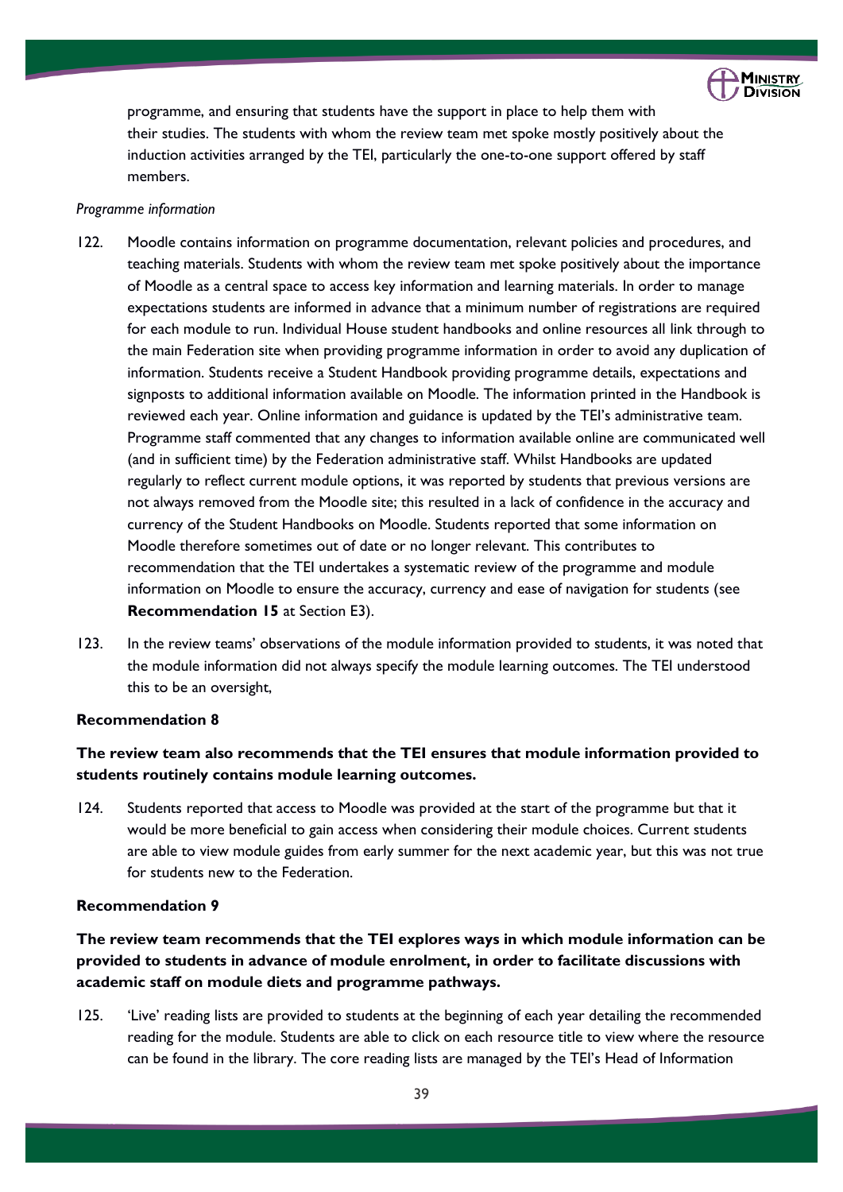programme, and ensuring that students have the support in place to help them with their studies. The students with whom the review team met spoke mostly positively about the induction activities arranged by the TEI, particularly the one-to-one support offered by staff members.

*Programme information*

122. Moodle contains information on programme documentation, relevant policies and procedures, and teaching materials. Students with whom the review team met spoke positively about the importance of Moodle as a central space to access key information and learning materials. In order to manage expectations students are informed in advance that a minimum number of registrations are required for each module to run. Individual House student handbooks and online resources all link through to the main Federation site when providing programme information in order to avoid any duplication of information. Students receive a Student Handbook providing programme details, expectations and signposts to additional information available on Moodle. The information printed in the Handbook is reviewed each year. Online information and guidance is updated by the TEI's administrative team. Programme staff commented that any changes to information available online are communicated well (and in sufficient time) by the Federation administrative staff. Whilst Handbooks are updated regularly to reflect current module options, it was reported by students that previous versions are not always removed from the Moodle site; this resulted in a lack of confidence in the accuracy and currency of the Student Handbooks on Moodle. Students reported that some information on Moodle therefore sometimes out of date or no longer relevant. This contributes to recommendation that the TEI undertakes a systematic review of the programme and module information on Moodle to ensure the accuracy, currency and ease of navigation for students (see **Recommendation 15** at Section E3).

123. In the review teams' observations of the module information provided to students, it was noted that the module information did not always specify the module learning outcomes. The TEI understood this to be an oversight,

**Recommendation 8**

**The review team also recommends that the TEI ensures that module information provided to students routinely contains module learning outcomes.**

124. Students reported that access to Moodle was provided at the start of the programme but that it would be more beneficial to gain access when considering their module choices. Current students are able to view module guides from early summer for the next academic year, but this was not true for students new to the Federation.

**Recommendation 9**

**The review team recommends that the TEI explores ways in which module information can be provided to students in advance of module enrolment, in order to facilitate discussions with academic staff on module diets and programme pathways.**

125. 'Live' reading lists are provided to students at the beginning of each year detailing the recommended reading for the module. Students are able to click on each resource title to view where the resource can be found in the library. The core reading lists are managed by the TEI's Head of Information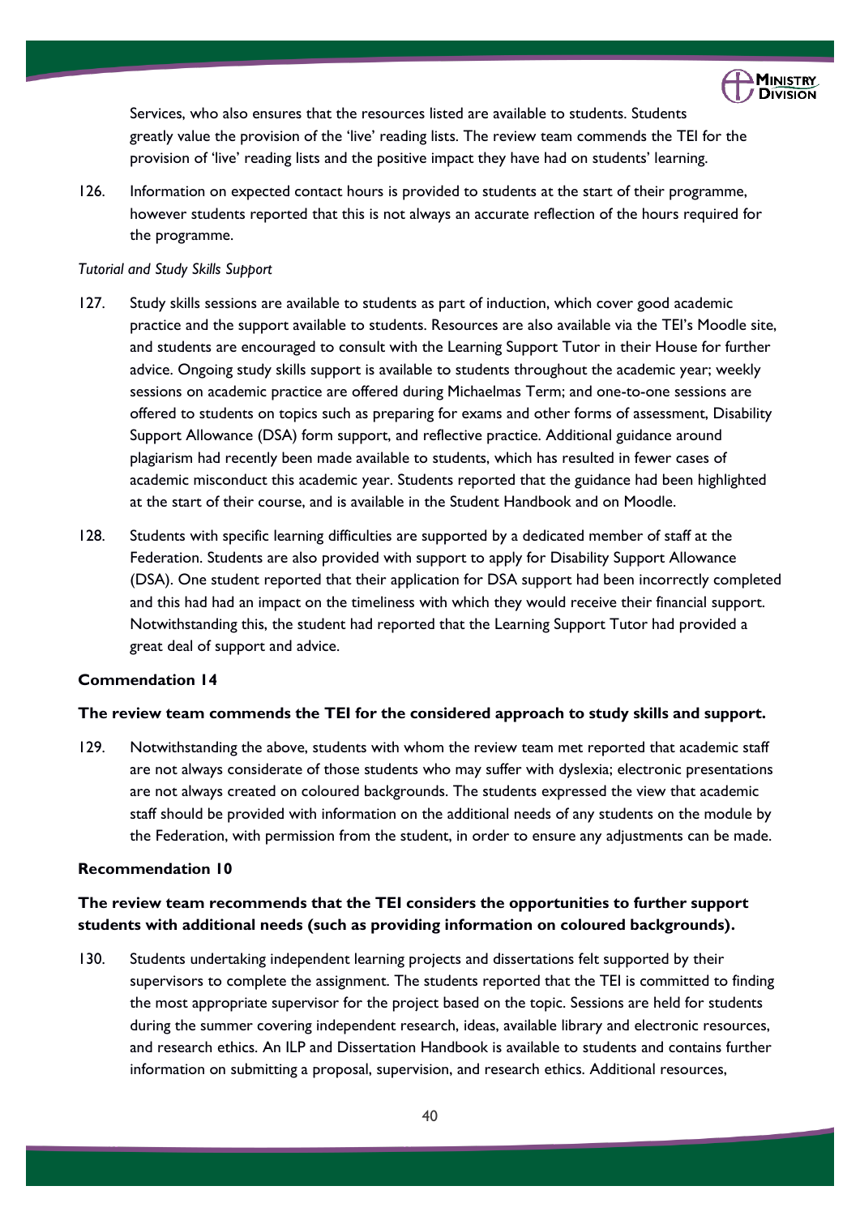Services, who also ensures that the resources listed are available to students. Students greatly value the provision of the 'live' reading lists. The review team commends the TEI for the provision of 'live' reading lists and the positive impact they have had on students' learning.

126. Information on expected contact hours is provided to students at the start of their programme, however students reported that this is not always an accurate reflection of the hours required for the programme.

*Tutorial and Study Skills Support*

127. Study skills sessions are available to students as part of induction, which cover good academic practice and the support available to students. Resources are also available via the TEI's Moodle site, and students are encouraged to consult with the Learning Support Tutor in their House for further advice. Ongoing study skills support is available to students throughout the academic year; weekly sessions on academic practice are offered during Michaelmas Term; and one-to-one sessions are offered to students on topics such as preparing for exams and other forms of assessment, Disability Support Allowance (DSA) form support, and reflective practice. Additional guidance around plagiarism had recently been made available to students, which has resulted in fewer cases of academic misconduct this academic year. Students reported that the guidance had been highlighted at the start of their course, and is available in the Student Handbook and on Moodle.

128. Students with specific learning difficulties are supported by a dedicated member of staff at the Federation. Students are also provided with support to apply for Disability Support Allowance (DSA). One student reported that their application for DSA support had been incorrectly completed and this had had an impact on the timeliness with which they would receive their financial support. Notwithstanding this, the student had reported that the Learning Support Tutor had provided a great deal of support and advice.

**Commendation 14**

**The review team commends the TEI for the considered approach to study skills and support.**

129. Notwithstanding the above, students with whom the review team met reported that academic staff are not always considerate of those students who may suffer with dyslexia; electronic presentations are not always created on coloured backgrounds. The students expressed the view that academic staff should be provided with information on the additional needs of any students on the module by the Federation, with permission from the student, in order to ensure any adjustments can be made.

**Recommendation 10**

**The review team recommends that the TEI considers the opportunities to further support students with additional needs (such as providing information on coloured backgrounds).**

130. Students undertaking independent learning projects and dissertations felt supported by their supervisors to complete the assignment. The students reported that the TEI is committed to finding the most appropriate supervisor for the project based on the topic. Sessions are held for students during the summer covering independent research, ideas, available library and electronic resources, and research ethics. An ILP and Dissertation Handbook is available to students and contains further information on submitting a proposal, supervision, and research ethics. Additional resources,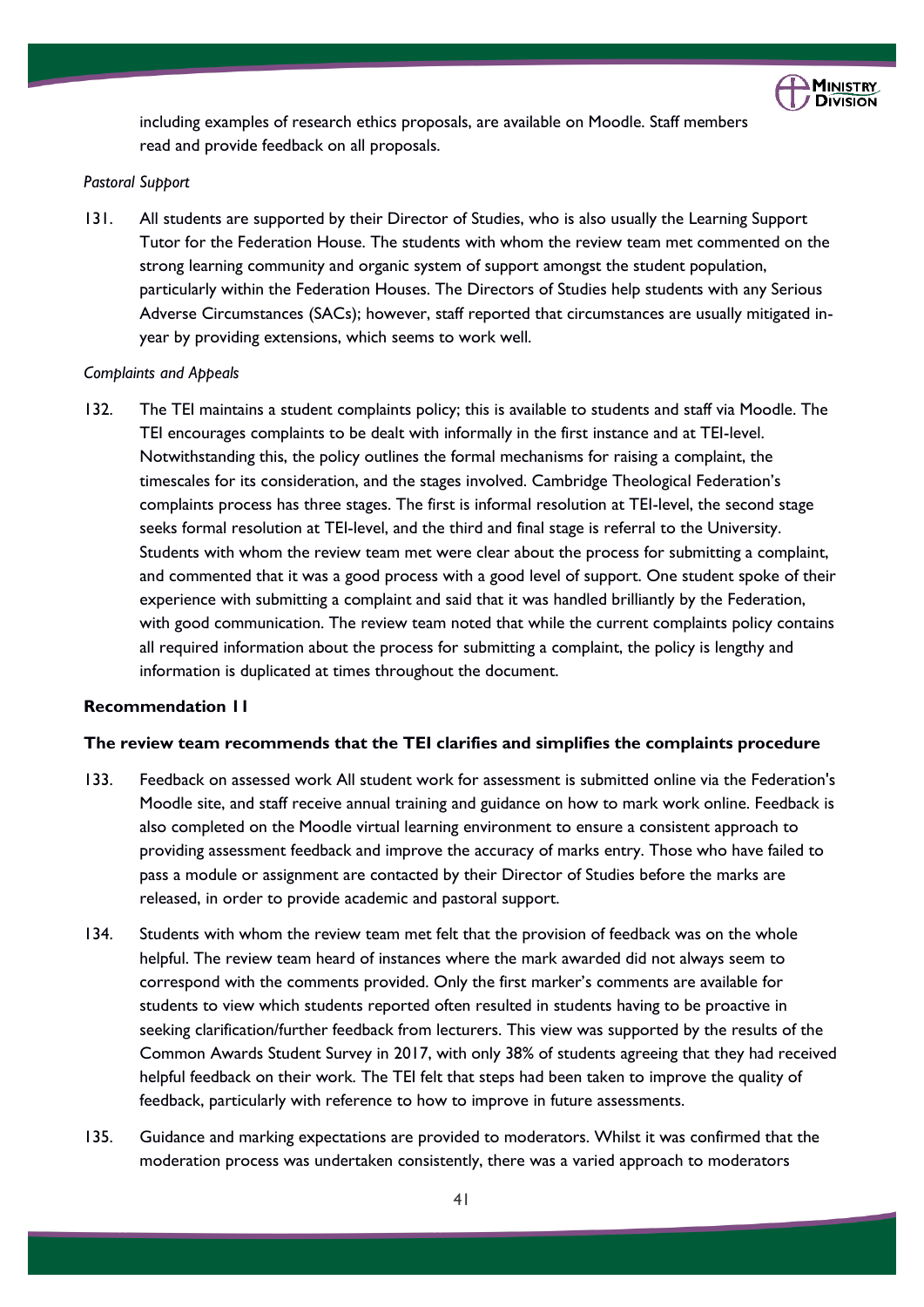including examples of research ethics proposals, are available on Moodle. Staff members read and provide feedback on all proposals.

*Pastoral Support*

131. All students are supported by their Director of Studies, who is also usually the Learning Support Tutor for the Federation House. The students with whom the review team met commented on the strong learning community and organic system of support amongst the student population, particularly within the Federation Houses. The Directors of Studies help students with any Serious Adverse Circumstances (SACs); however, staff reported that circumstances are usually mitigated in-year by providing extensions, which seems to work well.

*Complaints and Appeals*

132. The TEI maintains a student complaints policy; this is available to students and staff via Moodle. The TEI encourages complaints to be dealt with informally in the first instance and at TEI-level. Notwithstanding this, the policy outlines the formal mechanisms for raising a complaint, the timescales for its consideration, and the stages involved. Cambridge Theological Federation's complaints process has three stages. The first is informal resolution at TEI-level, the second stage seeks formal resolution at TEI-level, and the third and final stage is referral to the University. Students with whom the review team met were clear about the process for submitting a complaint, and commented that it was a good process with a good level of support. One student spoke of their experience with submitting a complaint and said that it was handled brilliantly by the Federation, with good communication. The review team noted that while the current complaints policy contains all required information about the process for submitting a complaint, the policy is lengthy and information is duplicated at times throughout the document.

**Recommendation 11**

**The review team recommends that the TEI clarifies and simplifies the complaints procedure**

133. Feedback on assessed work All student work for assessment is submitted online via the Federation's Moodle site, and staff receive annual training and guidance on how to mark work online. Feedback is also completed on the Moodle virtual learning environment to ensure a consistent approach to providing assessment feedback and improve the accuracy of marks entry. Those who have failed to pass a module or assignment are contacted by their Director of Studies before the marks are released, in order to provide academic and pastoral support.

134. Students with whom the review team met felt that the provision of feedback was on the whole helpful. The review team heard of instances where the mark awarded did not always seem to correspond with the comments provided. Only the first marker's comments are available for students to view which students reported often resulted in students having to be proactive in seeking clarification/further feedback from lecturers. This view was supported by the results of the Common Awards Student Survey in 2017, with only 38% of students agreeing that they had received helpful feedback on their work. The TEI felt that steps had been taken to improve the quality of feedback, particularly with reference to how to improve in future assessments.

135. Guidance and marking expectations are provided to moderators. Whilst it was confirmed that the moderation process was undertaken consistently, there was a varied approach to moderators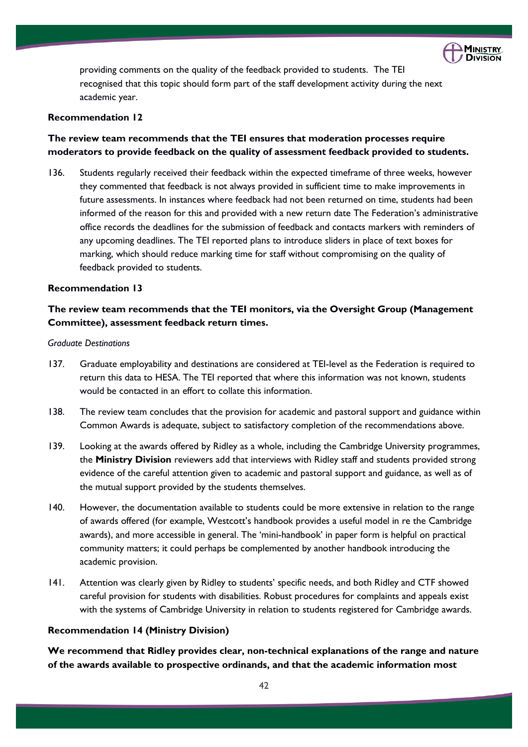providing comments on the quality of the feedback provided to students. The TEI recognised that this topic should form part of the staff development activity during the next academic year.

**Recommendation 12**

**The review team recommends that the TEI ensures that moderation processes require moderators to provide feedback on the quality of assessment feedback provided to students.**

136. Students regularly received their feedback within the expected timeframe of three weeks, however they commented that feedback is not always provided in sufficient time to make improvements in future assessments. In instances where feedback had not been returned on time, students had been informed of the reason for this and provided with a new return date The Federation's administrative office records the deadlines for the submission of feedback and contacts markers with reminders of any upcoming deadlines. The TEI reported plans to introduce sliders in place of text boxes for marking, which should reduce marking time for staff without compromising on the quality of feedback provided to students.

**Recommendation 13**

**The review team recommends that the TEI monitors, via the Oversight Group (Management Committee), assessment feedback return times.**

*Graduate Destinations*

137. Graduate employability and destinations are considered at TEI-level as the Federation is required to return this data to HESA. The TEI reported that where this information was not known, students would be contacted in an effort to collate this information.

138. The review team concludes that the provision for academic and pastoral support and guidance within Common Awards is adequate, subject to satisfactory completion of the recommendations above.

139. Looking at the awards offered by Ridley as a whole, including the Cambridge University programmes, the **Ministry Division** reviewers add that interviews with Ridley staff and students provided strong evidence of the careful attention given to academic and pastoral support and guidance, as well as of the mutual support provided by the students themselves.

140. However, the documentation available to students could be more extensive in relation to the range of awards offered (for example, Westcott's handbook provides a useful model in re the Cambridge awards), and more accessible in general. The 'mini-handbook' in paper form is helpful on practical community matters; it could perhaps be complemented by another handbook introducing the academic provision.

141. Attention was clearly given by Ridley to students' specific needs, and both Ridley and CTF showed careful provision for students with disabilities. Robust procedures for complaints and appeals exist with the systems of Cambridge University in relation to students registered for Cambridge awards.

**Recommendation 14 (Ministry Division)**

**We recommend that Ridley provides clear, non-technical explanations of the range and nature of the awards available to prospective ordinands, and that the academic information most**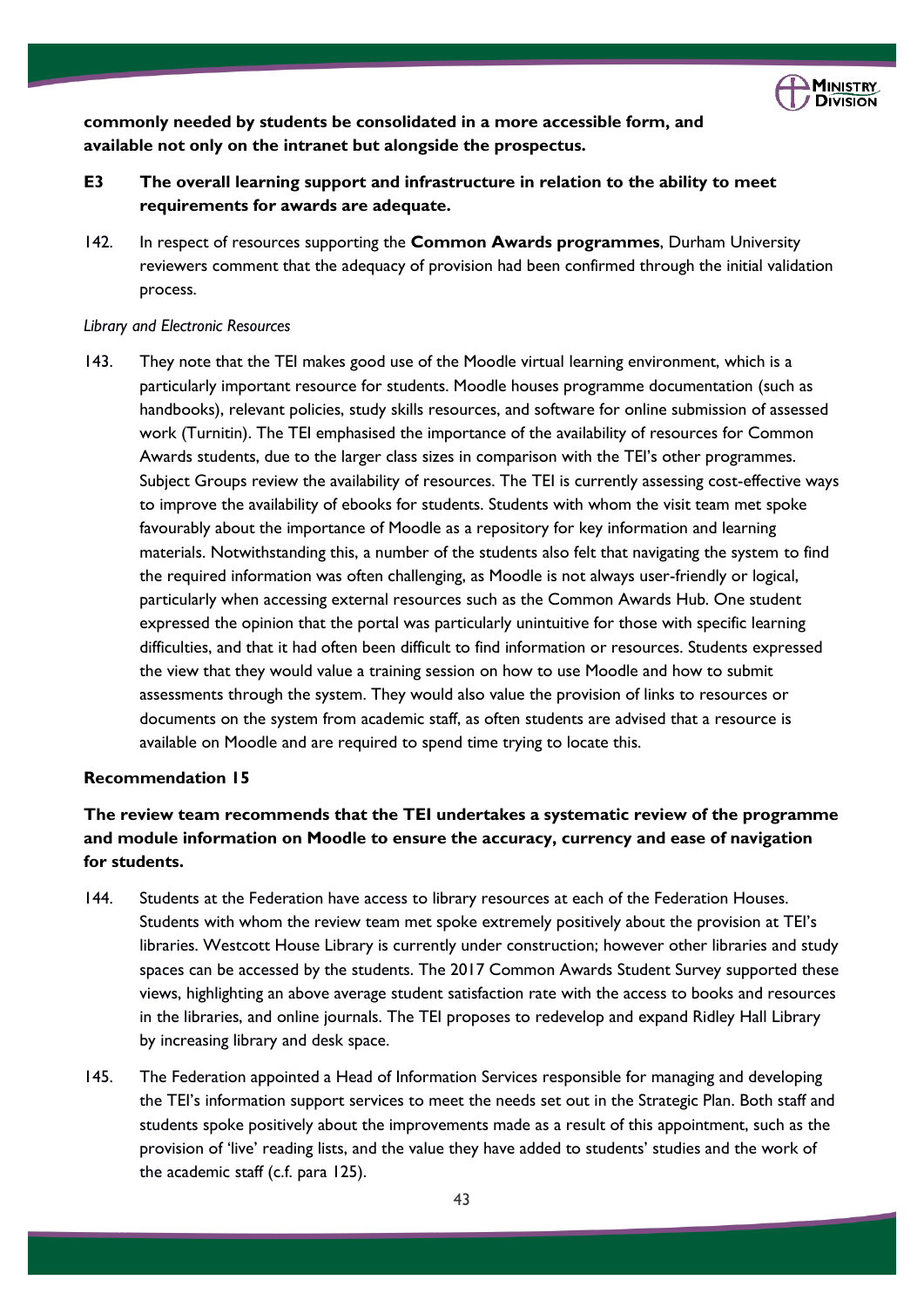**commonly needed by students be consolidated in a more accessible form, and available not only on the intranet but alongside the prospectus.**

**E3 The overall learning support and infrastructure in relation to the ability to meet requirements for awards are adequate.**

142. In respect of resources supporting the **Common Awards programmes**, Durham University reviewers comment that the adequacy of provision had been confirmed through the initial validation process.

*Library and Electronic Resources*

143. They note that the TEI makes good use of the Moodle virtual learning environment, which is a particularly important resource for students. Moodle houses programme documentation (such as handbooks), relevant policies, study skills resources, and software for online submission of assessed work (Turnitin). The TEI emphasised the importance of the availability of resources for Common Awards students, due to the larger class sizes in comparison with the TEI's other programmes. Subject Groups review the availability of resources. The TEI is currently assessing cost-effective ways to improve the availability of ebooks for students. Students with whom the visit team met spoke favourably about the importance of Moodle as a repository for key information and learning materials. Notwithstanding this, a number of the students also felt that navigating the system to find the required information was often challenging, as Moodle is not always user-friendly or logical, particularly when accessing external resources such as the Common Awards Hub. One student expressed the opinion that the portal was particularly unintuitive for those with specific learning difficulties, and that it had often been difficult to find information or resources. Students expressed the view that they would value a training session on how to use Moodle and how to submit assessments through the system. They would also value the provision of links to resources or documents on the system from academic staff, as often students are advised that a resource is available on Moodle and are required to spend time trying to locate this.

**Recommendation 15**

**The review team recommends that the TEI undertakes a systematic review of the programme and module information on Moodle to ensure the accuracy, currency and ease of navigation for students.**

144. Students at the Federation have access to library resources at each of the Federation Houses. Students with whom the review team met spoke extremely positively about the provision at TEI's libraries. Westcott House Library is currently under construction; however other libraries and study spaces can be accessed by the students. The 2017 Common Awards Student Survey supported these views, highlighting an above average student satisfaction rate with the access to books and resources in the libraries, and online journals. The TEI proposes to redevelop and expand Ridley Hall Library by increasing library and desk space.

145. The Federation appointed a Head of Information Services responsible for managing and developing the TEI's information support services to meet the needs set out in the Strategic Plan. Both staff and students spoke positively about the improvements made as a result of this appointment, such as the provision of 'live' reading lists, and the value they have added to students' studies and the work of the academic staff (c.f. para 125).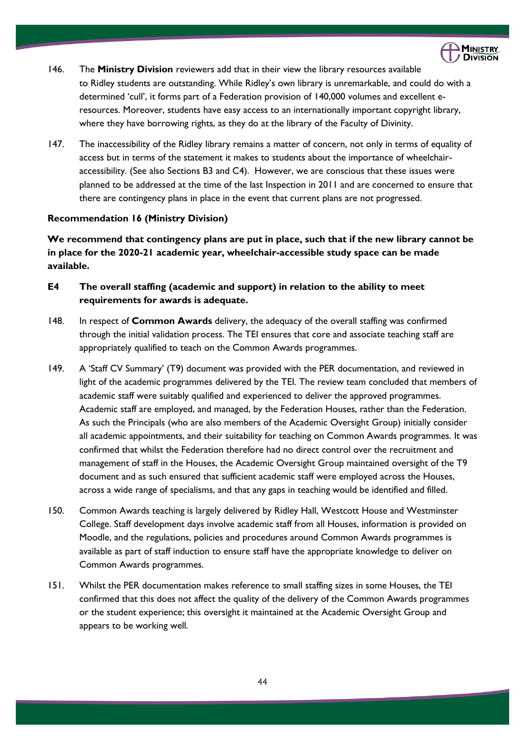146. The **Ministry Division** reviewers add that in their view the library resources available to Ridley students are outstanding. While Ridley's own library is unremarkable, and could do with a determined 'cull', it forms part of a Federation provision of 140,000 volumes and excellent e-resources. Moreover, students have easy access to an internationally important copyright library, where they have borrowing rights, as they do at the library of the Faculty of Divinity.

147. The inaccessibility of the Ridley library remains a matter of concern, not only in terms of equality of access but in terms of the statement it makes to students about the importance of wheelchair-accessibility. (See also Sections B3 and C4). However, we are conscious that these issues were planned to be addressed at the time of the last Inspection in 2011 and are concerned to ensure that there are contingency plans in place in the event that current plans are not progressed.

**Recommendation 16 (Ministry Division)**

**We recommend that contingency plans are put in place, such that if the new library cannot be in place for the 2020-21 academic year, wheelchair-accessible study space can be made available.**

### E4 The overall staffing (academic and support) in relation to the ability to meet requirements for awards is adequate.

148. In respect of **Common Awards** delivery, the adequacy of the overall staffing was confirmed through the initial validation process. The TEI ensures that core and associate teaching staff are appropriately qualified to teach on the Common Awards programmes.

149. A 'Staff CV Summary' (T9) document was provided with the PER documentation, and reviewed in light of the academic programmes delivered by the TEI. The review team concluded that members of academic staff were suitably qualified and experienced to deliver the approved programmes. Academic staff are employed, and managed, by the Federation Houses, rather than the Federation. As such the Principals (who are also members of the Academic Oversight Group) initially consider all academic appointments, and their suitability for teaching on Common Awards programmes. It was confirmed that whilst the Federation therefore had no direct control over the recruitment and management of staff in the Houses, the Academic Oversight Group maintained oversight of the T9 document and as such ensured that sufficient academic staff were employed across the Houses, across a wide range of specialisms, and that any gaps in teaching would be identified and filled.

150. Common Awards teaching is largely delivered by Ridley Hall, Westcott House and Westminster College. Staff development days involve academic staff from all Houses, information is provided on Moodle, and the regulations, policies and procedures around Common Awards programmes is available as part of staff induction to ensure staff have the appropriate knowledge to deliver on Common Awards programmes.

151. Whilst the PER documentation makes reference to small staffing sizes in some Houses, the TEI confirmed that this does not affect the quality of the delivery of the Common Awards programmes or the student experience; this oversight it maintained at the Academic Oversight Group and appears to be working well.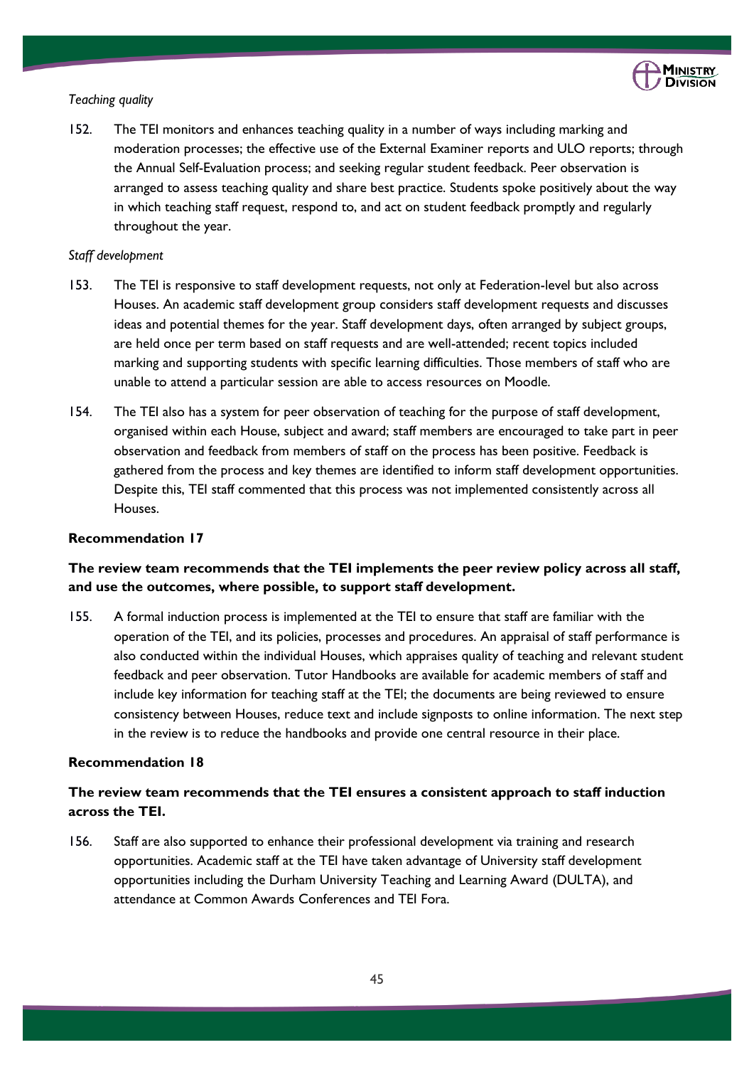*Teaching quality*

152. The TEI monitors and enhances teaching quality in a number of ways including marking and moderation processes; the effective use of the External Examiner reports and ULO reports; through the Annual Self-Evaluation process; and seeking regular student feedback. Peer observation is arranged to assess teaching quality and share best practice. Students spoke positively about the way in which teaching staff request, respond to, and act on student feedback promptly and regularly throughout the year.

*Staff development*

153. The TEI is responsive to staff development requests, not only at Federation-level but also across Houses. An academic staff development group considers staff development requests and discusses ideas and potential themes for the year. Staff development days, often arranged by subject groups, are held once per term based on staff requests and are well-attended; recent topics included marking and supporting students with specific learning difficulties. Those members of staff who are unable to attend a particular session are able to access resources on Moodle.

154. The TEI also has a system for peer observation of teaching for the purpose of staff development, organised within each House, subject and award; staff members are encouraged to take part in peer observation and feedback from members of staff on the process has been positive. Feedback is gathered from the process and key themes are identified to inform staff development opportunities. Despite this, TEI staff commented that this process was not implemented consistently across all Houses.

**Recommendation 17**

**The review team recommends that the TEI implements the peer review policy across all staff, and use the outcomes, where possible, to support staff development.**

155. A formal induction process is implemented at the TEI to ensure that staff are familiar with the operation of the TEI, and its policies, processes and procedures. An appraisal of staff performance is also conducted within the individual Houses, which appraises quality of teaching and relevant student feedback and peer observation. Tutor Handbooks are available for academic members of staff and include key information for teaching staff at the TEI; the documents are being reviewed to ensure consistency between Houses, reduce text and include signposts to online information. The next step in the review is to reduce the handbooks and provide one central resource in their place.

**Recommendation 18**

**The review team recommends that the TEI ensures a consistent approach to staff induction across the TEI.**

156. Staff are also supported to enhance their professional development via training and research opportunities. Academic staff at the TEI have taken advantage of University staff development opportunities including the Durham University Teaching and Learning Award (DULTA), and attendance at Common Awards Conferences and TEI Fora.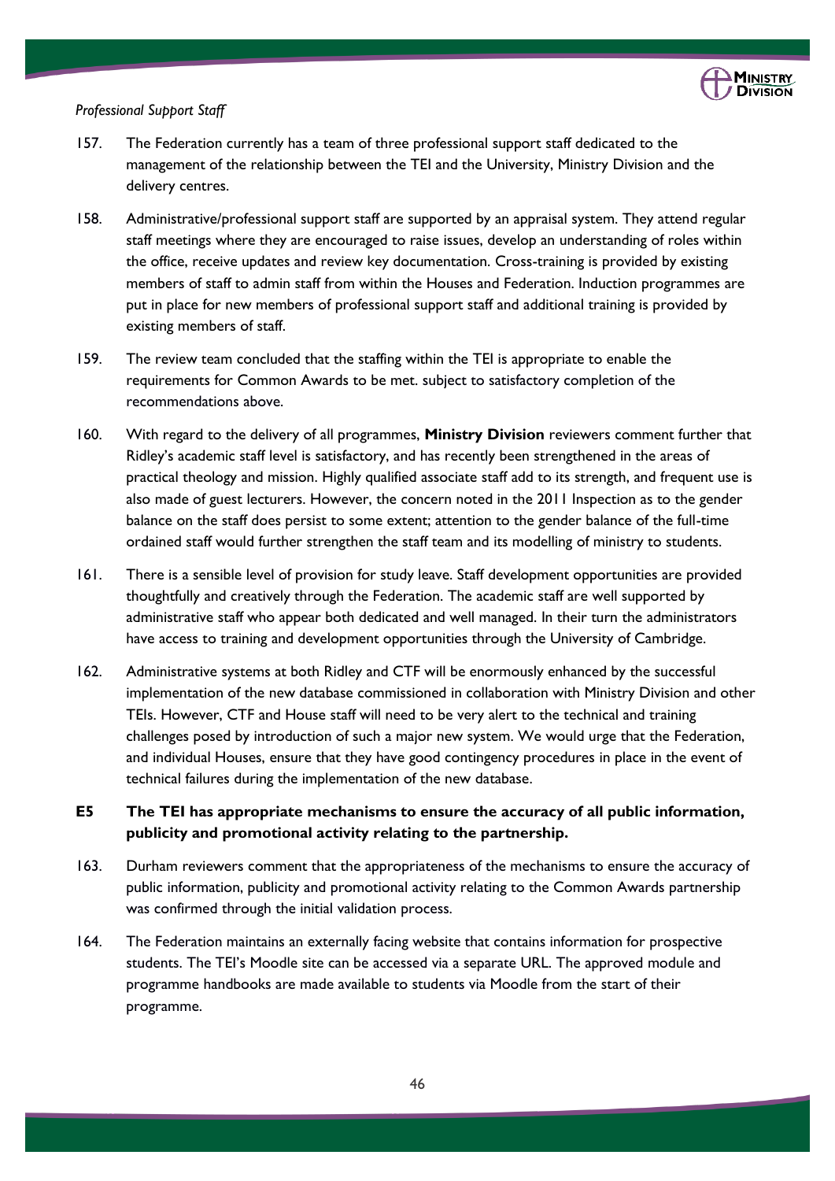*Professional Support Staff*

157. The Federation currently has a team of three professional support staff dedicated to the management of the relationship between the TEI and the University, Ministry Division and the delivery centres.

158. Administrative/professional support staff are supported by an appraisal system. They attend regular staff meetings where they are encouraged to raise issues, develop an understanding of roles within the office, receive updates and review key documentation. Cross-training is provided by existing members of staff to admin staff from within the Houses and Federation. Induction programmes are put in place for new members of professional support staff and additional training is provided by existing members of staff.

159. The review team concluded that the staffing within the TEI is appropriate to enable the requirements for Common Awards to be met. subject to satisfactory completion of the recommendations above.

160. With regard to the delivery of all programmes, **Ministry Division** reviewers comment further that Ridley's academic staff level is satisfactory, and has recently been strengthened in the areas of practical theology and mission. Highly qualified associate staff add to its strength, and frequent use is also made of guest lecturers. However, the concern noted in the 2011 Inspection as to the gender balance on the staff does persist to some extent; attention to the gender balance of the full-time ordained staff would further strengthen the staff team and its modelling of ministry to students.

161. There is a sensible level of provision for study leave. Staff development opportunities are provided thoughtfully and creatively through the Federation. The academic staff are well supported by administrative staff who appear both dedicated and well managed. In their turn the administrators have access to training and development opportunities through the University of Cambridge.

162. Administrative systems at both Ridley and CTF will be enormously enhanced by the successful implementation of the new database commissioned in collaboration with Ministry Division and other TEIs. However, CTF and House staff will need to be very alert to the technical and training challenges posed by introduction of such a major new system. We would urge that the Federation, and individual Houses, ensure that they have good contingency procedures in place in the event of technical failures during the implementation of the new database.

**E5 The TEI has appropriate mechanisms to ensure the accuracy of all public information, publicity and promotional activity relating to the partnership.**

163. Durham reviewers comment that the appropriateness of the mechanisms to ensure the accuracy of public information, publicity and promotional activity relating to the Common Awards partnership was confirmed through the initial validation process.

164. The Federation maintains an externally facing website that contains information for prospective students. The TEI's Moodle site can be accessed via a separate URL. The approved module and programme handbooks are made available to students via Moodle from the start of their programme.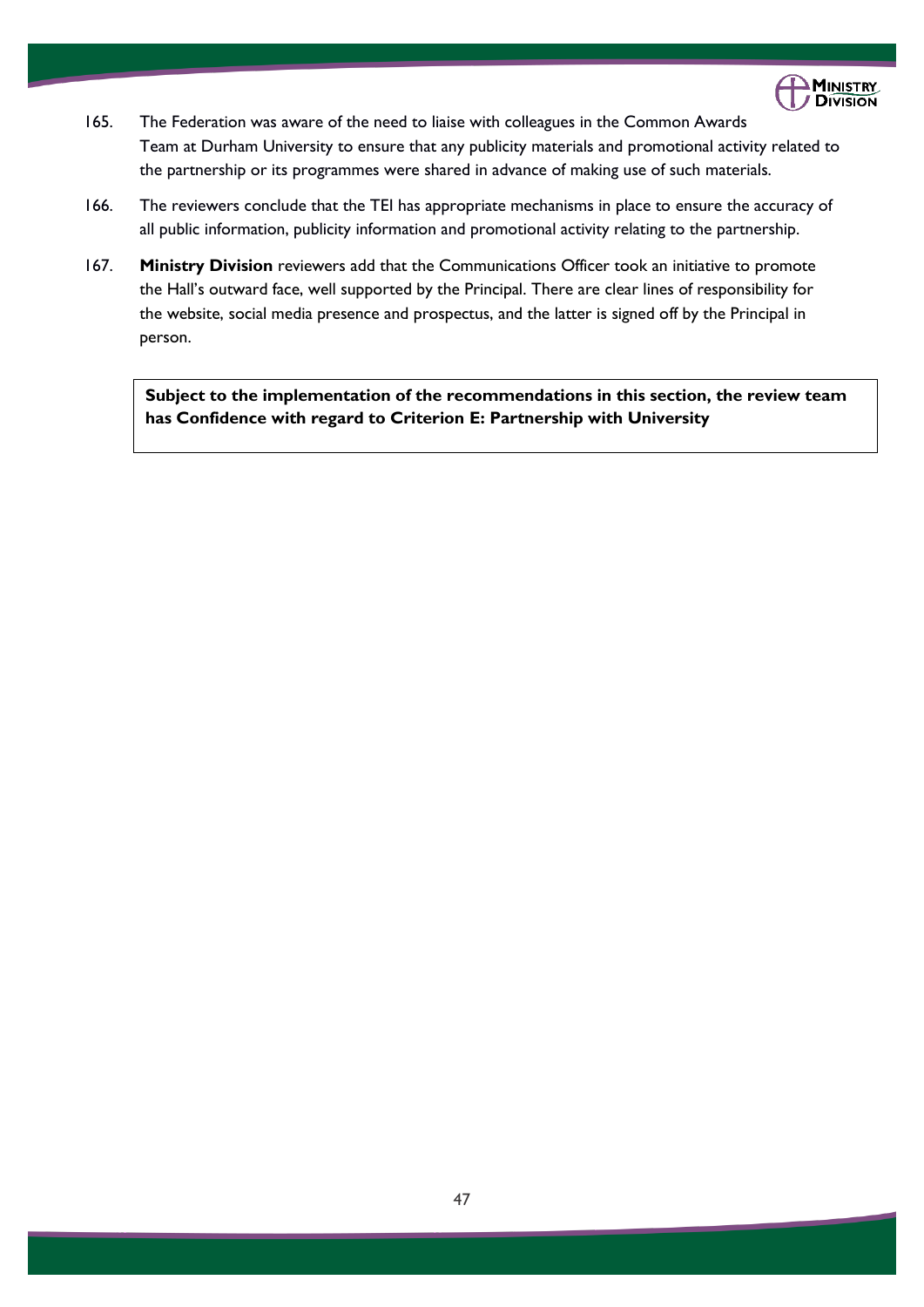165. The Federation was aware of the need to liaise with colleagues in the Common Awards Team at Durham University to ensure that any publicity materials and promotional activity related to the partnership or its programmes were shared in advance of making use of such materials.

166. The reviewers conclude that the TEI has appropriate mechanisms in place to ensure the accuracy of all public information, publicity information and promotional activity relating to the partnership.

167. **Ministry Division** reviewers add that the Communications Officer took an initiative to promote the Hall's outward face, well supported by the Principal. There are clear lines of responsibility for the website, social media presence and prospectus, and the latter is signed off by the Principal in person.

**Subject to the implementation of the recommendations in this section, the review team has Confidence with regard to Criterion E: Partnership with University**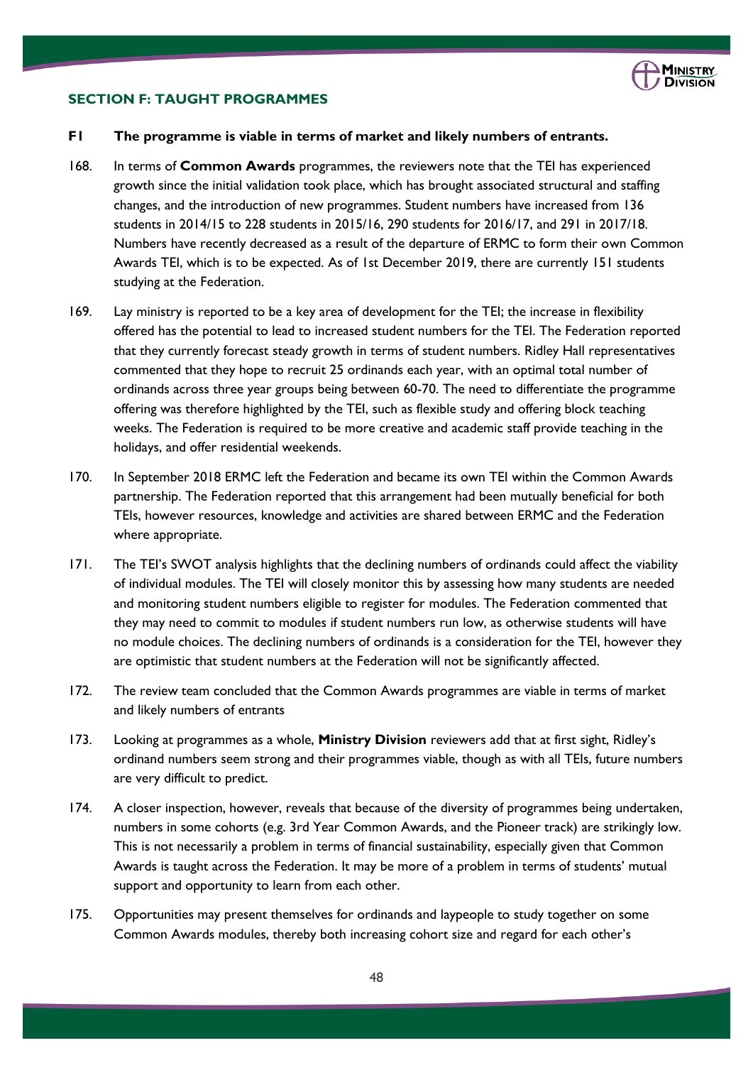## SECTION F: TAUGHT PROGRAMMES

**F1 The programme is viable in terms of market and likely numbers of entrants.**

168. In terms of **Common Awards** programmes, the reviewers note that the TEI has experienced growth since the initial validation took place, which has brought associated structural and staffing changes, and the introduction of new programmes. Student numbers have increased from 136 students in 2014/15 to 228 students in 2015/16, 290 students for 2016/17, and 291 in 2017/18. Numbers have recently decreased as a result of the departure of ERMC to form their own Common Awards TEI, which is to be expected. As of 1st December 2019, there are currently 151 students studying at the Federation.

169. Lay ministry is reported to be a key area of development for the TEI; the increase in flexibility offered has the potential to lead to increased student numbers for the TEI. The Federation reported that they currently forecast steady growth in terms of student numbers. Ridley Hall representatives commented that they hope to recruit 25 ordinands each year, with an optimal total number of ordinands across three year groups being between 60-70. The need to differentiate the programme offering was therefore highlighted by the TEI, such as flexible study and offering block teaching weeks. The Federation is required to be more creative and academic staff provide teaching in the holidays, and offer residential weekends.

170. In September 2018 ERMC left the Federation and became its own TEI within the Common Awards partnership. The Federation reported that this arrangement had been mutually beneficial for both TEIs, however resources, knowledge and activities are shared between ERMC and the Federation where appropriate.

171. The TEI's SWOT analysis highlights that the declining numbers of ordinands could affect the viability of individual modules. The TEI will closely monitor this by assessing how many students are needed and monitoring student numbers eligible to register for modules. The Federation commented that they may need to commit to modules if student numbers run low, as otherwise students will have no module choices. The declining numbers of ordinands is a consideration for the TEI, however they are optimistic that student numbers at the Federation will not be significantly affected.

172. The review team concluded that the Common Awards programmes are viable in terms of market and likely numbers of entrants

173. Looking at programmes as a whole, **Ministry Division** reviewers add that at first sight, Ridley's ordinand numbers seem strong and their programmes viable, though as with all TEIs, future numbers are very difficult to predict.

174. A closer inspection, however, reveals that because of the diversity of programmes being undertaken, numbers in some cohorts (e.g. 3rd Year Common Awards, and the Pioneer track) are strikingly low. This is not necessarily a problem in terms of financial sustainability, especially given that Common Awards is taught across the Federation. It may be more of a problem in terms of students' mutual support and opportunity to learn from each other.

175. Opportunities may present themselves for ordinands and laypeople to study together on some Common Awards modules, thereby both increasing cohort size and regard for each other's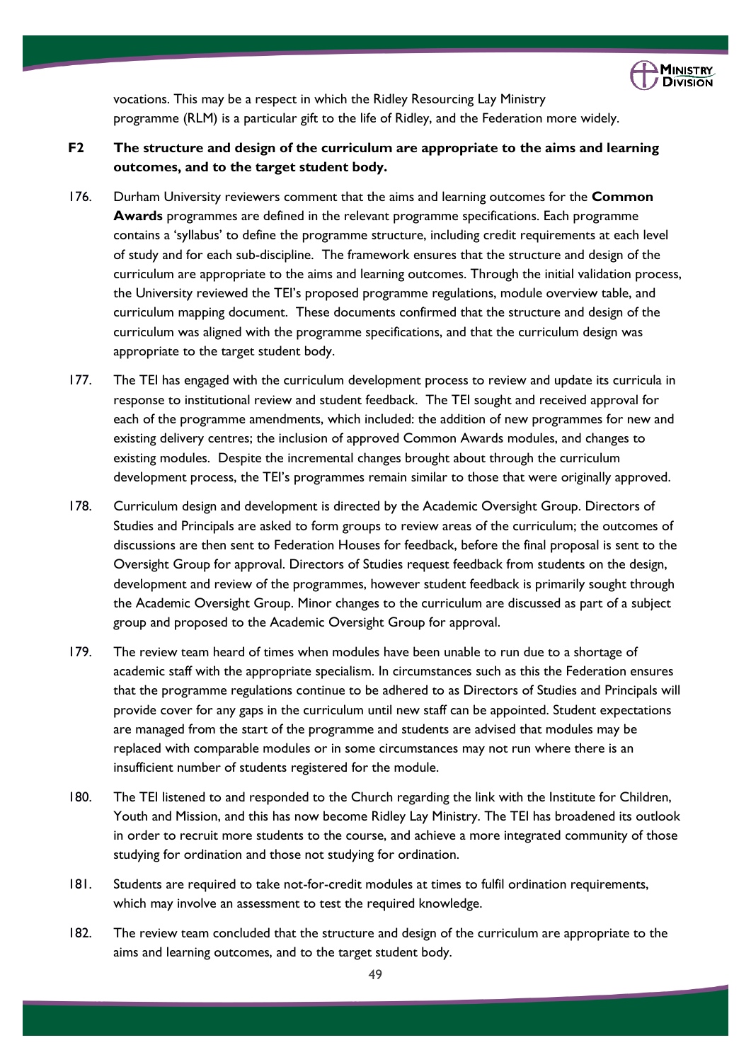vocations. This may be a respect in which the Ridley Resourcing Lay Ministry programme (RLM) is a particular gift to the life of Ridley, and the Federation more widely.

**F2 The structure and design of the curriculum are appropriate to the aims and learning outcomes, and to the target student body.**

176. Durham University reviewers comment that the aims and learning outcomes for the **Common Awards** programmes are defined in the relevant programme specifications. Each programme contains a 'syllabus' to define the programme structure, including credit requirements at each level of study and for each sub-discipline. The framework ensures that the structure and design of the curriculum are appropriate to the aims and learning outcomes. Through the initial validation process, the University reviewed the TEI's proposed programme regulations, module overview table, and curriculum mapping document. These documents confirmed that the structure and design of the curriculum was aligned with the programme specifications, and that the curriculum design was appropriate to the target student body.

177. The TEI has engaged with the curriculum development process to review and update its curricula in response to institutional review and student feedback. The TEI sought and received approval for each of the programme amendments, which included: the addition of new programmes for new and existing delivery centres; the inclusion of approved Common Awards modules, and changes to existing modules. Despite the incremental changes brought about through the curriculum development process, the TEI's programmes remain similar to those that were originally approved.

178. Curriculum design and development is directed by the Academic Oversight Group. Directors of Studies and Principals are asked to form groups to review areas of the curriculum; the outcomes of discussions are then sent to Federation Houses for feedback, before the final proposal is sent to the Oversight Group for approval. Directors of Studies request feedback from students on the design, development and review of the programmes, however student feedback is primarily sought through the Academic Oversight Group. Minor changes to the curriculum are discussed as part of a subject group and proposed to the Academic Oversight Group for approval.

179. The review team heard of times when modules have been unable to run due to a shortage of academic staff with the appropriate specialism. In circumstances such as this the Federation ensures that the programme regulations continue to be adhered to as Directors of Studies and Principals will provide cover for any gaps in the curriculum until new staff can be appointed. Student expectations are managed from the start of the programme and students are advised that modules may be replaced with comparable modules or in some circumstances may not run where there is an insufficient number of students registered for the module.

180. The TEI listened to and responded to the Church regarding the link with the Institute for Children, Youth and Mission, and this has now become Ridley Lay Ministry. The TEI has broadened its outlook in order to recruit more students to the course, and achieve a more integrated community of those studying for ordination and those not studying for ordination.

181. Students are required to take not-for-credit modules at times to fulfil ordination requirements, which may involve an assessment to test the required knowledge.

182. The review team concluded that the structure and design of the curriculum are appropriate to the aims and learning outcomes, and to the target student body.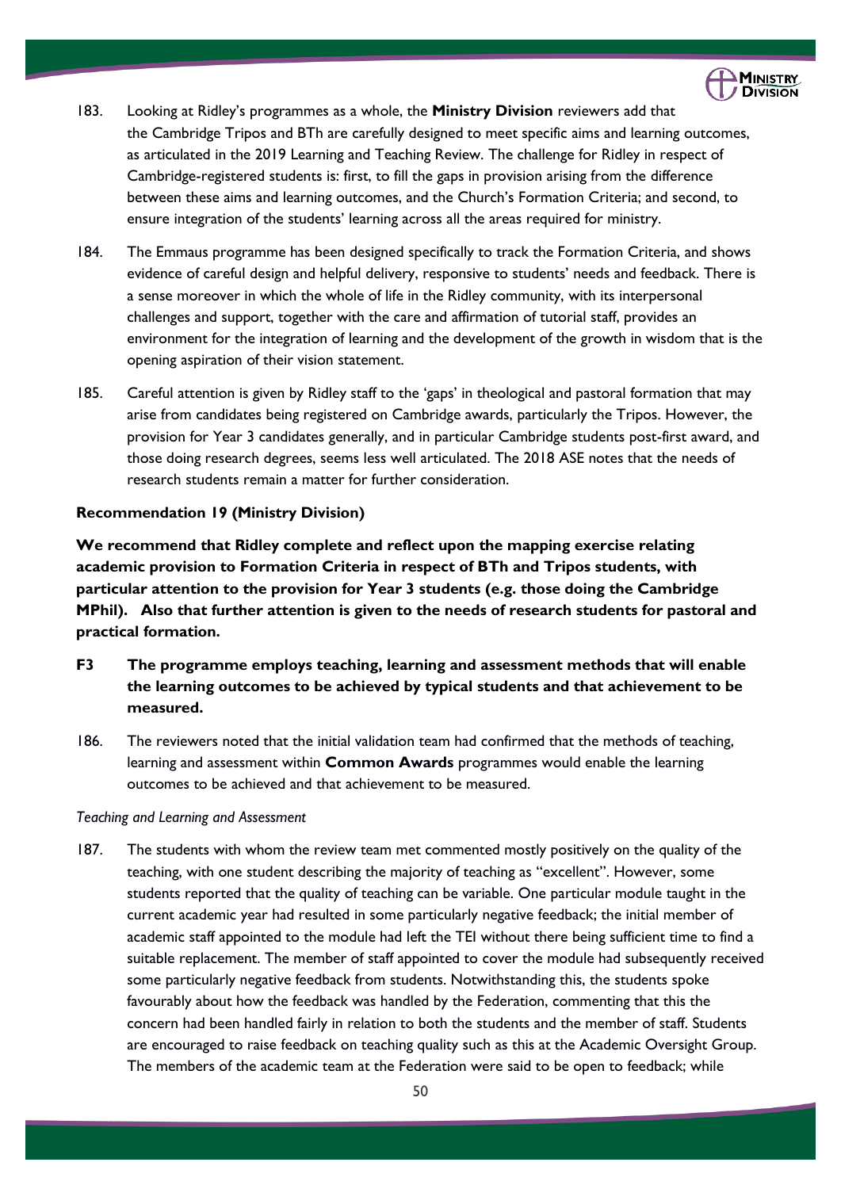183. Looking at Ridley's programmes as a whole, the **Ministry Division** reviewers add that the Cambridge Tripos and BTh are carefully designed to meet specific aims and learning outcomes, as articulated in the 2019 Learning and Teaching Review. The challenge for Ridley in respect of Cambridge-registered students is: first, to fill the gaps in provision arising from the difference between these aims and learning outcomes, and the Church's Formation Criteria; and second, to ensure integration of the students' learning across all the areas required for ministry.

184. The Emmaus programme has been designed specifically to track the Formation Criteria, and shows evidence of careful design and helpful delivery, responsive to students' needs and feedback. There is a sense moreover in which the whole of life in the Ridley community, with its interpersonal challenges and support, together with the care and affirmation of tutorial staff, provides an environment for the integration of learning and the development of the growth in wisdom that is the opening aspiration of their vision statement.

185. Careful attention is given by Ridley staff to the 'gaps' in theological and pastoral formation that may arise from candidates being registered on Cambridge awards, particularly the Tripos. However, the provision for Year 3 candidates generally, and in particular Cambridge students post-first award, and those doing research degrees, seems less well articulated. The 2018 ASE notes that the needs of research students remain a matter for further consideration.

**Recommendation 19 (Ministry Division)**

**We recommend that Ridley complete and reflect upon the mapping exercise relating academic provision to Formation Criteria in respect of BTh and Tripos students, with particular attention to the provision for Year 3 students (e.g. those doing the Cambridge MPhil). Also that further attention is given to the needs of research students for pastoral and practical formation.**

**F3 The programme employs teaching, learning and assessment methods that will enable the learning outcomes to be achieved by typical students and that achievement to be measured.**

186. The reviewers noted that the initial validation team had confirmed that the methods of teaching, learning and assessment within **Common Awards** programmes would enable the learning outcomes to be achieved and that achievement to be measured.

*Teaching and Learning and Assessment*

187. The students with whom the review team met commented mostly positively on the quality of the teaching, with one student describing the majority of teaching as "excellent". However, some students reported that the quality of teaching can be variable. One particular module taught in the current academic year had resulted in some particularly negative feedback; the initial member of academic staff appointed to the module had left the TEI without there being sufficient time to find a suitable replacement. The member of staff appointed to cover the module had subsequently received some particularly negative feedback from students. Notwithstanding this, the students spoke favourably about how the feedback was handled by the Federation, commenting that this the concern had been handled fairly in relation to both the students and the member of staff. Students are encouraged to raise feedback on teaching quality such as this at the Academic Oversight Group. The members of the academic team at the Federation were said to be open to feedback; while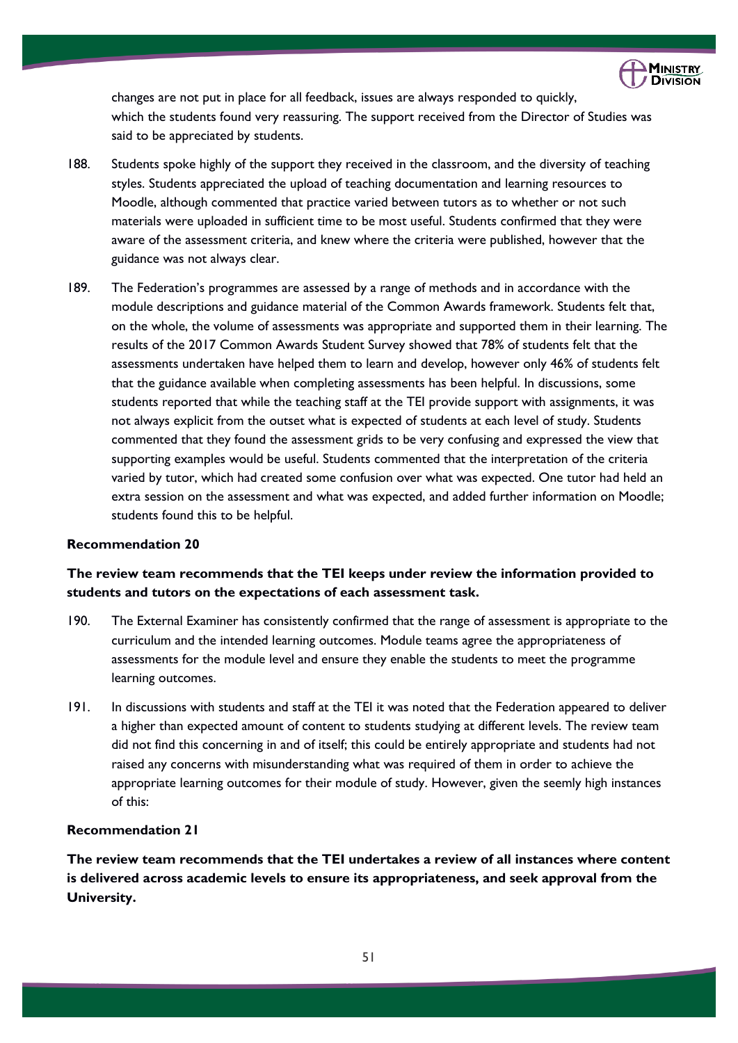changes are not put in place for all feedback, issues are always responded to quickly, which the students found very reassuring. The support received from the Director of Studies was said to be appreciated by students.

188. Students spoke highly of the support they received in the classroom, and the diversity of teaching styles. Students appreciated the upload of teaching documentation and learning resources to Moodle, although commented that practice varied between tutors as to whether or not such materials were uploaded in sufficient time to be most useful. Students confirmed that they were aware of the assessment criteria, and knew where the criteria were published, however that the guidance was not always clear.

189. The Federation's programmes are assessed by a range of methods and in accordance with the module descriptions and guidance material of the Common Awards framework. Students felt that, on the whole, the volume of assessments was appropriate and supported them in their learning. The results of the 2017 Common Awards Student Survey showed that 78% of students felt that the assessments undertaken have helped them to learn and develop, however only 46% of students felt that the guidance available when completing assessments has been helpful. In discussions, some students reported that while the teaching staff at the TEI provide support with assignments, it was not always explicit from the outset what is expected of students at each level of study. Students commented that they found the assessment grids to be very confusing and expressed the view that supporting examples would be useful. Students commented that the interpretation of the criteria varied by tutor, which had created some confusion over what was expected. One tutor had held an extra session on the assessment and what was expected, and added further information on Moodle; students found this to be helpful.

**Recommendation 20**

**The review team recommends that the TEI keeps under review the information provided to students and tutors on the expectations of each assessment task.**

190. The External Examiner has consistently confirmed that the range of assessment is appropriate to the curriculum and the intended learning outcomes. Module teams agree the appropriateness of assessments for the module level and ensure they enable the students to meet the programme learning outcomes.

191. In discussions with students and staff at the TEI it was noted that the Federation appeared to deliver a higher than expected amount of content to students studying at different levels. The review team did not find this concerning in and of itself; this could be entirely appropriate and students had not raised any concerns with misunderstanding what was required of them in order to achieve the appropriate learning outcomes for their module of study. However, given the seemly high instances of this:

**Recommendation 21**

**The review team recommends that the TEI undertakes a review of all instances where content is delivered across academic levels to ensure its appropriateness, and seek approval from the University.**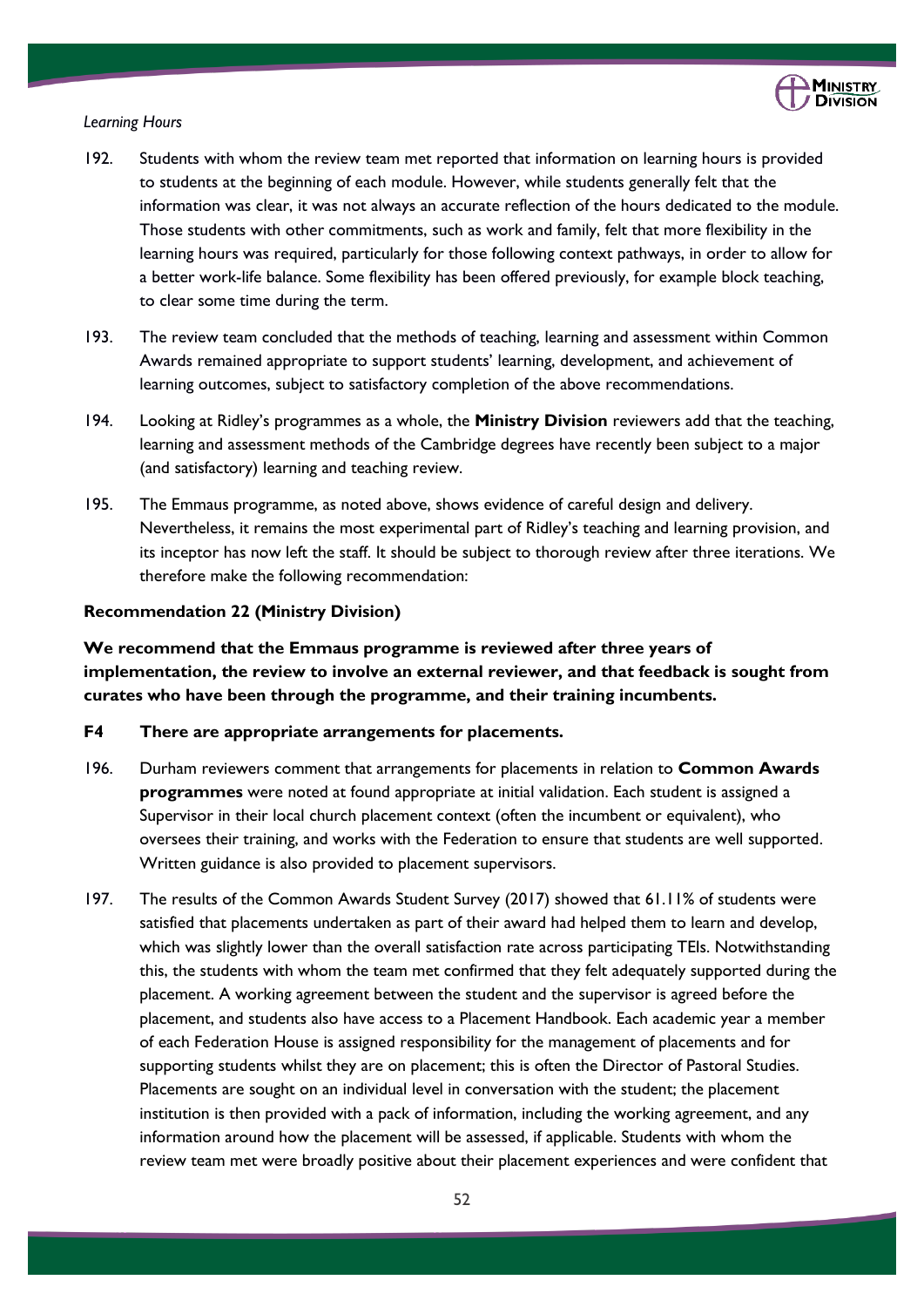*Learning Hours*

192. Students with whom the review team met reported that information on learning hours is provided to students at the beginning of each module. However, while students generally felt that the information was clear, it was not always an accurate reflection of the hours dedicated to the module. Those students with other commitments, such as work and family, felt that more flexibility in the learning hours was required, particularly for those following context pathways, in order to allow for a better work-life balance. Some flexibility has been offered previously, for example block teaching, to clear some time during the term.

193. The review team concluded that the methods of teaching, learning and assessment within Common Awards remained appropriate to support students' learning, development, and achievement of learning outcomes, subject to satisfactory completion of the above recommendations.

194. Looking at Ridley's programmes as a whole, the **Ministry Division** reviewers add that the teaching, learning and assessment methods of the Cambridge degrees have recently been subject to a major (and satisfactory) learning and teaching review.

195. The Emmaus programme, as noted above, shows evidence of careful design and delivery. Nevertheless, it remains the most experimental part of Ridley's teaching and learning provision, and its inceptor has now left the staff. It should be subject to thorough review after three iterations. We therefore make the following recommendation:

**Recommendation 22 (Ministry Division)**

**We recommend that the Emmaus programme is reviewed after three years of implementation, the review to involve an external reviewer, and that feedback is sought from curates who have been through the programme, and their training incumbents.**

**F4 There are appropriate arrangements for placements.**

196. Durham reviewers comment that arrangements for placements in relation to **Common Awards programmes** were noted at found appropriate at initial validation. Each student is assigned a Supervisor in their local church placement context (often the incumbent or equivalent), who oversees their training, and works with the Federation to ensure that students are well supported. Written guidance is also provided to placement supervisors.

197. The results of the Common Awards Student Survey (2017) showed that 61.11% of students were satisfied that placements undertaken as part of their award had helped them to learn and develop, which was slightly lower than the overall satisfaction rate across participating TEIs. Notwithstanding this, the students with whom the team met confirmed that they felt adequately supported during the placement. A working agreement between the student and the supervisor is agreed before the placement, and students also have access to a Placement Handbook. Each academic year a member of each Federation House is assigned responsibility for the management of placements and for supporting students whilst they are on placement; this is often the Director of Pastoral Studies. Placements are sought on an individual level in conversation with the student; the placement institution is then provided with a pack of information, including the working agreement, and any information around how the placement will be assessed, if applicable. Students with whom the review team met were broadly positive about their placement experiences and were confident that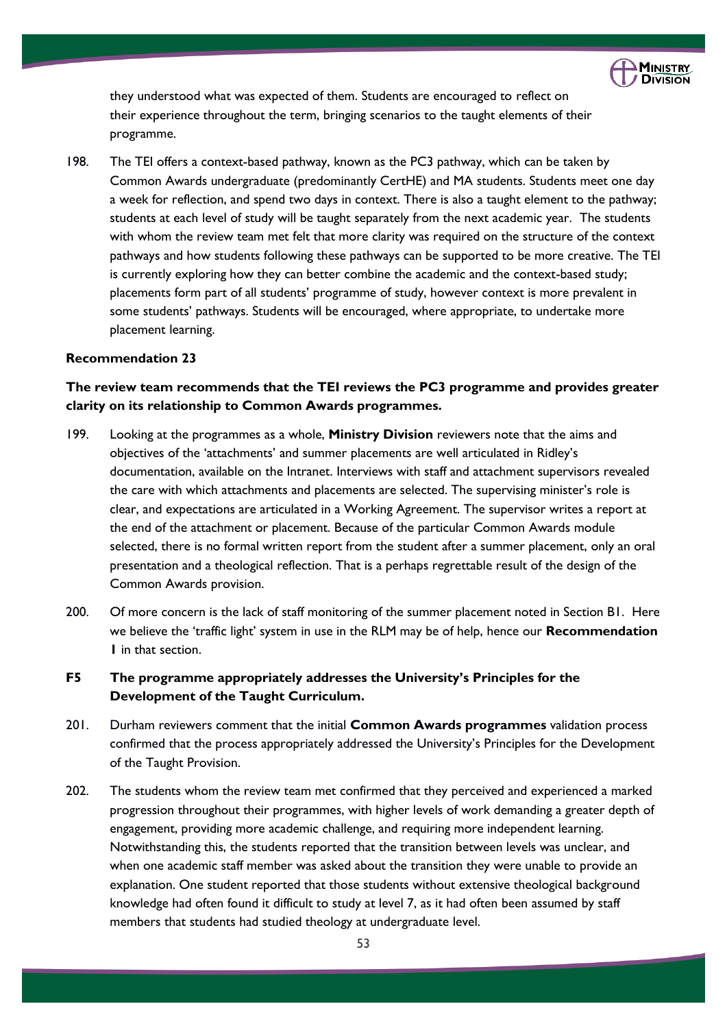they understood what was expected of them. Students are encouraged to reflect on their experience throughout the term, bringing scenarios to the taught elements of their programme.

198. The TEI offers a context-based pathway, known as the PC3 pathway, which can be taken by Common Awards undergraduate (predominantly CertHE) and MA students. Students meet one day a week for reflection, and spend two days in context. There is also a taught element to the pathway; students at each level of study will be taught separately from the next academic year. The students with whom the review team met felt that more clarity was required on the structure of the context pathways and how students following these pathways can be supported to be more creative. The TEI is currently exploring how they can better combine the academic and the context-based study; placements form part of all students' programme of study, however context is more prevalent in some students' pathways. Students will be encouraged, where appropriate, to undertake more placement learning.

**Recommendation 23**

**The review team recommends that the TEI reviews the PC3 programme and provides greater clarity on its relationship to Common Awards programmes.**

199. Looking at the programmes as a whole, **Ministry Division** reviewers note that the aims and objectives of the 'attachments' and summer placements are well articulated in Ridley's documentation, available on the Intranet. Interviews with staff and attachment supervisors revealed the care with which attachments and placements are selected. The supervising minister's role is clear, and expectations are articulated in a Working Agreement. The supervisor writes a report at the end of the attachment or placement. Because of the particular Common Awards module selected, there is no formal written report from the student after a summer placement, only an oral presentation and a theological reflection. That is a perhaps regrettable result of the design of the Common Awards provision.

200. Of more concern is the lack of staff monitoring of the summer placement noted in Section B1. Here we believe the 'traffic light' system in use in the RLM may be of help, hence our **Recommendation 1** in that section.

**F5 The programme appropriately addresses the University's Principles for the Development of the Taught Curriculum.**

201. Durham reviewers comment that the initial **Common Awards programmes** validation process confirmed that the process appropriately addressed the University's Principles for the Development of the Taught Provision.

202. The students whom the review team met confirmed that they perceived and experienced a marked progression throughout their programmes, with higher levels of work demanding a greater depth of engagement, providing more academic challenge, and requiring more independent learning. Notwithstanding this, the students reported that the transition between levels was unclear, and when one academic staff member was asked about the transition they were unable to provide an explanation. One student reported that those students without extensive theological background knowledge had often found it difficult to study at level 7, as it had often been assumed by staff members that students had studied theology at undergraduate level.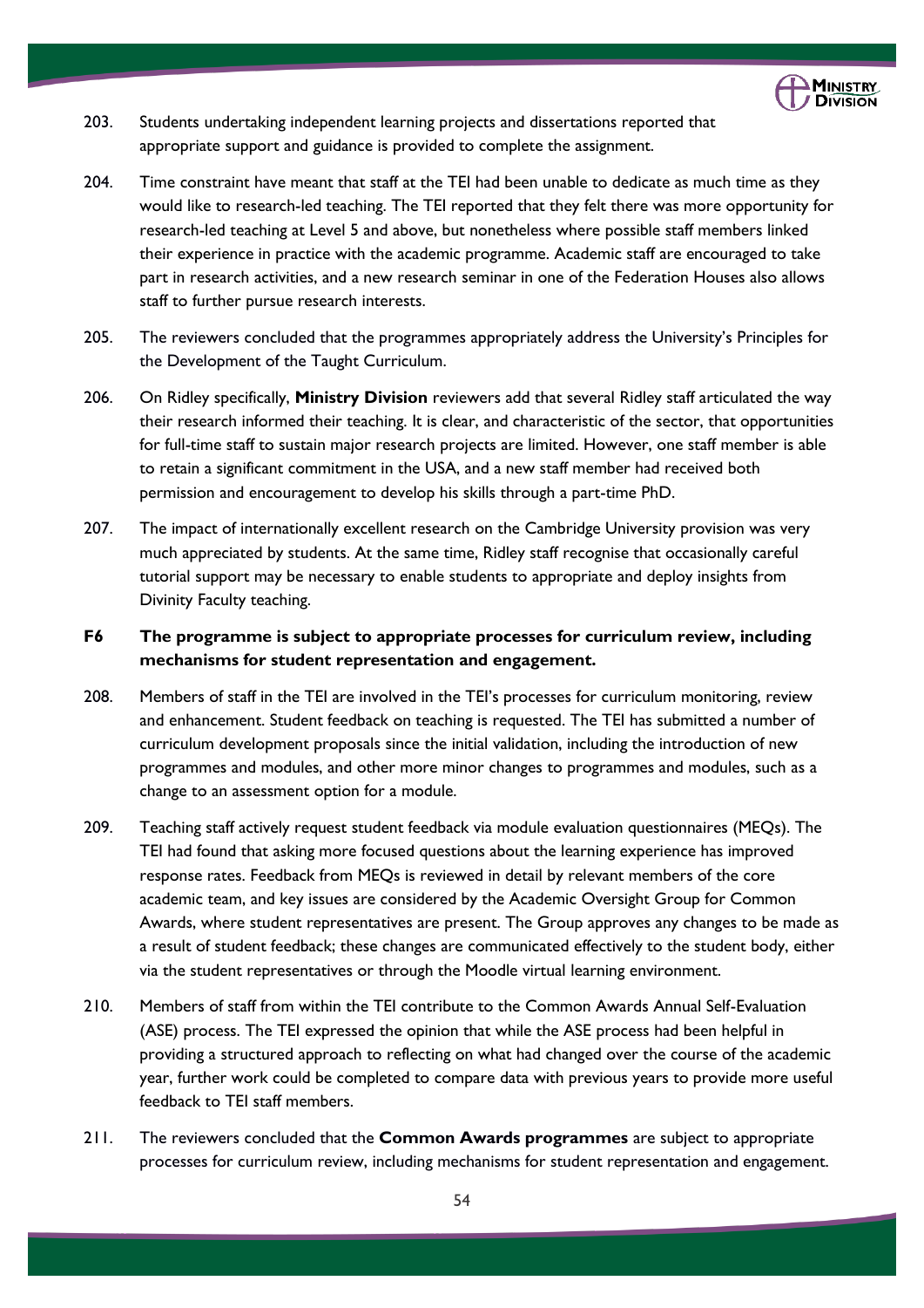203. Students undertaking independent learning projects and dissertations reported that appropriate support and guidance is provided to complete the assignment.

204. Time constraint have meant that staff at the TEI had been unable to dedicate as much time as they would like to research-led teaching. The TEI reported that they felt there was more opportunity for research-led teaching at Level 5 and above, but nonetheless where possible staff members linked their experience in practice with the academic programme. Academic staff are encouraged to take part in research activities, and a new research seminar in one of the Federation Houses also allows staff to further pursue research interests.

205. The reviewers concluded that the programmes appropriately address the University's Principles for the Development of the Taught Curriculum.

206. On Ridley specifically, **Ministry Division** reviewers add that several Ridley staff articulated the way their research informed their teaching. It is clear, and characteristic of the sector, that opportunities for full-time staff to sustain major research projects are limited. However, one staff member is able to retain a significant commitment in the USA, and a new staff member had received both permission and encouragement to develop his skills through a part-time PhD.

207. The impact of internationally excellent research on the Cambridge University provision was very much appreciated by students. At the same time, Ridley staff recognise that occasionally careful tutorial support may be necessary to enable students to appropriate and deploy insights from Divinity Faculty teaching.

**F6 The programme is subject to appropriate processes for curriculum review, including mechanisms for student representation and engagement.**

208. Members of staff in the TEI are involved in the TEI's processes for curriculum monitoring, review and enhancement. Student feedback on teaching is requested. The TEI has submitted a number of curriculum development proposals since the initial validation, including the introduction of new programmes and modules, and other more minor changes to programmes and modules, such as a change to an assessment option for a module.

209. Teaching staff actively request student feedback via module evaluation questionnaires (MEQs). The TEI had found that asking more focused questions about the learning experience has improved response rates. Feedback from MEQs is reviewed in detail by relevant members of the core academic team, and key issues are considered by the Academic Oversight Group for Common Awards, where student representatives are present. The Group approves any changes to be made as a result of student feedback; these changes are communicated effectively to the student body, either via the student representatives or through the Moodle virtual learning environment.

210. Members of staff from within the TEI contribute to the Common Awards Annual Self-Evaluation (ASE) process. The TEI expressed the opinion that while the ASE process had been helpful in providing a structured approach to reflecting on what had changed over the course of the academic year, further work could be completed to compare data with previous years to provide more useful feedback to TEI staff members.

211. The reviewers concluded that the **Common Awards programmes** are subject to appropriate processes for curriculum review, including mechanisms for student representation and engagement.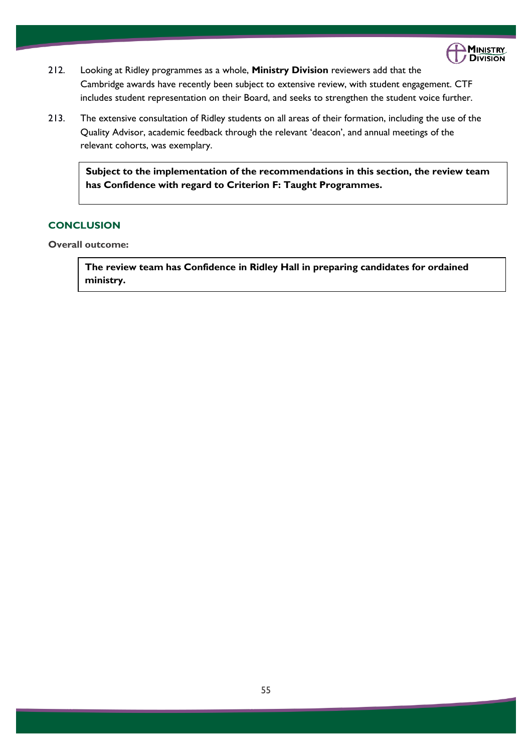212. Looking at Ridley programmes as a whole, **Ministry Division** reviewers add that the Cambridge awards have recently been subject to extensive review, with student engagement. CTF includes student representation on their Board, and seeks to strengthen the student voice further.

213. The extensive consultation of Ridley students on all areas of their formation, including the use of the Quality Advisor, academic feedback through the relevant 'deacon', and annual meetings of the relevant cohorts, was exemplary.

> **Subject to the implementation of the recommendations in this section, the review team has Confidence with regard to Criterion F: Taught Programmes.**

## CONCLUSION

**Overall outcome:**

> **The review team has Confidence in Ridley Hall in preparing candidates for ordained ministry.**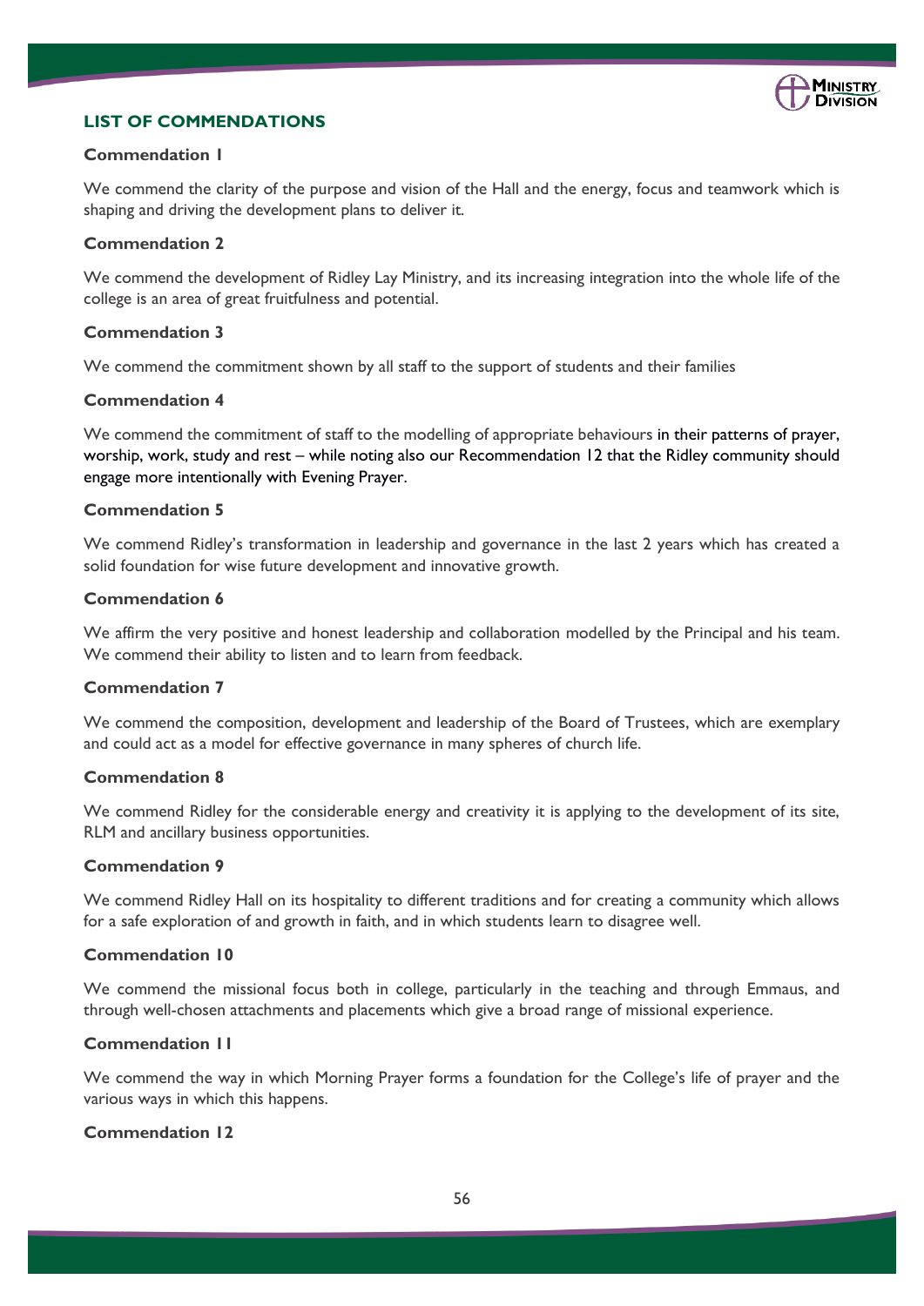## LIST OF COMMENDATIONS

**Commendation 1**

We commend the clarity of the purpose and vision of the Hall and the energy, focus and teamwork which is shaping and driving the development plans to deliver it.

**Commendation 2**

We commend the development of Ridley Lay Ministry, and its increasing integration into the whole life of the college is an area of great fruitfulness and potential.

**Commendation 3**

We commend the commitment shown by all staff to the support of students and their families

**Commendation 4**

We commend the commitment of staff to the modelling of appropriate behaviours in their patterns of prayer, worship, work, study and rest – while noting also our Recommendation 12 that the Ridley community should engage more intentionally with Evening Prayer.

**Commendation 5**

We commend Ridley's transformation in leadership and governance in the last 2 years which has created a solid foundation for wise future development and innovative growth.

**Commendation 6**

We affirm the very positive and honest leadership and collaboration modelled by the Principal and his team. We commend their ability to listen and to learn from feedback.

**Commendation 7**

We commend the composition, development and leadership of the Board of Trustees, which are exemplary and could act as a model for effective governance in many spheres of church life.

**Commendation 8**

We commend Ridley for the considerable energy and creativity it is applying to the development of its site, RLM and ancillary business opportunities.

**Commendation 9**

We commend Ridley Hall on its hospitality to different traditions and for creating a community which allows for a safe exploration of and growth in faith, and in which students learn to disagree well.

**Commendation 10**

We commend the missional focus both in college, particularly in the teaching and through Emmaus, and through well-chosen attachments and placements which give a broad range of missional experience.

**Commendation 11**

We commend the way in which Morning Prayer forms a foundation for the College's life of prayer and the various ways in which this happens.

**Commendation 12**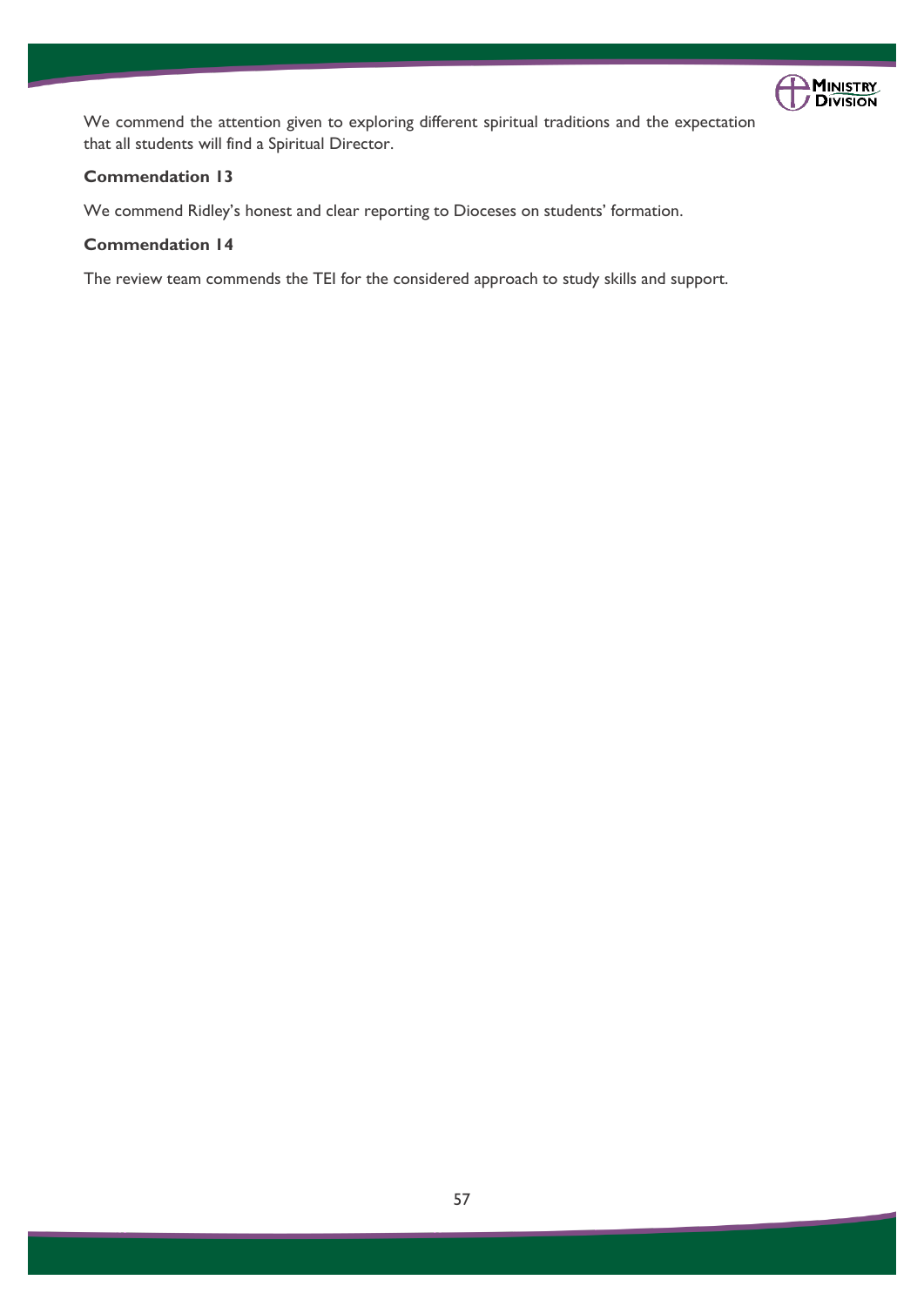We commend the attention given to exploring different spiritual traditions and the expectation that all students will find a Spiritual Director.

**Commendation 13**

We commend Ridley's honest and clear reporting to Dioceses on students' formation.

**Commendation 14**

The review team commends the TEI for the considered approach to study skills and support.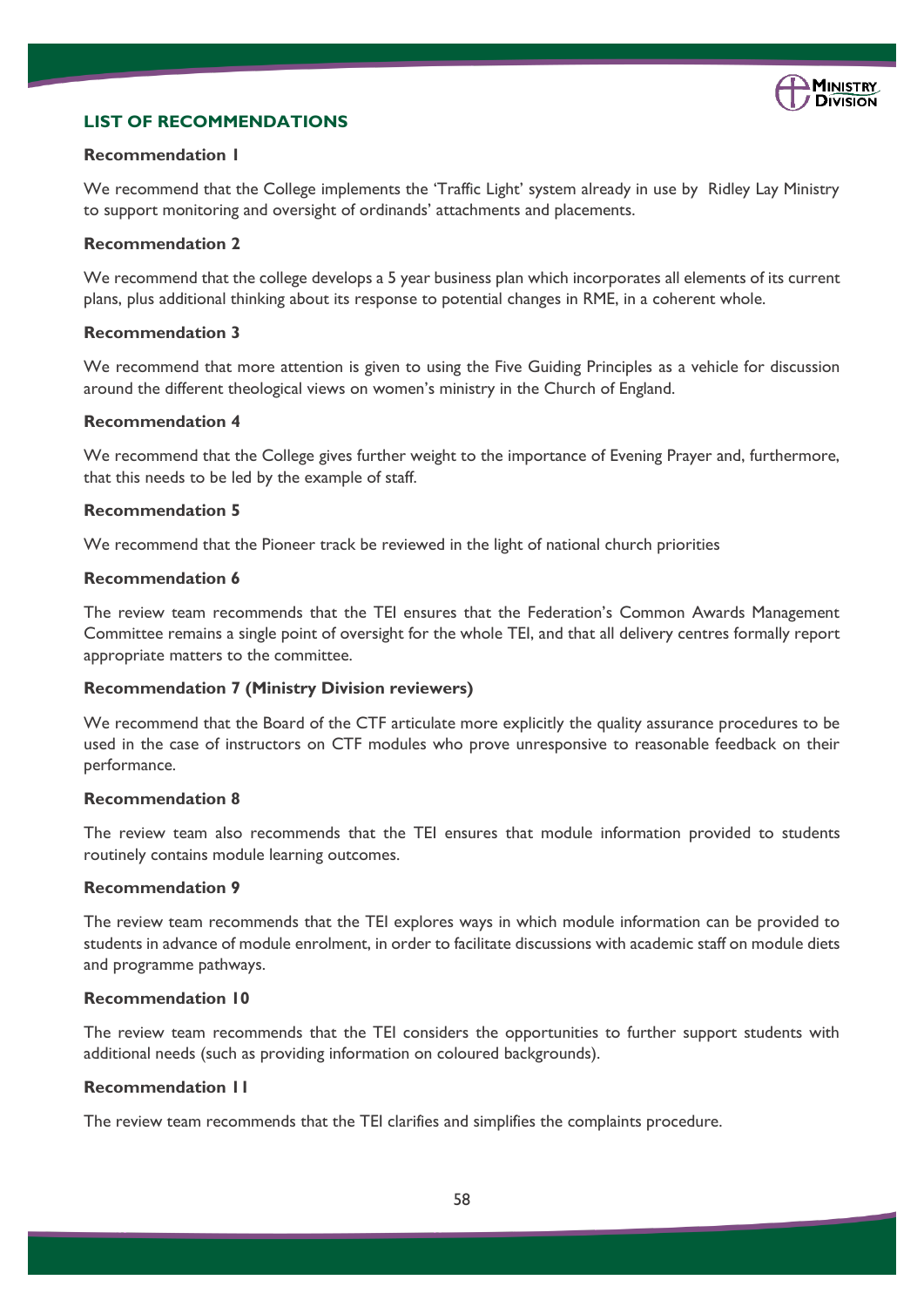## LIST OF RECOMMENDATIONS

**Recommendation 1**

We recommend that the College implements the 'Traffic Light' system already in use by Ridley Lay Ministry to support monitoring and oversight of ordinands' attachments and placements.

**Recommendation 2**

We recommend that the college develops a 5 year business plan which incorporates all elements of its current plans, plus additional thinking about its response to potential changes in RME, in a coherent whole.

**Recommendation 3**

We recommend that more attention is given to using the Five Guiding Principles as a vehicle for discussion around the different theological views on women's ministry in the Church of England.

**Recommendation 4**

We recommend that the College gives further weight to the importance of Evening Prayer and, furthermore, that this needs to be led by the example of staff.

**Recommendation 5**

We recommend that the Pioneer track be reviewed in the light of national church priorities

**Recommendation 6**

The review team recommends that the TEI ensures that the Federation's Common Awards Management Committee remains a single point of oversight for the whole TEI, and that all delivery centres formally report appropriate matters to the committee.

**Recommendation 7 (Ministry Division reviewers)**

We recommend that the Board of the CTF articulate more explicitly the quality assurance procedures to be used in the case of instructors on CTF modules who prove unresponsive to reasonable feedback on their performance.

**Recommendation 8**

The review team also recommends that the TEI ensures that module information provided to students routinely contains module learning outcomes.

**Recommendation 9**

The review team recommends that the TEI explores ways in which module information can be provided to students in advance of module enrolment, in order to facilitate discussions with academic staff on module diets and programme pathways.

**Recommendation 10**

The review team recommends that the TEI considers the opportunities to further support students with additional needs (such as providing information on coloured backgrounds).

**Recommendation 11**

The review team recommends that the TEI clarifies and simplifies the complaints procedure.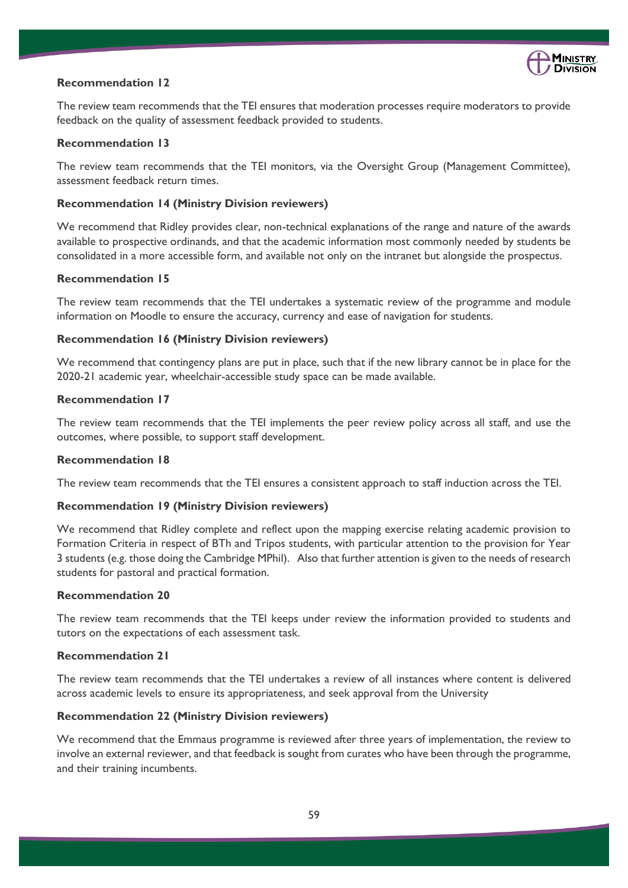**Recommendation 12**

The review team recommends that the TEI ensures that moderation processes require moderators to provide feedback on the quality of assessment feedback provided to students.

**Recommendation 13**

The review team recommends that the TEI monitors, via the Oversight Group (Management Committee), assessment feedback return times.

**Recommendation 14 (Ministry Division reviewers)**

We recommend that Ridley provides clear, non-technical explanations of the range and nature of the awards available to prospective ordinands, and that the academic information most commonly needed by students be consolidated in a more accessible form, and available not only on the intranet but alongside the prospectus.

**Recommendation 15**

The review team recommends that the TEI undertakes a systematic review of the programme and module information on Moodle to ensure the accuracy, currency and ease of navigation for students.

**Recommendation 16 (Ministry Division reviewers)**

We recommend that contingency plans are put in place, such that if the new library cannot be in place for the 2020-21 academic year, wheelchair-accessible study space can be made available.

**Recommendation 17**

The review team recommends that the TEI implements the peer review policy across all staff, and use the outcomes, where possible, to support staff development.

**Recommendation 18**

The review team recommends that the TEI ensures a consistent approach to staff induction across the TEI.

**Recommendation 19 (Ministry Division reviewers)**

We recommend that Ridley complete and reflect upon the mapping exercise relating academic provision to Formation Criteria in respect of BTh and Tripos students, with particular attention to the provision for Year 3 students (e.g. those doing the Cambridge MPhil). Also that further attention is given to the needs of research students for pastoral and practical formation.

**Recommendation 20**

The review team recommends that the TEI keeps under review the information provided to students and tutors on the expectations of each assessment task.

**Recommendation 21**

The review team recommends that the TEI undertakes a review of all instances where content is delivered across academic levels to ensure its appropriateness, and seek approval from the University

**Recommendation 22 (Ministry Division reviewers)**

We recommend that the Emmaus programme is reviewed after three years of implementation, the review to involve an external reviewer, and that feedback is sought from curates who have been through the programme, and their training incumbents.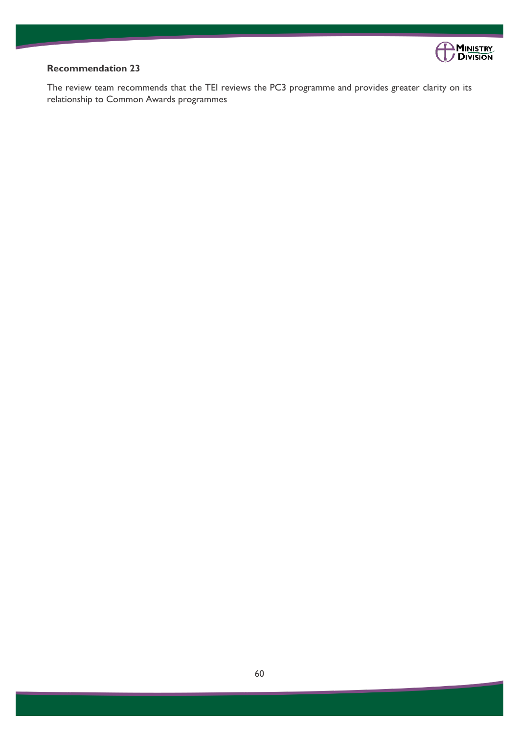**Recommendation 23**

The review team recommends that the TEI reviews the PC3 programme and provides greater clarity on its relationship to Common Awards programmes